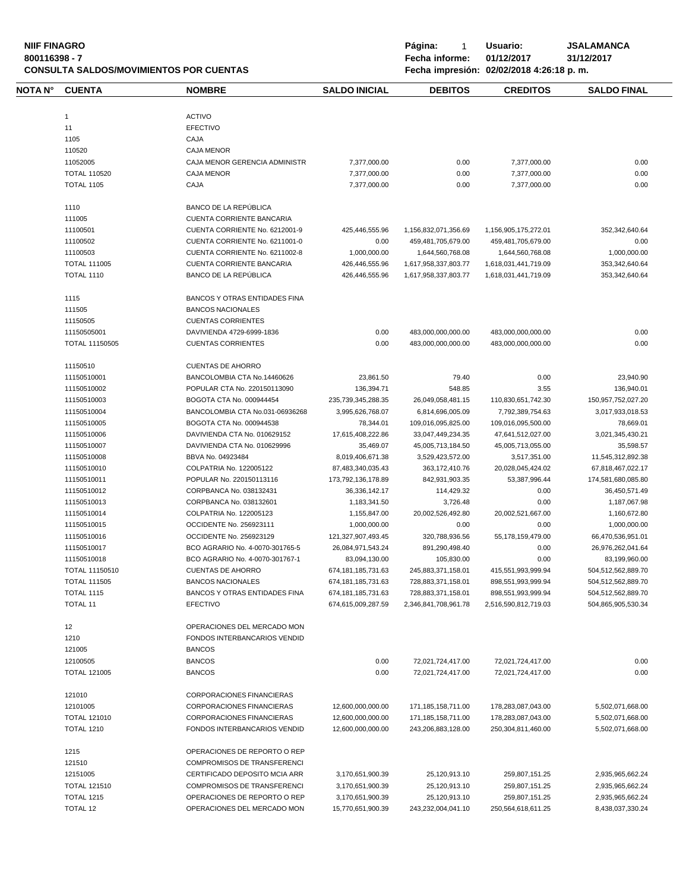**NIIF FINAGRO**
**800116398 - 7**
**CONSULTA SALDOS/MOVIMIENTOS POR CUENTAS**

**Página:** 1 **Usuario:** JSALAMANCA
**Fecha informe:** 01/12/2017 31/12/2017
**Fecha impresión:** 02/02/2018 4:26:18 p. m.

| NOTA N° | CUENTA | NOMBRE | SALDO INICIAL | DEBITOS | CREDITOS | SALDO FINAL |
|---|---|---|---|---|---|---|
| | 1 | ACTIVO | | | | |
| | 11 | EFECTIVO | | | | |
| | 1105 | CAJA | | | | |
| | 110520 | CAJA MENOR | | | | |
| | 11052005 | CAJA MENOR GERENCIA ADMINISTR | 7,377,000.00 | 0.00 | 7,377,000.00 | 0.00 |
| | TOTAL 110520 | CAJA MENOR | 7,377,000.00 | 0.00 | 7,377,000.00 | 0.00 |
| | TOTAL 1105 | CAJA | 7,377,000.00 | 0.00 | 7,377,000.00 | 0.00 |
| | 1110 | BANCO DE LA REPÚBLICA | | | | |
| | 111005 | CUENTA CORRIENTE BANCARIA | | | | |
| | 11100501 | CUENTA CORRIENTE No. 6212001-9 | 425,446,555.96 | 1,156,832,071,356.69 | 1,156,905,175,272.01 | 352,342,640.64 |
| | 11100502 | CUENTA CORRIENTE No. 6211001-0 | 0.00 | 459,481,705,679.00 | 459,481,705,679.00 | 0.00 |
| | 11100503 | CUENTA CORRIENTE No. 6211002-8 | 1,000,000.00 | 1,644,560,768.08 | 1,644,560,768.08 | 1,000,000.00 |
| | TOTAL 111005 | CUENTA CORRIENTE BANCARIA | 426,446,555.96 | 1,617,958,337,803.77 | 1,618,031,441,719.09 | 353,342,640.64 |
| | TOTAL 1110 | BANCO DE LA REPÚBLICA | 426,446,555.96 | 1,617,958,337,803.77 | 1,618,031,441,719.09 | 353,342,640.64 |
| | 1115 | BANCOS Y OTRAS ENTIDADES FINA | | | | |
| | 111505 | BANCOS NACIONALES | | | | |
| | 11150505 | CUENTAS CORRIENTES | | | | |
| | 11150505001 | DAVIVIENDA 4729-6999-1836 | 0.00 | 483,000,000,000.00 | 483,000,000,000.00 | 0.00 |
| | TOTAL 11150505 | CUENTAS CORRIENTES | 0.00 | 483,000,000,000.00 | 483,000,000,000.00 | 0.00 |
| | 11150510 | CUENTAS DE AHORRO | | | | |
| | 11150510001 | BANCOLOMBIA CTA No.14460626 | 23,861.50 | 79.40 | 0.00 | 23,940.90 |
| | 11150510002 | POPULAR CTA No. 220150113090 | 136,394.71 | 548.85 | 3.55 | 136,940.01 |
| | 11150510003 | BOGOTA CTA No. 000944454 | 235,739,345,288.35 | 26,049,058,481.15 | 110,830,651,742.30 | 150,957,752,027.20 |
| | 11150510004 | BANCOLOMBIA CTA No.031-06936268 | 3,995,626,768.07 | 6,814,696,005.09 | 7,792,389,754.63 | 3,017,933,018.53 |
| | 11150510005 | BOGOTA CTA No. 000944538 | 78,344.01 | 109,016,095,825.00 | 109,016,095,500.00 | 78,669.01 |
| | 11150510006 | DAVIVIENDA CTA No. 010629152 | 17,615,408,222.86 | 33,047,449,234.35 | 47,641,512,027.00 | 3,021,345,430.21 |
| | 11150510007 | DAVIVIENDA CTA No. 010629996 | 35,469.07 | 45,005,713,184.50 | 45,005,713,055.00 | 35,598.57 |
| | 11150510008 | BBVA No. 04923484 | 8,019,406,671.38 | 3,529,423,572.00 | 3,517,351.00 | 11,545,312,892.38 |
| | 11150510010 | COLPATRIA No. 122005122 | 87,483,340,035.43 | 363,172,410.76 | 20,028,045,424.02 | 67,818,467,022.17 |
| | 11150510011 | POPULAR No. 220150113116 | 173,792,136,178.89 | 842,931,903.35 | 53,387,996.44 | 174,581,680,085.80 |
| | 11150510012 | CORPBANCA No. 038132431 | 36,336,142.17 | 114,429.32 | 0.00 | 36,450,571.49 |
| | 11150510013 | CORPBANCA No. 038132601 | 1,183,341.50 | 3,726.48 | 0.00 | 1,187,067.98 |
| | 11150510014 | COLPATRIA No. 122005123 | 1,155,847.00 | 20,002,526,492.80 | 20,002,521,667.00 | 1,160,672.80 |
| | 11150510015 | OCCIDENTE No. 256923111 | 1,000,000.00 | 0.00 | 0.00 | 1,000,000.00 |
| | 11150510016 | OCCIDENTE No. 256923129 | 121,327,907,493.45 | 320,788,936.56 | 55,178,159,479.00 | 66,470,536,951.01 |
| | 11150510017 | BCO AGRARIO No. 4-0070-301765-5 | 26,084,971,543.24 | 891,290,498.40 | 0.00 | 26,976,262,041.64 |
| | 11150510018 | BCO AGRARIO No. 4-0070-301767-1 | 83,094,130.00 | 105,830.00 | 0.00 | 83,199,960.00 |
| | TOTAL 11150510 | CUENTAS DE AHORRO | 674,181,185,731.63 | 245,883,371,158.01 | 415,551,993,999.94 | 504,512,562,889.70 |
| | TOTAL 111505 | BANCOS NACIONALES | 674,181,185,731.63 | 728,883,371,158.01 | 898,551,993,999.94 | 504,512,562,889.70 |
| | TOTAL 1115 | BANCOS Y OTRAS ENTIDADES FINA | 674,181,185,731.63 | 728,883,371,158.01 | 898,551,993,999.94 | 504,512,562,889.70 |
| | TOTAL 11 | EFECTIVO | 674,615,009,287.59 | 2,346,841,708,961.78 | 2,516,590,812,719.03 | 504,865,905,530.34 |
| | 12 | OPERACIONES DEL MERCADO MON | | | | |
| | 1210 | FONDOS INTERBANCARIOS VENDID | | | | |
| | 121005 | BANCOS | | | | |
| | 12100505 | BANCOS | 0.00 | 72,021,724,417.00 | 72,021,724,417.00 | 0.00 |
| | TOTAL 121005 | BANCOS | 0.00 | 72,021,724,417.00 | 72,021,724,417.00 | 0.00 |
| | 121010 | CORPORACIONES FINANCIERAS | | | | |
| | 12101005 | CORPORACIONES FINANCIERAS | 12,600,000,000.00 | 171,185,158,711.00 | 178,283,087,043.00 | 5,502,071,668.00 |
| | TOTAL 121010 | CORPORACIONES FINANCIERAS | 12,600,000,000.00 | 171,185,158,711.00 | 178,283,087,043.00 | 5,502,071,668.00 |
| | TOTAL 1210 | FONDOS INTERBANCARIOS VENDID | 12,600,000,000.00 | 243,206,883,128.00 | 250,304,811,460.00 | 5,502,071,668.00 |
| | 1215 | OPERACIONES DE REPORTO O REP | | | | |
| | 121510 | COMPROMISOS DE TRANSFERENCI | | | | |
| | 12151005 | CERTIFICADO DEPOSITO MCIA ARR | 3,170,651,900.39 | 25,120,913.10 | 259,807,151.25 | 2,935,965,662.24 |
| | TOTAL 121510 | COMPROMISOS DE TRANSFERENCI | 3,170,651,900.39 | 25,120,913.10 | 259,807,151.25 | 2,935,965,662.24 |
| | TOTAL 1215 | OPERACIONES DE REPORTO O REP | 3,170,651,900.39 | 25,120,913.10 | 259,807,151.25 | 2,935,965,662.24 |
| | TOTAL 12 | OPERACIONES DEL MERCADO MON | 15,770,651,900.39 | 243,232,004,041.10 | 250,564,618,611.25 | 8,438,037,330.24 |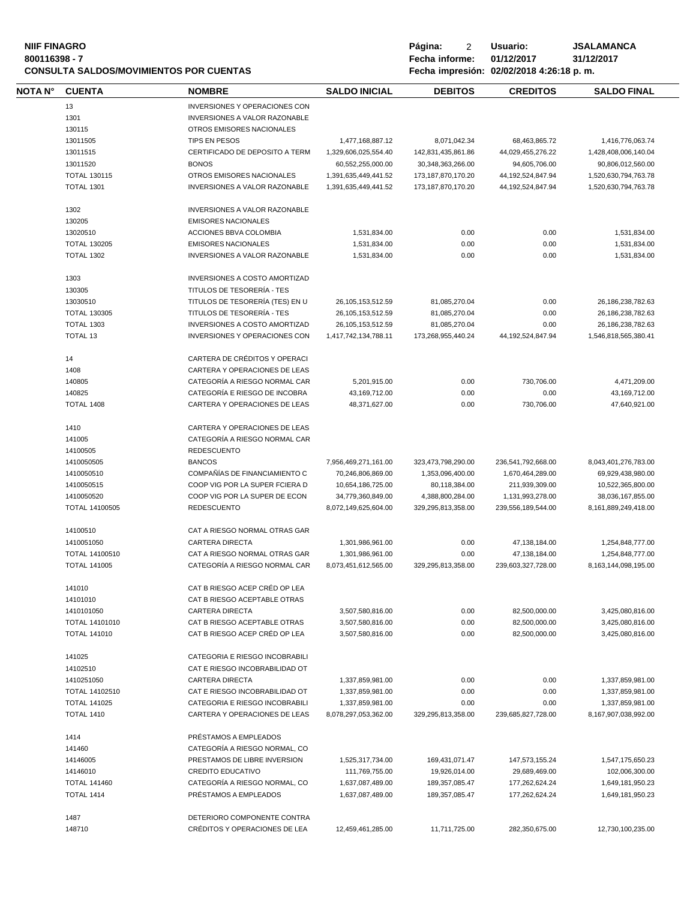**NIIF FINAGRO**
**800116398 - 7**
**CONSULTA SALDOS/MOVIMIENTOS POR CUENTAS**

**Página:** 2 **Usuario:** JSALAMANCA
**Fecha informe:** 01/12/2017 31/12/2017
**Fecha impresión:** 02/02/2018 4:26:18 p. m.

| NOTA N° | CUENTA | NOMBRE | SALDO INICIAL | DEBITOS | CREDITOS | SALDO FINAL |
|---|---|---|---|---|---|---|
| | 13 | INVERSIONES Y OPERACIONES CON | | | | |
| | 1301 | INVERSIONES A VALOR RAZONABLE | | | | |
| | 130115 | OTROS EMISORES NACIONALES | | | | |
| | 13011505 | TIPS EN PESOS | 1,477,168,887.12 | 8,071,042.34 | 68,463,865.72 | 1,416,776,063.74 |
| | 13011515 | CERTIFICADO DE DEPOSITO A TERM | 1,329,606,025,554.40 | 142,831,435,861.86 | 44,029,455,276.22 | 1,428,408,006,140.04 |
| | 13011520 | BONOS | 60,552,255,000.00 | 30,348,363,266.00 | 94,605,706.00 | 90,806,012,560.00 |
| | TOTAL 130115 | OTROS EMISORES NACIONALES | 1,391,635,449,441.52 | 173,187,870,170.20 | 44,192,524,847.94 | 1,520,630,794,763.78 |
| | TOTAL 1301 | INVERSIONES A VALOR RAZONABLE | 1,391,635,449,441.52 | 173,187,870,170.20 | 44,192,524,847.94 | 1,520,630,794,763.78 |
| | 1302 | INVERSIONES A VALOR RAZONABLE | | | | |
| | 130205 | EMISORES NACIONALES | | | | |
| | 13020510 | ACCIONES BBVA COLOMBIA | 1,531,834.00 | 0.00 | 0.00 | 1,531,834.00 |
| | TOTAL 130205 | EMISORES NACIONALES | 1,531,834.00 | 0.00 | 0.00 | 1,531,834.00 |
| | TOTAL 1302 | INVERSIONES A VALOR RAZONABLE | 1,531,834.00 | 0.00 | 0.00 | 1,531,834.00 |
| | 1303 | INVERSIONES A COSTO AMORTIZAD | | | | |
| | 130305 | TITULOS DE TESORERÍA - TES | | | | |
| | 13030510 | TITULOS DE TESORERÍA (TES) EN U | 26,105,153,512.59 | 81,085,270.04 | 0.00 | 26,186,238,782.63 |
| | TOTAL 130305 | TITULOS DE TESORERÍA - TES | 26,105,153,512.59 | 81,085,270.04 | 0.00 | 26,186,238,782.63 |
| | TOTAL 1303 | INVERSIONES A COSTO AMORTIZAD | 26,105,153,512.59 | 81,085,270.04 | 0.00 | 26,186,238,782.63 |
| | TOTAL 13 | INVERSIONES Y OPERACIONES CON | 1,417,742,134,788.11 | 173,268,955,440.24 | 44,192,524,847.94 | 1,546,818,565,380.41 |
| | 14 | CARTERA DE CRÉDITOS Y OPERACI | | | | |
| | 1408 | CARTERA Y OPERACIONES DE LEAS | | | | |
| | 140805 | CATEGORÍA A RIESGO NORMAL CAR | 5,201,915.00 | 0.00 | 730,706.00 | 4,471,209.00 |
| | 140825 | CATEGORÍA E RIESGO DE INCOBRA | 43,169,712.00 | 0.00 | 0.00 | 43,169,712.00 |
| | TOTAL 1408 | CARTERA Y OPERACIONES DE LEAS | 48,371,627.00 | 0.00 | 730,706.00 | 47,640,921.00 |
| | 1410 | CARTERA Y OPERACIONES DE LEAS | | | | |
| | 141005 | CATEGORÍA A RIESGO NORMAL CAR | | | | |
| | 14100505 | REDESCUENTO | | | | |
| | 1410050505 | BANCOS | 7,956,469,271,161.00 | 323,473,798,290.00 | 236,541,792,668.00 | 8,043,401,276,783.00 |
| | 1410050510 | COMPAÑÍAS DE FINANCIAMIENTO C | 70,246,806,869.00 | 1,353,096,400.00 | 1,670,464,289.00 | 69,929,438,980.00 |
| | 1410050515 | COOP VIG POR LA SUPER FCIERA D | 10,654,186,725.00 | 80,118,384.00 | 211,939,309.00 | 10,522,365,800.00 |
| | 1410050520 | COOP VIG POR LA SUPER DE ECON | 34,779,360,849.00 | 4,388,800,284.00 | 1,131,993,278.00 | 38,036,167,855.00 |
| | TOTAL 14100505 | REDESCUENTO | 8,072,149,625,604.00 | 329,295,813,358.00 | 239,556,189,544.00 | 8,161,889,249,418.00 |
| | 14100510 | CAT A RIESGO NORMAL OTRAS GAR | | | | |
| | 1410051050 | CARTERA DIRECTA | 1,301,986,961.00 | 0.00 | 47,138,184.00 | 1,254,848,777.00 |
| | TOTAL 14100510 | CAT A RIESGO NORMAL OTRAS GAR | 1,301,986,961.00 | 0.00 | 47,138,184.00 | 1,254,848,777.00 |
| | TOTAL 141005 | CATEGORÍA A RIESGO NORMAL CAR | 8,073,451,612,565.00 | 329,295,813,358.00 | 239,603,327,728.00 | 8,163,144,098,195.00 |
| | 141010 | CAT B RIESGO ACEP CRÉD OP LEA | | | | |
| | 14101010 | CAT B RIESGO ACEPTABLE OTRAS | | | | |
| | 1410101050 | CARTERA DIRECTA | 3,507,580,816.00 | 0.00 | 82,500,000.00 | 3,425,080,816.00 |
| | TOTAL 14101010 | CAT B RIESGO ACEPTABLE OTRAS | 3,507,580,816.00 | 0.00 | 82,500,000.00 | 3,425,080,816.00 |
| | TOTAL 141010 | CAT B RIESGO ACEP CRÉD OP LEA | 3,507,580,816.00 | 0.00 | 82,500,000.00 | 3,425,080,816.00 |
| | 141025 | CATEGORIA E RIESGO INCOBRABILI | | | | |
| | 14102510 | CAT E RIESGO INCOBRABILIDAD OT | | | | |
| | 1410251050 | CARTERA DIRECTA | 1,337,859,981.00 | 0.00 | 0.00 | 1,337,859,981.00 |
| | TOTAL 14102510 | CAT E RIESGO INCOBRABILIDAD OT | 1,337,859,981.00 | 0.00 | 0.00 | 1,337,859,981.00 |
| | TOTAL 141025 | CATEGORIA E RIESGO INCOBRABILI | 1,337,859,981.00 | 0.00 | 0.00 | 1,337,859,981.00 |
| | TOTAL 1410 | CARTERA Y OPERACIONES DE LEAS | 8,078,297,053,362.00 | 329,295,813,358.00 | 239,685,827,728.00 | 8,167,907,038,992.00 |
| | 1414 | PRÉSTAMOS A EMPLEADOS | | | | |
| | 141460 | CATEGORÍA A RIESGO NORMAL, CO | | | | |
| | 14146005 | PRESTAMOS DE LIBRE INVERSION | 1,525,317,734.00 | 169,431,071.47 | 147,573,155.24 | 1,547,175,650.23 |
| | 14146010 | CREDITO EDUCATIVO | 111,769,755.00 | 19,926,014.00 | 29,689,469.00 | 102,006,300.00 |
| | TOTAL 141460 | CATEGORÍA A RIESGO NORMAL, CO | 1,637,087,489.00 | 189,357,085.47 | 177,262,624.24 | 1,649,181,950.23 |
| | TOTAL 1414 | PRÉSTAMOS A EMPLEADOS | 1,637,087,489.00 | 189,357,085.47 | 177,262,624.24 | 1,649,181,950.23 |
| | 1487 | DETERIORO COMPONENTE CONTRA | | | | |
| | 148710 | CRÉDITOS Y OPERACIONES DE LEA | 12,459,461,285.00 | 11,711,725.00 | 282,350,675.00 | 12,730,100,235.00 |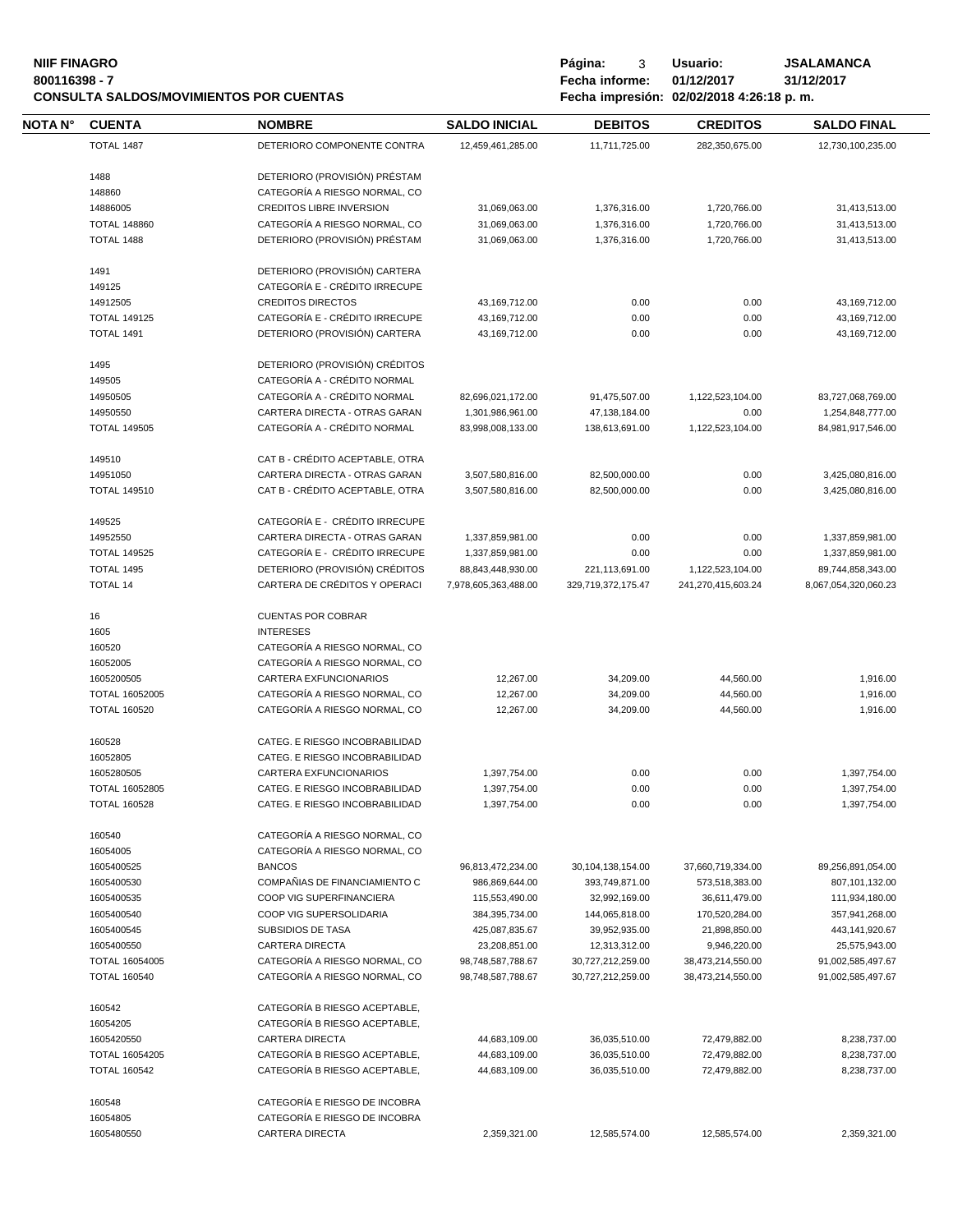| NOTA N° | CUENTA | NOMBRE | SALDO INICIAL | DEBITOS | CREDITOS | SALDO FINAL |
|---|---|---|---|---|---|---|
| | TOTAL 1487 | DETERIORO COMPONENTE CONTRA | 12,459,461,285.00 | 11,711,725.00 | 282,350,675.00 | 12,730,100,235.00 |
| | 1488 | DETERIORO (PROVISIÓN) PRÉSTAM | | | | |
| | 148860 | CATEGORÍA A RIESGO NORMAL, CO | | | | |
| | 14886005 | CREDITOS LIBRE INVERSION | 31,069,063.00 | 1,376,316.00 | 1,720,766.00 | 31,413,513.00 |
| | TOTAL 148860 | CATEGORÍA A RIESGO NORMAL, CO | 31,069,063.00 | 1,376,316.00 | 1,720,766.00 | 31,413,513.00 |
| | TOTAL 1488 | DETERIORO (PROVISIÓN) PRÉSTAM | 31,069,063.00 | 1,376,316.00 | 1,720,766.00 | 31,413,513.00 |
| | 1491 | DETERIORO (PROVISIÓN) CARTERA | | | | |
| | 149125 | CATEGORÍA E - CRÉDITO IRRECUPE | | | | |
| | 14912505 | CREDITOS DIRECTOS | 43,169,712.00 | 0.00 | 0.00 | 43,169,712.00 |
| | TOTAL 149125 | CATEGORÍA E - CRÉDITO IRRECUPE | 43,169,712.00 | 0.00 | 0.00 | 43,169,712.00 |
| | TOTAL 1491 | DETERIORO (PROVISIÓN) CARTERA | 43,169,712.00 | 0.00 | 0.00 | 43,169,712.00 |
| | 1495 | DETERIORO (PROVISIÓN) CRÉDITOS | | | | |
| | 149505 | CATEGORÍA A - CRÉDITO NORMAL | | | | |
| | 14950505 | CATEGORÍA A - CRÉDITO NORMAL | 82,696,021,172.00 | 91,475,507.00 | 1,122,523,104.00 | 83,727,068,769.00 |
| | 14950550 | CARTERA DIRECTA - OTRAS GARAN | 1,301,986,961.00 | 47,138,184.00 | 0.00 | 1,254,848,777.00 |
| | TOTAL 149505 | CATEGORÍA A - CRÉDITO NORMAL | 83,998,008,133.00 | 138,613,691.00 | 1,122,523,104.00 | 84,981,917,546.00 |
| | 149510 | CAT B - CRÉDITO ACEPTABLE, OTRA | | | | |
| | 14951050 | CARTERA DIRECTA - OTRAS GARAN | 3,507,580,816.00 | 82,500,000.00 | 0.00 | 3,425,080,816.00 |
| | TOTAL 149510 | CAT B - CRÉDITO ACEPTABLE, OTRA | 3,507,580,816.00 | 82,500,000.00 | 0.00 | 3,425,080,816.00 |
| | 149525 | CATEGORÍA E - CRÉDITO IRRECUPE | | | | |
| | 14952550 | CARTERA DIRECTA - OTRAS GARAN | 1,337,859,981.00 | 0.00 | 0.00 | 1,337,859,981.00 |
| | TOTAL 149525 | CATEGORÍA E - CRÉDITO IRRECUPE | 1,337,859,981.00 | 0.00 | 0.00 | 1,337,859,981.00 |
| | TOTAL 1495 | DETERIORO (PROVISIÓN) CRÉDITOS | 88,843,448,930.00 | 221,113,691.00 | 1,122,523,104.00 | 89,744,858,343.00 |
| | TOTAL 14 | CARTERA DE CRÉDITOS Y OPERACI | 7,978,605,363,488.00 | 329,719,372,175.47 | 241,270,415,603.24 | 8,067,054,320,060.23 |
| | 16 | CUENTAS POR COBRAR | | | | |
| | 1605 | INTERESES | | | | |
| | 160520 | CATEGORÍA A RIESGO NORMAL, CO | | | | |
| | 16052005 | CATEGORÍA A RIESGO NORMAL, CO | | | | |
| | 1605200505 | CARTERA EXFUNCIONARIOS | 12,267.00 | 34,209.00 | 44,560.00 | 1,916.00 |
| | TOTAL 16052005 | CATEGORÍA A RIESGO NORMAL, CO | 12,267.00 | 34,209.00 | 44,560.00 | 1,916.00 |
| | TOTAL 160520 | CATEGORÍA A RIESGO NORMAL, CO | 12,267.00 | 34,209.00 | 44,560.00 | 1,916.00 |
| | 160528 | CATEG. E RIESGO INCOBRABILIDAD | | | | |
| | 16052805 | CATEG. E RIESGO INCOBRABILIDAD | | | | |
| | 1605280505 | CARTERA EXFUNCIONARIOS | 1,397,754.00 | 0.00 | 0.00 | 1,397,754.00 |
| | TOTAL 16052805 | CATEG. E RIESGO INCOBRABILIDAD | 1,397,754.00 | 0.00 | 0.00 | 1,397,754.00 |
| | TOTAL 160528 | CATEG. E RIESGO INCOBRABILIDAD | 1,397,754.00 | 0.00 | 0.00 | 1,397,754.00 |
| | 160540 | CATEGORÍA A RIESGO NORMAL, CO | | | | |
| | 16054005 | CATEGORÍA A RIESGO NORMAL, CO | | | | |
| | 1605400525 | BANCOS | 96,813,472,234.00 | 30,104,138,154.00 | 37,660,719,334.00 | 89,256,891,054.00 |
| | 1605400530 | COMPAÑIAS DE FINANCIAMIENTO C | 986,869,644.00 | 393,749,871.00 | 573,518,383.00 | 807,101,132.00 |
| | 1605400535 | COOP VIG SUPERFINANCIERA | 115,553,490.00 | 32,992,169.00 | 36,611,479.00 | 111,934,180.00 |
| | 1605400540 | COOP VIG SUPERSOLIDARIA | 384,395,734.00 | 144,065,818.00 | 170,520,284.00 | 357,941,268.00 |
| | 1605400545 | SUBSIDIOS DE TASA | 425,087,835.67 | 39,952,935.00 | 21,898,850.00 | 443,141,920.67 |
| | 1605400550 | CARTERA DIRECTA | 23,208,851.00 | 12,313,312.00 | 9,946,220.00 | 25,575,943.00 |
| | TOTAL 16054005 | CATEGORÍA A RIESGO NORMAL, CO | 98,748,587,788.67 | 30,727,212,259.00 | 38,473,214,550.00 | 91,002,585,497.67 |
| | TOTAL 160540 | CATEGORÍA A RIESGO NORMAL, CO | 98,748,587,788.67 | 30,727,212,259.00 | 38,473,214,550.00 | 91,002,585,497.67 |
| | 160542 | CATEGORÍA B RIESGO ACEPTABLE, | | | | |
| | 16054205 | CATEGORÍA B RIESGO ACEPTABLE, | | | | |
| | 1605420550 | CARTERA DIRECTA | 44,683,109.00 | 36,035,510.00 | 72,479,882.00 | 8,238,737.00 |
| | TOTAL 16054205 | CATEGORÍA B RIESGO ACEPTABLE, | 44,683,109.00 | 36,035,510.00 | 72,479,882.00 | 8,238,737.00 |
| | TOTAL 160542 | CATEGORÍA B RIESGO ACEPTABLE, | 44,683,109.00 | 36,035,510.00 | 72,479,882.00 | 8,238,737.00 |
| | 160548 | CATEGORÍA E RIESGO DE INCOBRA | | | | |
| | 16054805 | CATEGORÍA E RIESGO DE INCOBRA | | | | |
| | 1605480550 | CARTERA DIRECTA | 2,359,321.00 | 12,585,574.00 | 12,585,574.00 | 2,359,321.00 |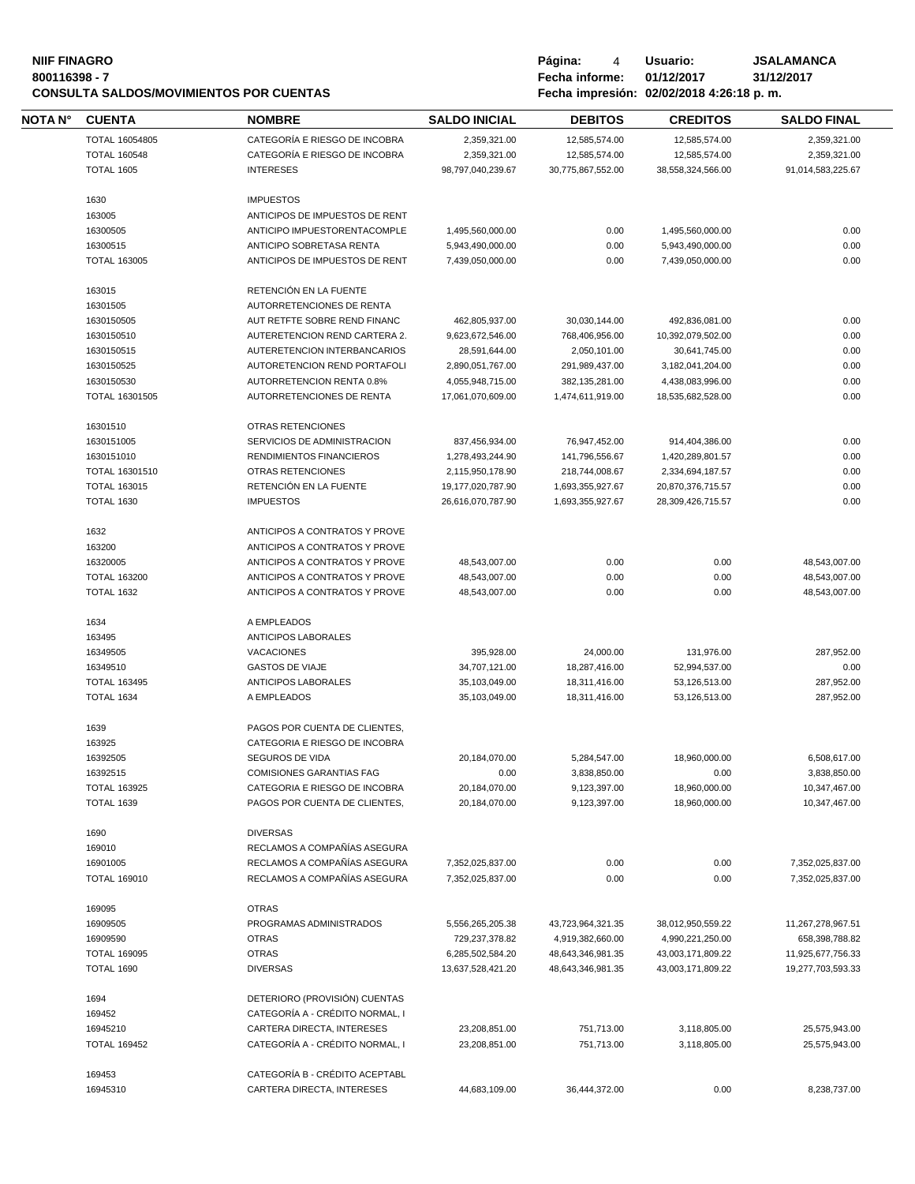| NOTA N° | CUENTA | NOMBRE | SALDO INICIAL | DEBITOS | CREDITOS | SALDO FINAL |
|---|---|---|---|---|---|---|
| | TOTAL 16054805 | CATEGORÍA E RIESGO DE INCOBRA | 2,359,321.00 | 12,585,574.00 | 12,585,574.00 | 2,359,321.00 |
| | TOTAL 160548 | CATEGORÍA E RIESGO DE INCOBRA | 2,359,321.00 | 12,585,574.00 | 12,585,574.00 | 2,359,321.00 |
| | TOTAL 1605 | INTERESES | 98,797,040,239.67 | 30,775,867,552.00 | 38,558,324,566.00 | 91,014,583,225.67 |
| | 1630 | IMPUESTOS | | | | |
| | 163005 | ANTICIPOS DE IMPUESTOS DE RENT | | | | |
| | 16300505 | ANTICIPO IMPUESTORENTACOMPLE | 1,495,560,000.00 | 0.00 | 1,495,560,000.00 | 0.00 |
| | 16300515 | ANTICIPO SOBRETASA RENTA | 5,943,490,000.00 | 0.00 | 5,943,490,000.00 | 0.00 |
| | TOTAL 163005 | ANTICIPOS DE IMPUESTOS DE RENT | 7,439,050,000.00 | 0.00 | 7,439,050,000.00 | 0.00 |
| | 163015 | RETENCIÓN EN LA FUENTE | | | | |
| | 16301505 | AUTORRETENCIONES DE RENTA | | | | |
| | 1630150505 | AUT RETFTE SOBRE REND FINANC | 462,805,937.00 | 30,030,144.00 | 492,836,081.00 | 0.00 |
| | 1630150510 | AUTERETENCION REND CARTERA 2. | 9,623,672,546.00 | 768,406,956.00 | 10,392,079,502.00 | 0.00 |
| | 1630150515 | AUTERETENCION INTERBANCARIOS | 28,591,644.00 | 2,050,101.00 | 30,641,745.00 | 0.00 |
| | 1630150525 | AUTORETENCION REND PORTAFOLI | 2,890,051,767.00 | 291,989,437.00 | 3,182,041,204.00 | 0.00 |
| | 1630150530 | AUTORRETENCION RENTA 0.8% | 4,055,948,715.00 | 382,135,281.00 | 4,438,083,996.00 | 0.00 |
| | TOTAL 16301505 | AUTORRETENCIONES DE RENTA | 17,061,070,609.00 | 1,474,611,919.00 | 18,535,682,528.00 | 0.00 |
| | 16301510 | OTRAS RETENCIONES | | | | |
| | 1630151005 | SERVICIOS DE ADMINISTRACION | 837,456,934.00 | 76,947,452.00 | 914,404,386.00 | 0.00 |
| | 1630151010 | RENDIMIENTOS FINANCIEROS | 1,278,493,244.90 | 141,796,556.67 | 1,420,289,801.57 | 0.00 |
| | TOTAL 16301510 | OTRAS RETENCIONES | 2,115,950,178.90 | 218,744,008.67 | 2,334,694,187.57 | 0.00 |
| | TOTAL 163015 | RETENCIÓN EN LA FUENTE | 19,177,020,787.90 | 1,693,355,927.67 | 20,870,376,715.57 | 0.00 |
| | TOTAL 1630 | IMPUESTOS | 26,616,070,787.90 | 1,693,355,927.67 | 28,309,426,715.57 | 0.00 |
| | 1632 | ANTICIPOS A CONTRATOS Y PROVE | | | | |
| | 163200 | ANTICIPOS A CONTRATOS Y PROVE | | | | |
| | 16320005 | ANTICIPOS A CONTRATOS Y PROVE | 48,543,007.00 | 0.00 | 0.00 | 48,543,007.00 |
| | TOTAL 163200 | ANTICIPOS A CONTRATOS Y PROVE | 48,543,007.00 | 0.00 | 0.00 | 48,543,007.00 |
| | TOTAL 1632 | ANTICIPOS A CONTRATOS Y PROVE | 48,543,007.00 | 0.00 | 0.00 | 48,543,007.00 |
| | 1634 | A EMPLEADOS | | | | |
| | 163495 | ANTICIPOS LABORALES | | | | |
| | 16349505 | VACACIONES | 395,928.00 | 24,000.00 | 131,976.00 | 287,952.00 |
| | 16349510 | GASTOS DE VIAJE | 34,707,121.00 | 18,287,416.00 | 52,994,537.00 | 0.00 |
| | TOTAL 163495 | ANTICIPOS LABORALES | 35,103,049.00 | 18,311,416.00 | 53,126,513.00 | 287,952.00 |
| | TOTAL 1634 | A EMPLEADOS | 35,103,049.00 | 18,311,416.00 | 53,126,513.00 | 287,952.00 |
| | 1639 | PAGOS POR CUENTA DE CLIENTES, | | | | |
| | 163925 | CATEGORIA E RIESGO DE INCOBRA | | | | |
| | 16392505 | SEGUROS DE VIDA | 20,184,070.00 | 5,284,547.00 | 18,960,000.00 | 6,508,617.00 |
| | 16392515 | COMISIONES GARANTIAS FAG | 0.00 | 3,838,850.00 | 0.00 | 3,838,850.00 |
| | TOTAL 163925 | CATEGORIA E RIESGO DE INCOBRA | 20,184,070.00 | 9,123,397.00 | 18,960,000.00 | 10,347,467.00 |
| | TOTAL 1639 | PAGOS POR CUENTA DE CLIENTES, | 20,184,070.00 | 9,123,397.00 | 18,960,000.00 | 10,347,467.00 |
| | 1690 | DIVERSAS | | | | |
| | 169010 | RECLAMOS A COMPAÑÍAS ASEGURA | | | | |
| | 16901005 | RECLAMOS A COMPAÑÍAS ASEGURA | 7,352,025,837.00 | 0.00 | 0.00 | 7,352,025,837.00 |
| | TOTAL 169010 | RECLAMOS A COMPAÑÍAS ASEGURA | 7,352,025,837.00 | 0.00 | 0.00 | 7,352,025,837.00 |
| | 169095 | OTRAS | | | | |
| | 16909505 | PROGRAMAS ADMINISTRADOS | 5,556,265,205.38 | 43,723,964,321.35 | 38,012,950,559.22 | 11,267,278,967.51 |
| | 16909590 | OTRAS | 729,237,378.82 | 4,919,382,660.00 | 4,990,221,250.00 | 658,398,788.82 |
| | TOTAL 169095 | OTRAS | 6,285,502,584.20 | 48,643,346,981.35 | 43,003,171,809.22 | 11,925,677,756.33 |
| | TOTAL 1690 | DIVERSAS | 13,637,528,421.20 | 48,643,346,981.35 | 43,003,171,809.22 | 19,277,703,593.33 |
| | 1694 | DETERIORO (PROVISIÓN) CUENTAS | | | | |
| | 169452 | CATEGORÍA A - CRÉDITO NORMAL, I | | | | |
| | 16945210 | CARTERA DIRECTA, INTERESES | 23,208,851.00 | 751,713.00 | 3,118,805.00 | 25,575,943.00 |
| | TOTAL 169452 | CATEGORÍA A - CRÉDITO NORMAL, I | 23,208,851.00 | 751,713.00 | 3,118,805.00 | 25,575,943.00 |
| | 169453 | CATEGORÍA B - CRÉDITO ACEPTABL | | | | |
| | 16945310 | CARTERA DIRECTA, INTERESES | 44,683,109.00 | 36,444,372.00 | 0.00 | 8,238,737.00 |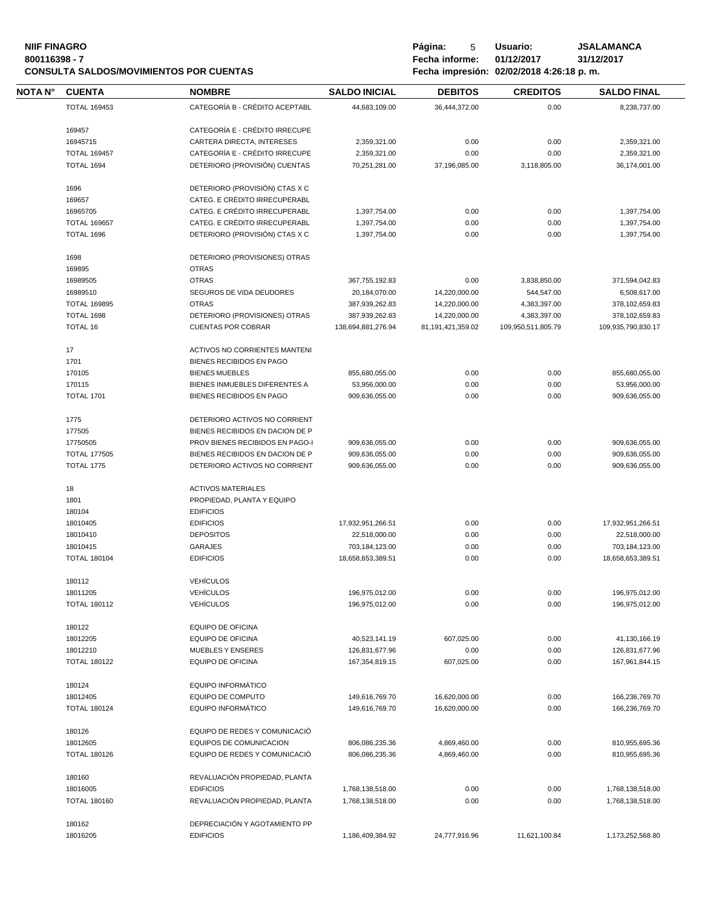| NOTA N° | CUENTA | NOMBRE | SALDO INICIAL | DEBITOS | CREDITOS | SALDO FINAL |
|---|---|---|---|---|---|---|
| | TOTAL 169453 | CATEGORÍA B - CRÉDITO ACEPTABL | 44,683,109.00 | 36,444,372.00 | 0.00 | 8,238,737.00 |
| | 169457 | CATEGORÍA E - CRÉDITO IRRECUPE | | | | |
| | 16945715 | CARTERA DIRECTA, INTERESES | 2,359,321.00 | 0.00 | 0.00 | 2,359,321.00 |
| | TOTAL 169457 | CATEGORÍA E - CRÉDITO IRRECUPE | 2,359,321.00 | 0.00 | 0.00 | 2,359,321.00 |
| | TOTAL 1694 | DETERIORO (PROVISIÓN) CUENTAS | 70,251,281.00 | 37,196,085.00 | 3,118,805.00 | 36,174,001.00 |
| | 1696 | DETERIORO (PROVISIÓN) CTAS X C | | | | |
| | 169657 | CATEG. E CRÉDITO IRRECUPERABL | | | | |
| | 16965705 | CATEG. E CRÉDITO IRRECUPERABL | 1,397,754.00 | 0.00 | 0.00 | 1,397,754.00 |
| | TOTAL 169657 | CATEG. E CRÉDITO IRRECUPERABL | 1,397,754.00 | 0.00 | 0.00 | 1,397,754.00 |
| | TOTAL 1696 | DETERIORO (PROVISIÓN) CTAS X C | 1,397,754.00 | 0.00 | 0.00 | 1,397,754.00 |
| | 1698 | DETERIORO (PROVISIONES) OTRAS | | | | |
| | 169895 | OTRAS | | | | |
| | 16989505 | OTRAS | 367,755,192.83 | 0.00 | 3,838,850.00 | 371,594,042.83 |
| | 16989510 | SEGUROS DE VIDA DEUDORES | 20,184,070.00 | 14,220,000.00 | 544,547.00 | 6,508,617.00 |
| | TOTAL 169895 | OTRAS | 387,939,262.83 | 14,220,000.00 | 4,383,397.00 | 378,102,659.83 |
| | TOTAL 1698 | DETERIORO (PROVISIONES) OTRAS | 387,939,262.83 | 14,220,000.00 | 4,383,397.00 | 378,102,659.83 |
| | TOTAL 16 | CUENTAS POR COBRAR | 138,694,881,276.94 | 81,191,421,359.02 | 109,950,511,805.79 | 109,935,790,830.17 |
| | 17 | ACTIVOS NO CORRIENTES MANTENI | | | | |
| | 1701 | BIENES RECIBIDOS EN PAGO | | | | |
| | 170105 | BIENES MUEBLES | 855,680,055.00 | 0.00 | 0.00 | 855,680,055.00 |
| | 170115 | BIENES INMUEBLES DIFERENTES A | 53,956,000.00 | 0.00 | 0.00 | 53,956,000.00 |
| | TOTAL 1701 | BIENES RECIBIDOS EN PAGO | 909,636,055.00 | 0.00 | 0.00 | 909,636,055.00 |
| | 1775 | DETERIORO ACTIVOS NO CORRIENT | | | | |
| | 177505 | BIENES RECIBIDOS EN DACION DE P | | | | |
| | 17750505 | PROV BIENES RECIBIDOS EN PAGO-I | 909,636,055.00 | 0.00 | 0.00 | 909,636,055.00 |
| | TOTAL 177505 | BIENES RECIBIDOS EN DACION DE P | 909,636,055.00 | 0.00 | 0.00 | 909,636,055.00 |
| | TOTAL 1775 | DETERIORO ACTIVOS NO CORRIENT | 909,636,055.00 | 0.00 | 0.00 | 909,636,055.00 |
| | 18 | ACTIVOS MATERIALES | | | | |
| | 1801 | PROPIEDAD, PLANTA Y EQUIPO | | | | |
| | 180104 | EDIFICIOS | | | | |
| | 18010405 | EDIFICIOS | 17,932,951,266.51 | 0.00 | 0.00 | 17,932,951,266.51 |
| | 18010410 | DEPOSITOS | 22,518,000.00 | 0.00 | 0.00 | 22,518,000.00 |
| | 18010415 | GARAJES | 703,184,123.00 | 0.00 | 0.00 | 703,184,123.00 |
| | TOTAL 180104 | EDIFICIOS | 18,658,653,389.51 | 0.00 | 0.00 | 18,658,653,389.51 |
| | 180112 | VEHÍCULOS | | | | |
| | 18011205 | VEHÍCULOS | 196,975,012.00 | 0.00 | 0.00 | 196,975,012.00 |
| | TOTAL 180112 | VEHÍCULOS | 196,975,012.00 | 0.00 | 0.00 | 196,975,012.00 |
| | 180122 | EQUIPO DE OFICINA | | | | |
| | 18012205 | EQUIPO DE OFICINA | 40,523,141.19 | 607,025.00 | 0.00 | 41,130,166.19 |
| | 18012210 | MUEBLES Y ENSERES | 126,831,677.96 | 0.00 | 0.00 | 126,831,677.96 |
| | TOTAL 180122 | EQUIPO DE OFICINA | 167,354,819.15 | 607,025.00 | 0.00 | 167,961,844.15 |
| | 180124 | EQUIPO INFORMÁTICO | | | | |
| | 18012405 | EQUIPO DE COMPUTO | 149,616,769.70 | 16,620,000.00 | 0.00 | 166,236,769.70 |
| | TOTAL 180124 | EQUIPO INFORMÁTICO | 149,616,769.70 | 16,620,000.00 | 0.00 | 166,236,769.70 |
| | 180126 | EQUIPO DE REDES Y COMUNICACIÓ | | | | |
| | 18012605 | EQUIPOS DE COMUNICACION | 806,086,235.36 | 4,869,460.00 | 0.00 | 810,955,695.36 |
| | TOTAL 180126 | EQUIPO DE REDES Y COMUNICACIÓ | 806,086,235.36 | 4,869,460.00 | 0.00 | 810,955,695.36 |
| | 180160 | REVALUACIÓN PROPIEDAD, PLANTA | | | | |
| | 18016005 | EDIFICIOS | 1,768,138,518.00 | 0.00 | 0.00 | 1,768,138,518.00 |
| | TOTAL 180160 | REVALUACIÓN PROPIEDAD, PLANTA | 1,768,138,518.00 | 0.00 | 0.00 | 1,768,138,518.00 |
| | 180162 | DEPRECIACIÓN Y AGOTAMIENTO PP | | | | |
| | 18016205 | EDIFICIOS | 1,186,409,384.92 | 24,777,916.96 | 11,621,100.84 | 1,173,252,568.80 |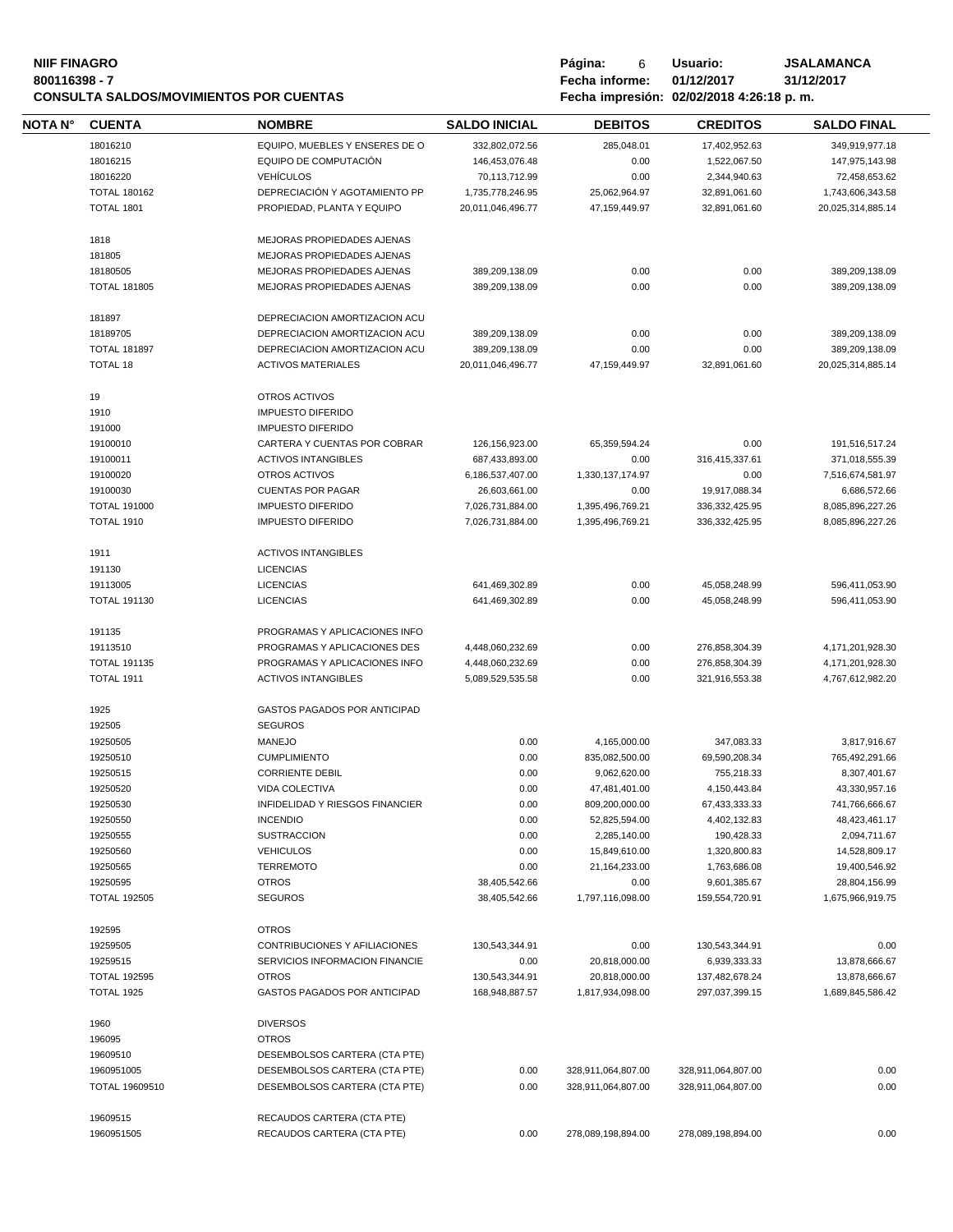**NIIF FINAGRO**
**800116398 - 7**
**CONSULTA SALDOS/MOVIMIENTOS POR CUENTAS**

**Página:** 6 **Usuario:** **JSALAMANCA**
**Fecha informe:** **01/12/2017** **31/12/2017**
**Fecha impresión: 02/02/2018 4:26:18 p. m.**

| NOTA N° | CUENTA | NOMBRE | SALDO INICIAL | DEBITOS | CREDITOS | SALDO FINAL |
|---|---|---|---|---|---|---|
| | 18016210 | EQUIPO, MUEBLES Y ENSERES DE O | 332,802,072.56 | 285,048.01 | 17,402,952.63 | 349,919,977.18 |
| | 18016215 | EQUIPO DE COMPUTACIÓN | 146,453,076.48 | 0.00 | 1,522,067.50 | 147,975,143.98 |
| | 18016220 | VEHÍCULOS | 70,113,712.99 | 0.00 | 2,344,940.63 | 72,458,653.62 |
| | TOTAL 180162 | DEPRECIACIÓN Y AGOTAMIENTO PP | 1,735,778,246.95 | 25,062,964.97 | 32,891,061.60 | 1,743,606,343.58 |
| | TOTAL 1801 | PROPIEDAD, PLANTA Y EQUIPO | 20,011,046,496.77 | 47,159,449.97 | 32,891,061.60 | 20,025,314,885.14 |
| | 1818 | MEJORAS PROPIEDADES AJENAS | | | | |
| | 181805 | MEJORAS PROPIEDADES AJENAS | | | | |
| | 18180505 | MEJORAS PROPIEDADES AJENAS | 389,209,138.09 | 0.00 | 0.00 | 389,209,138.09 |
| | TOTAL 181805 | MEJORAS PROPIEDADES AJENAS | 389,209,138.09 | 0.00 | 0.00 | 389,209,138.09 |
| | 181897 | DEPRECIACION AMORTIZACION ACU | | | | |
| | 18189705 | DEPRECIACION AMORTIZACION ACU | 389,209,138.09 | 0.00 | 0.00 | 389,209,138.09 |
| | TOTAL 181897 | DEPRECIACION AMORTIZACION ACU | 389,209,138.09 | 0.00 | 0.00 | 389,209,138.09 |
| | TOTAL 18 | ACTIVOS MATERIALES | 20,011,046,496.77 | 47,159,449.97 | 32,891,061.60 | 20,025,314,885.14 |
| | 19 | OTROS ACTIVOS | | | | |
| | 1910 | IMPUESTO DIFERIDO | | | | |
| | 191000 | IMPUESTO DIFERIDO | | | | |
| | 19100010 | CARTERA Y CUENTAS POR COBRAR | 126,156,923.00 | 65,359,594.24 | 0.00 | 191,516,517.24 |
| | 19100011 | ACTIVOS INTANGIBLES | 687,433,893.00 | 0.00 | 316,415,337.61 | 371,018,555.39 |
| | 19100020 | OTROS ACTIVOS | 6,186,537,407.00 | 1,330,137,174.97 | 0.00 | 7,516,674,581.97 |
| | 19100030 | CUENTAS POR PAGAR | 26,603,661.00 | 0.00 | 19,917,088.34 | 6,686,572.66 |
| | TOTAL 191000 | IMPUESTO DIFERIDO | 7,026,731,884.00 | 1,395,496,769.21 | 336,332,425.95 | 8,085,896,227.26 |
| | TOTAL 1910 | IMPUESTO DIFERIDO | 7,026,731,884.00 | 1,395,496,769.21 | 336,332,425.95 | 8,085,896,227.26 |
| | 1911 | ACTIVOS INTANGIBLES | | | | |
| | 191130 | LICENCIAS | | | | |
| | 19113005 | LICENCIAS | 641,469,302.89 | 0.00 | 45,058,248.99 | 596,411,053.90 |
| | TOTAL 191130 | LICENCIAS | 641,469,302.89 | 0.00 | 45,058,248.99 | 596,411,053.90 |
| | 191135 | PROGRAMAS Y APLICACIONES INFO | | | | |
| | 19113510 | PROGRAMAS Y APLICACIONES DES | 4,448,060,232.69 | 0.00 | 276,858,304.39 | 4,171,201,928.30 |
| | TOTAL 191135 | PROGRAMAS Y APLICACIONES INFO | 4,448,060,232.69 | 0.00 | 276,858,304.39 | 4,171,201,928.30 |
| | TOTAL 1911 | ACTIVOS INTANGIBLES | 5,089,529,535.58 | 0.00 | 321,916,553.38 | 4,767,612,982.20 |
| | 1925 | GASTOS PAGADOS POR ANTICIPAD | | | | |
| | 192505 | SEGUROS | | | | |
| | 19250505 | MANEJO | 0.00 | 4,165,000.00 | 347,083.33 | 3,817,916.67 |
| | 19250510 | CUMPLIMIENTO | 0.00 | 835,082,500.00 | 69,590,208.34 | 765,492,291.66 |
| | 19250515 | CORRIENTE DEBIL | 0.00 | 9,062,620.00 | 755,218.33 | 8,307,401.67 |
| | 19250520 | VIDA COLECTIVA | 0.00 | 47,481,401.00 | 4,150,443.84 | 43,330,957.16 |
| | 19250530 | INFIDELIDAD Y RIESGOS FINANCIER | 0.00 | 809,200,000.00 | 67,433,333.33 | 741,766,666.67 |
| | 19250550 | INCENDIO | 0.00 | 52,825,594.00 | 4,402,132.83 | 48,423,461.17 |
| | 19250555 | SUSTRACCION | 0.00 | 2,285,140.00 | 190,428.33 | 2,094,711.67 |
| | 19250560 | VEHICULOS | 0.00 | 15,849,610.00 | 1,320,800.83 | 14,528,809.17 |
| | 19250565 | TERREMOTO | 0.00 | 21,164,233.00 | 1,763,686.08 | 19,400,546.92 |
| | 19250595 | OTROS | 38,405,542.66 | 0.00 | 9,601,385.67 | 28,804,156.99 |
| | TOTAL 192505 | SEGUROS | 38,405,542.66 | 1,797,116,098.00 | 159,554,720.91 | 1,675,966,919.75 |
| | 192595 | OTROS | | | | |
| | 19259505 | CONTRIBUCIONES Y AFILIACIONES | 130,543,344.91 | 0.00 | 130,543,344.91 | 0.00 |
| | 19259515 | SERVICIOS INFORMACION FINANCIE | 0.00 | 20,818,000.00 | 6,939,333.33 | 13,878,666.67 |
| | TOTAL 192595 | OTROS | 130,543,344.91 | 20,818,000.00 | 137,482,678.24 | 13,878,666.67 |
| | TOTAL 1925 | GASTOS PAGADOS POR ANTICIPAD | 168,948,887.57 | 1,817,934,098.00 | 297,037,399.15 | 1,689,845,586.42 |
| | 1960 | DIVERSOS | | | | |
| | 196095 | OTROS | | | | |
| | 19609510 | DESEMBOLSOS CARTERA (CTA PTE) | | | | |
| | 1960951005 | DESEMBOLSOS CARTERA (CTA PTE) | 0.00 | 328,911,064,807.00 | 328,911,064,807.00 | 0.00 |
| | TOTAL 19609510 | DESEMBOLSOS CARTERA (CTA PTE) | 0.00 | 328,911,064,807.00 | 328,911,064,807.00 | 0.00 |
| | 19609515 | RECAUDOS CARTERA (CTA PTE) | | | | |
| | 1960951505 | RECAUDOS CARTERA (CTA PTE) | 0.00 | 278,089,198,894.00 | 278,089,198,894.00 | 0.00 |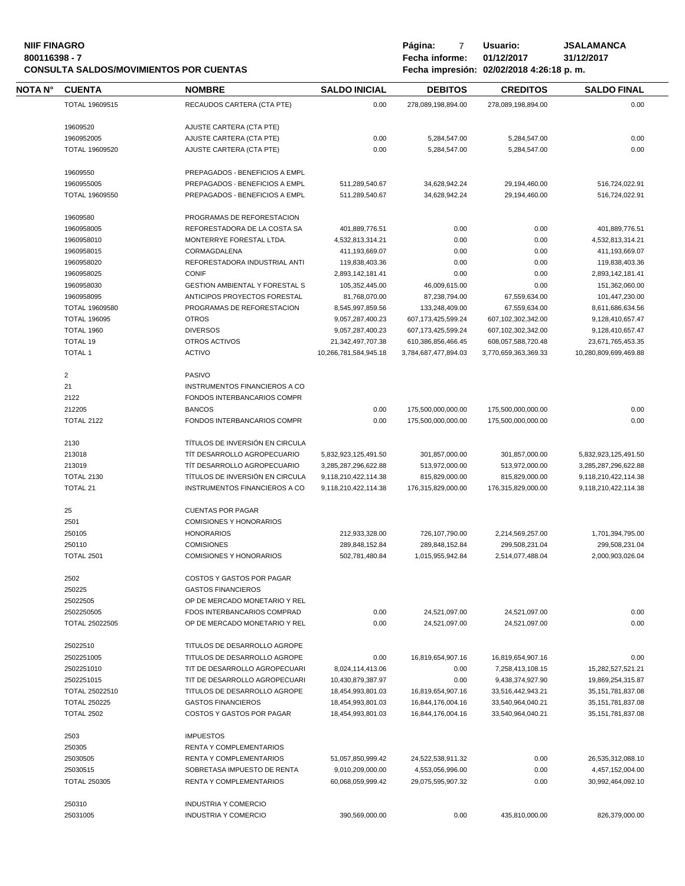| NOTA N° | CUENTA | NOMBRE | SALDO INICIAL | DEBITOS | CREDITOS | SALDO FINAL |
|---|---|---|---|---|---|---|
| | TOTAL 19609515 | RECAUDOS CARTERA (CTA PTE) | 0.00 | 278,089,198,894.00 | 278,089,198,894.00 | 0.00 |
| | 19609520 | AJUSTE CARTERA (CTA PTE) | | | | |
| | 1960952005 | AJUSTE CARTERA (CTA PTE) | 0.00 | 5,284,547.00 | 5,284,547.00 | 0.00 |
| | TOTAL 19609520 | AJUSTE CARTERA (CTA PTE) | 0.00 | 5,284,547.00 | 5,284,547.00 | 0.00 |
| | 19609550 | PREPAGADOS - BENEFICIOS A EMPL | | | | |
| | 1960955005 | PREPAGADOS - BENEFICIOS A EMPL | 511,289,540.67 | 34,628,942.24 | 29,194,460.00 | 516,724,022.91 |
| | TOTAL 19609550 | PREPAGADOS - BENEFICIOS A EMPL | 511,289,540.67 | 34,628,942.24 | 29,194,460.00 | 516,724,022.91 |
| | 19609580 | PROGRAMAS DE REFORESTACION | | | | |
| | 1960958005 | REFORESTADORA DE LA COSTA SA | 401,889,776.51 | 0.00 | 0.00 | 401,889,776.51 |
| | 1960958010 | MONTERRYE FORESTAL LTDA. | 4,532,813,314.21 | 0.00 | 0.00 | 4,532,813,314.21 |
| | 1960958015 | CORMAGDALENA | 411,193,669.07 | 0.00 | 0.00 | 411,193,669.07 |
| | 1960958020 | REFORESTADORA INDUSTRIAL ANTI | 119,838,403.36 | 0.00 | 0.00 | 119,838,403.36 |
| | 1960958025 | CONIF | 2,893,142,181.41 | 0.00 | 0.00 | 2,893,142,181.41 |
| | 1960958030 | GESTION AMBIENTAL Y FORESTAL S | 105,352,445.00 | 46,009,615.00 | 0.00 | 151,362,060.00 |
| | 1960958095 | ANTICIPOS PROYECTOS FORESTAL | 81,768,070.00 | 87,238,794.00 | 67,559,634.00 | 101,447,230.00 |
| | TOTAL 19609580 | PROGRAMAS DE REFORESTACION | 8,545,997,859.56 | 133,248,409.00 | 67,559,634.00 | 8,611,686,634.56 |
| | TOTAL 196095 | OTROS | 9,057,287,400.23 | 607,173,425,599.24 | 607,102,302,342.00 | 9,128,410,657.47 |
| | TOTAL 1960 | DIVERSOS | 9,057,287,400.23 | 607,173,425,599.24 | 607,102,302,342.00 | 9,128,410,657.47 |
| | TOTAL 19 | OTROS ACTIVOS | 21,342,497,707.38 | 610,386,856,466.45 | 608,057,588,720.48 | 23,671,765,453.35 |
| | TOTAL 1 | ACTIVO | 10,266,781,584,945.18 | 3,784,687,477,894.03 | 3,770,659,363,369.33 | 10,280,809,699,469.88 |
| | 2 | PASIVO | | | | |
| | 21 | INSTRUMENTOS FINANCIEROS A CO | | | | |
| | 2122 | FONDOS INTERBANCARIOS COMPR | | | | |
| | 212205 | BANCOS | 0.00 | 175,500,000,000.00 | 175,500,000,000.00 | 0.00 |
| | TOTAL 2122 | FONDOS INTERBANCARIOS COMPR | 0.00 | 175,500,000,000.00 | 175,500,000,000.00 | 0.00 |
| | 2130 | TÍTULOS DE INVERSIÓN EN CIRCULA | | | | |
| | 213018 | TÍT DESARROLLO AGROPECUARIO | 5,832,923,125,491.50 | 301,857,000.00 | 301,857,000.00 | 5,832,923,125,491.50 |
| | 213019 | TÍT DESARROLLO AGROPECUARIO | 3,285,287,296,622.88 | 513,972,000.00 | 513,972,000.00 | 3,285,287,296,622.88 |
| | TOTAL 2130 | TÍTULOS DE INVERSIÓN EN CIRCULA | 9,118,210,422,114.38 | 815,829,000.00 | 815,829,000.00 | 9,118,210,422,114.38 |
| | TOTAL 21 | INSTRUMENTOS FINANCIEROS A CO | 9,118,210,422,114.38 | 176,315,829,000.00 | 176,315,829,000.00 | 9,118,210,422,114.38 |
| | 25 | CUENTAS POR PAGAR | | | | |
| | 2501 | COMISIONES Y HONORARIOS | | | | |
| | 250105 | HONORARIOS | 212,933,328.00 | 726,107,790.00 | 2,214,569,257.00 | 1,701,394,795.00 |
| | 250110 | COMISIONES | 289,848,152.84 | 289,848,152.84 | 299,508,231.04 | 299,508,231.04 |
| | TOTAL 2501 | COMISIONES Y HONORARIOS | 502,781,480.84 | 1,015,955,942.84 | 2,514,077,488.04 | 2,000,903,026.04 |
| | 2502 | COSTOS Y GASTOS POR PAGAR | | | | |
| | 250225 | GASTOS FINANCIEROS | | | | |
| | 25022505 | OP DE MERCADO MONETARIO Y REL | | | | |
| | 2502250505 | FDOS INTERBANCARIOS COMPRAD | 0.00 | 24,521,097.00 | 24,521,097.00 | 0.00 |
| | TOTAL 25022505 | OP DE MERCADO MONETARIO Y REL | 0.00 | 24,521,097.00 | 24,521,097.00 | 0.00 |
| | 25022510 | TITULOS DE DESARROLLO AGROPE | | | | |
| | 2502251005 | TITULOS DE DESARROLLO AGROPE | 0.00 | 16,819,654,907.16 | 16,819,654,907.16 | 0.00 |
| | 2502251010 | TIT DE DESARROLLO AGROPECUARI | 8,024,114,413.06 | 0.00 | 7,258,413,108.15 | 15,282,527,521.21 |
| | 2502251015 | TIT DE DESARROLLO AGROPECUARI | 10,430,879,387.97 | 0.00 | 9,438,374,927.90 | 19,869,254,315.87 |
| | TOTAL 25022510 | TITULOS DE DESARROLLO AGROPE | 18,454,993,801.03 | 16,819,654,907.16 | 33,516,442,943.21 | 35,151,781,837.08 |
| | TOTAL 250225 | GASTOS FINANCIEROS | 18,454,993,801.03 | 16,844,176,004.16 | 33,540,964,040.21 | 35,151,781,837.08 |
| | TOTAL 2502 | COSTOS Y GASTOS POR PAGAR | 18,454,993,801.03 | 16,844,176,004.16 | 33,540,964,040.21 | 35,151,781,837.08 |
| | 2503 | IMPUESTOS | | | | |
| | 250305 | RENTA Y COMPLEMENTARIOS | | | | |
| | 25030505 | RENTA Y COMPLEMENTARIOS | 51,057,850,999.42 | 24,522,538,911.32 | 0.00 | 26,535,312,088.10 |
| | 25030515 | SOBRETASA IMPUESTO DE RENTA | 9,010,209,000.00 | 4,553,056,996.00 | 0.00 | 4,457,152,004.00 |
| | TOTAL 250305 | RENTA Y COMPLEMENTARIOS | 60,068,059,999.42 | 29,075,595,907.32 | 0.00 | 30,992,464,092.10 |
| | 250310 | INDUSTRIA Y COMERCIO | | | | |
| | 25031005 | INDUSTRIA Y COMERCIO | 390,569,000.00 | 0.00 | 435,810,000.00 | 826,379,000.00 |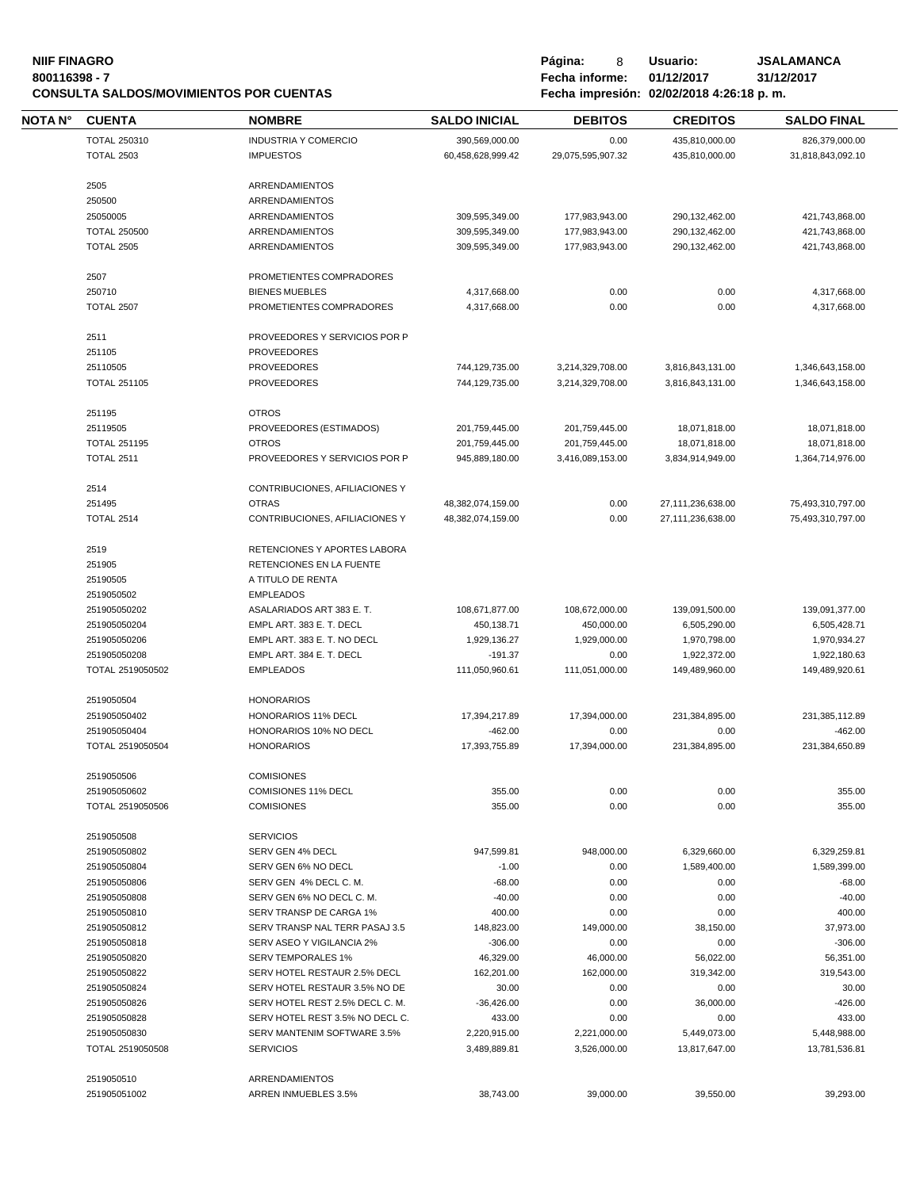**NIIF FINAGRO**
**800116398 - 7**
**CONSULTA SALDOS/MOVIMIENTOS POR CUENTAS**

**Fecha informe:** 01/12/2017 31/12/2017
**Usuario:** JSALAMANCA
**Fecha impresión:** 02/02/2018 4:26:18 p. m.

| NOTA N° | CUENTA | NOMBRE | SALDO INICIAL | DEBITOS | CREDITOS | SALDO FINAL |
|---|---|---|---|---|---|---|
| | TOTAL 250310 | INDUSTRIA Y COMERCIO | 390,569,000.00 | 0.00 | 435,810,000.00 | 826,379,000.00 |
| | TOTAL 2503 | IMPUESTOS | 60,458,628,999.42 | 29,075,595,907.32 | 435,810,000.00 | 31,818,843,092.10 |
| | 2505 | ARRENDAMIENTOS | | | | |
| | 250500 | ARRENDAMIENTOS | | | | |
| | 25050005 | ARRENDAMIENTOS | 309,595,349.00 | 177,983,943.00 | 290,132,462.00 | 421,743,868.00 |
| | TOTAL 250500 | ARRENDAMIENTOS | 309,595,349.00 | 177,983,943.00 | 290,132,462.00 | 421,743,868.00 |
| | TOTAL 2505 | ARRENDAMIENTOS | 309,595,349.00 | 177,983,943.00 | 290,132,462.00 | 421,743,868.00 |
| | 2507 | PROMETIENTES COMPRADORES | | | | |
| | 250710 | BIENES MUEBLES | 4,317,668.00 | 0.00 | 0.00 | 4,317,668.00 |
| | TOTAL 2507 | PROMETIENTES COMPRADORES | 4,317,668.00 | 0.00 | 0.00 | 4,317,668.00 |
| | 2511 | PROVEEDORES Y SERVICIOS POR P | | | | |
| | 251105 | PROVEEDORES | | | | |
| | 25110505 | PROVEEDORES | 744,129,735.00 | 3,214,329,708.00 | 3,816,843,131.00 | 1,346,643,158.00 |
| | TOTAL 251105 | PROVEEDORES | 744,129,735.00 | 3,214,329,708.00 | 3,816,843,131.00 | 1,346,643,158.00 |
| | 251195 | OTROS | | | | |
| | 25119505 | PROVEEDORES (ESTIMADOS) | 201,759,445.00 | 201,759,445.00 | 18,071,818.00 | 18,071,818.00 |
| | TOTAL 251195 | OTROS | 201,759,445.00 | 201,759,445.00 | 18,071,818.00 | 18,071,818.00 |
| | TOTAL 2511 | PROVEEDORES Y SERVICIOS POR P | 945,889,180.00 | 3,416,089,153.00 | 3,834,914,949.00 | 1,364,714,976.00 |
| | 2514 | CONTRIBUCIONES, AFILIACIONES Y | | | | |
| | 251495 | OTRAS | 48,382,074,159.00 | 0.00 | 27,111,236,638.00 | 75,493,310,797.00 |
| | TOTAL 2514 | CONTRIBUCIONES, AFILIACIONES Y | 48,382,074,159.00 | 0.00 | 27,111,236,638.00 | 75,493,310,797.00 |
| | 2519 | RETENCIONES Y APORTES LABORA | | | | |
| | 251905 | RETENCIONES EN LA FUENTE | | | | |
| | 25190505 | A TITULO DE RENTA | | | | |
| | 2519050502 | EMPLEADOS | | | | |
| | 251905050202 | ASALARIADOS ART 383 E. T. | 108,671,877.00 | 108,672,000.00 | 139,091,500.00 | 139,091,377.00 |
| | 251905050204 | EMPL ART. 383 E. T. DECL | 450,138.71 | 450,000.00 | 6,505,290.00 | 6,505,428.71 |
| | 251905050206 | EMPL ART. 383 E. T. NO DECL | 1,929,136.27 | 1,929,000.00 | 1,970,798.00 | 1,970,934.27 |
| | 251905050208 | EMPL ART. 384 E. T. DECL | -191.37 | 0.00 | 1,922,372.00 | 1,922,180.63 |
| | TOTAL 2519050502 | EMPLEADOS | 111,050,960.61 | 111,051,000.00 | 149,489,960.00 | 149,489,920.61 |
| | 2519050504 | HONORARIOS | | | | |
| | 251905050402 | HONORARIOS 11% DECL | 17,394,217.89 | 17,394,000.00 | 231,384,895.00 | 231,385,112.89 |
| | 251905050404 | HONORARIOS 10% NO DECL | -462.00 | 0.00 | 0.00 | -462.00 |
| | TOTAL 2519050504 | HONORARIOS | 17,393,755.89 | 17,394,000.00 | 231,384,895.00 | 231,384,650.89 |
| | 2519050506 | COMISIONES | | | | |
| | 251905050602 | COMISIONES 11% DECL | 355.00 | 0.00 | 0.00 | 355.00 |
| | TOTAL 2519050506 | COMISIONES | 355.00 | 0.00 | 0.00 | 355.00 |
| | 2519050508 | SERVICIOS | | | | |
| | 251905050802 | SERV GEN 4% DECL | 947,599.81 | 948,000.00 | 6,329,660.00 | 6,329,259.81 |
| | 251905050804 | SERV GEN 6% NO DECL | -1.00 | 0.00 | 1,589,400.00 | 1,589,399.00 |
| | 251905050806 | SERV GEN 4% DECL C. M. | -68.00 | 0.00 | 0.00 | -68.00 |
| | 251905050808 | SERV GEN 6% NO DECL C. M. | -40.00 | 0.00 | 0.00 | -40.00 |
| | 251905050810 | SERV TRANSP DE CARGA 1% | 400.00 | 0.00 | 0.00 | 400.00 |
| | 251905050812 | SERV TRANSP NAL TERR PASAJ 3.5 | 148,823.00 | 149,000.00 | 38,150.00 | 37,973.00 |
| | 251905050818 | SERV ASEO Y VIGILANCIA 2% | -306.00 | 0.00 | 0.00 | -306.00 |
| | 251905050820 | SERV TEMPORALES 1% | 46,329.00 | 46,000.00 | 56,022.00 | 56,351.00 |
| | 251905050822 | SERV HOTEL RESTAUR 2.5% DECL | 162,201.00 | 162,000.00 | 319,342.00 | 319,543.00 |
| | 251905050824 | SERV HOTEL RESTAUR 3.5% NO DE | 30.00 | 0.00 | 0.00 | 30.00 |
| | 251905050826 | SERV HOTEL REST 2.5% DECL C. M. | -36,426.00 | 0.00 | 36,000.00 | -426.00 |
| | 251905050828 | SERV HOTEL REST 3.5% NO DECL C. | 433.00 | 0.00 | 0.00 | 433.00 |
| | 251905050830 | SERV MANTENIM SOFTWARE 3.5% | 2,220,915.00 | 2,221,000.00 | 5,449,073.00 | 5,448,988.00 |
| | TOTAL 2519050508 | SERVICIOS | 3,489,889.81 | 3,526,000.00 | 13,817,647.00 | 13,781,536.81 |
| | 2519050510 | ARRENDAMIENTOS | | | | |
| | 251905051002 | ARREN INMUEBLES 3.5% | 38,743.00 | 39,000.00 | 39,550.00 | 39,293.00 |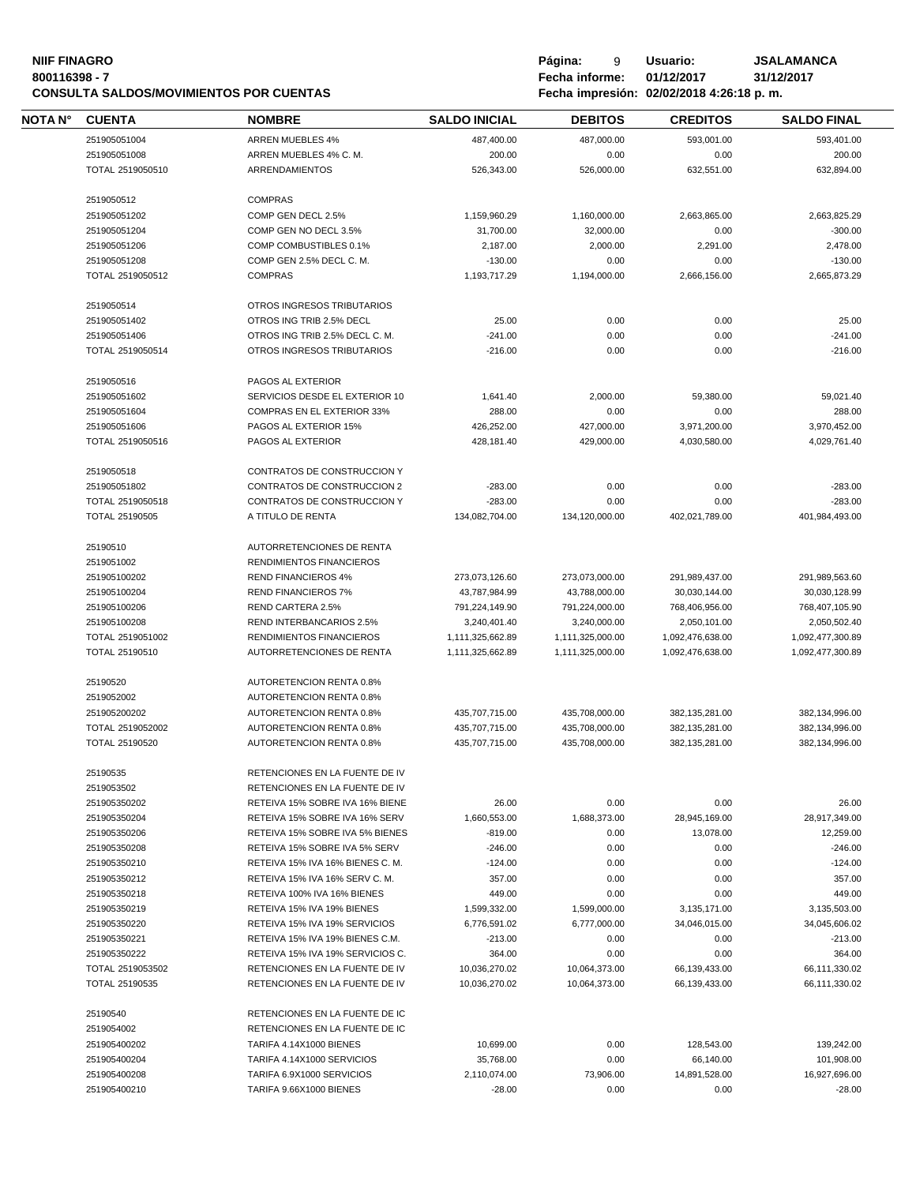**NIIF FINAGRO**
**800116398 - 7**
**CONSULTA SALDOS/MOVIMIENTOS POR CUENTAS**

**Página:** 9 **Usuario:** JSALAMANCA
**Fecha informe:** 01/12/2017 31/12/2017
**Fecha impresión:** 02/02/2018 4:26:18 p. m.

| NOTA N° | CUENTA | NOMBRE | SALDO INICIAL | DEBITOS | CREDITOS | SALDO FINAL |
|---|---|---|---|---|---|---|
| | 251905051004 | ARREN MUEBLES 4% | 487,400.00 | 487,000.00 | 593,001.00 | 593,401.00 |
| | 251905051008 | ARREN MUEBLES 4% C. M. | 200.00 | 0.00 | 0.00 | 200.00 |
| | TOTAL 2519050510 | ARRENDAMIENTOS | 526,343.00 | 526,000.00 | 632,551.00 | 632,894.00 |
| | 2519050512 | COMPRAS | | | | |
| | 251905051202 | COMP GEN DECL 2.5% | 1,159,960.29 | 1,160,000.00 | 2,663,865.00 | 2,663,825.29 |
| | 251905051204 | COMP GEN NO DECL 3.5% | 31,700.00 | 32,000.00 | 0.00 | -300.00 |
| | 251905051206 | COMP COMBUSTIBLES 0.1% | 2,187.00 | 2,000.00 | 2,291.00 | 2,478.00 |
| | 251905051208 | COMP GEN 2.5% DECL C. M. | -130.00 | 0.00 | 0.00 | -130.00 |
| | TOTAL 2519050512 | COMPRAS | 1,193,717.29 | 1,194,000.00 | 2,666,156.00 | 2,665,873.29 |
| | 2519050514 | OTROS INGRESOS TRIBUTARIOS | | | | |
| | 251905051402 | OTROS ING TRIB 2.5% DECL | 25.00 | 0.00 | 0.00 | 25.00 |
| | 251905051406 | OTROS ING TRIB 2.5% DECL C. M. | -241.00 | 0.00 | 0.00 | -241.00 |
| | TOTAL 2519050514 | OTROS INGRESOS TRIBUTARIOS | -216.00 | 0.00 | 0.00 | -216.00 |
| | 2519050516 | PAGOS AL EXTERIOR | | | | |
| | 251905051602 | SERVICIOS DESDE EL EXTERIOR 10 | 1,641.40 | 2,000.00 | 59,380.00 | 59,021.40 |
| | 251905051604 | COMPRAS EN EL EXTERIOR 33% | 288.00 | 0.00 | 0.00 | 288.00 |
| | 251905051606 | PAGOS AL EXTERIOR 15% | 426,252.00 | 427,000.00 | 3,971,200.00 | 3,970,452.00 |
| | TOTAL 2519050516 | PAGOS AL EXTERIOR | 428,181.40 | 429,000.00 | 4,030,580.00 | 4,029,761.40 |
| | 2519050518 | CONTRATOS DE CONSTRUCCION Y | | | | |
| | 251905051802 | CONTRATOS DE CONSTRUCCION 2 | -283.00 | 0.00 | 0.00 | -283.00 |
| | TOTAL 2519050518 | CONTRATOS DE CONSTRUCCION Y | -283.00 | 0.00 | 0.00 | -283.00 |
| | TOTAL 25190505 | A TITULO DE RENTA | 134,082,704.00 | 134,120,000.00 | 402,021,789.00 | 401,984,493.00 |
| | 25190510 | AUTORRETENCIONES DE RENTA | | | | |
| | 2519051002 | RENDIMIENTOS FINANCIEROS | | | | |
| | 251905100202 | REND FINANCIEROS 4% | 273,073,126.60 | 273,073,000.00 | 291,989,437.00 | 291,989,563.60 |
| | 251905100204 | REND FINANCIEROS 7% | 43,787,984.99 | 43,788,000.00 | 30,030,144.00 | 30,030,128.99 |
| | 251905100206 | REND CARTERA 2.5% | 791,224,149.90 | 791,224,000.00 | 768,406,956.00 | 768,407,105.90 |
| | 251905100208 | REND INTERBANCARIOS 2.5% | 3,240,401.40 | 3,240,000.00 | 2,050,101.00 | 2,050,502.40 |
| | TOTAL 2519051002 | RENDIMIENTOS FINANCIEROS | 1,111,325,662.89 | 1,111,325,000.00 | 1,092,476,638.00 | 1,092,477,300.89 |
| | TOTAL 25190510 | AUTORRETENCIONES DE RENTA | 1,111,325,662.89 | 1,111,325,000.00 | 1,092,476,638.00 | 1,092,477,300.89 |
| | 25190520 | AUTORETENCION RENTA 0.8% | | | | |
| | 2519052002 | AUTORETENCION RENTA 0.8% | | | | |
| | 251905200202 | AUTORETENCION RENTA 0.8% | 435,707,715.00 | 435,708,000.00 | 382,135,281.00 | 382,134,996.00 |
| | TOTAL 2519052002 | AUTORETENCION RENTA 0.8% | 435,707,715.00 | 435,708,000.00 | 382,135,281.00 | 382,134,996.00 |
| | TOTAL 25190520 | AUTORETENCION RENTA 0.8% | 435,707,715.00 | 435,708,000.00 | 382,135,281.00 | 382,134,996.00 |
| | 25190535 | RETENCIONES EN LA FUENTE DE IV | | | | |
| | 2519053502 | RETENCIONES EN LA FUENTE DE IV | | | | |
| | 251905350202 | RETEIVA 15% SOBRE IVA 16% BIENE | 26.00 | 0.00 | 0.00 | 26.00 |
| | 251905350204 | RETEIVA 15% SOBRE IVA 16% SERV | 1,660,553.00 | 1,688,373.00 | 28,945,169.00 | 28,917,349.00 |
| | 251905350206 | RETEIVA 15% SOBRE IVA 5% BIENES | -819.00 | 0.00 | 13,078.00 | 12,259.00 |
| | 251905350208 | RETEIVA 15% SOBRE IVA 5% SERV | -246.00 | 0.00 | 0.00 | -246.00 |
| | 251905350210 | RETEIVA 15% IVA 16% BIENES C. M. | -124.00 | 0.00 | 0.00 | -124.00 |
| | 251905350212 | RETEIVA 15% IVA 16% SERV C. M. | 357.00 | 0.00 | 0.00 | 357.00 |
| | 251905350218 | RETEIVA 100% IVA 16% BIENES | 449.00 | 0.00 | 0.00 | 449.00 |
| | 251905350219 | RETEIVA 15% IVA 19% BIENES | 1,599,332.00 | 1,599,000.00 | 3,135,171.00 | 3,135,503.00 |
| | 251905350220 | RETEIVA 15% IVA 19% SERVICIOS | 6,776,591.02 | 6,777,000.00 | 34,046,015.00 | 34,045,606.02 |
| | 251905350221 | RETEIVA 15% IVA 19% BIENES C.M. | -213.00 | 0.00 | 0.00 | -213.00 |
| | 251905350222 | RETEIVA 15% IVA 19% SERVICIOS C. | 364.00 | 0.00 | 0.00 | 364.00 |
| | TOTAL 2519053502 | RETENCIONES EN LA FUENTE DE IV | 10,036,270.02 | 10,064,373.00 | 66,139,433.00 | 66,111,330.02 |
| | TOTAL 25190535 | RETENCIONES EN LA FUENTE DE IV | 10,036,270.02 | 10,064,373.00 | 66,139,433.00 | 66,111,330.02 |
| | 25190540 | RETENCIONES EN LA FUENTE DE IC | | | | |
| | 2519054002 | RETENCIONES EN LA FUENTE DE IC | | | | |
| | 251905400202 | TARIFA 4.14X1000 BIENES | 10,699.00 | 0.00 | 128,543.00 | 139,242.00 |
| | 251905400204 | TARIFA 4.14X1000 SERVICIOS | 35,768.00 | 0.00 | 66,140.00 | 101,908.00 |
| | 251905400208 | TARIFA 6.9X1000 SERVICIOS | 2,110,074.00 | 73,906.00 | 14,891,528.00 | 16,927,696.00 |
| | 251905400210 | TARIFA 9.66X1000 BIENES | -28.00 | 0.00 | 0.00 | -28.00 |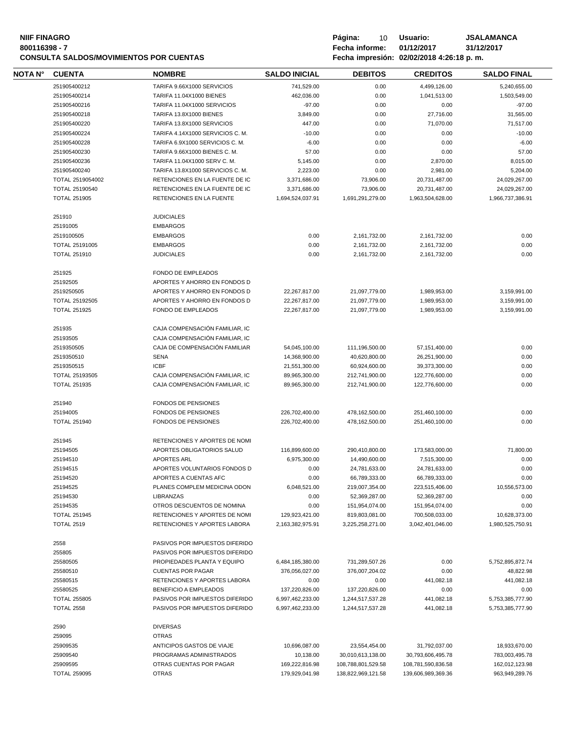| NOTA N° | CUENTA | NOMBRE | SALDO INICIAL | DEBITOS | CREDITOS | SALDO FINAL |
|---|---|---|---|---|---|---|
| | 251905400212 | TARIFA 9.66X1000 SERVICIOS | 741,529.00 | 0.00 | 4,499,126.00 | 5,240,655.00 |
| | 251905400214 | TARIFA 11.04X1000 BIENES | 462,036.00 | 0.00 | 1,041,513.00 | 1,503,549.00 |
| | 251905400216 | TARIFA 11.04X1000 SERVICIOS | -97.00 | 0.00 | 0.00 | -97.00 |
| | 251905400218 | TARIFA 13.8X1000 BIENES | 3,849.00 | 0.00 | 27,716.00 | 31,565.00 |
| | 251905400220 | TARIFA 13.8X1000 SERVICIOS | 447.00 | 0.00 | 71,070.00 | 71,517.00 |
| | 251905400224 | TARIFA 4.14X1000 SERVICIOS C. M. | -10.00 | 0.00 | 0.00 | -10.00 |
| | 251905400228 | TARIFA 6.9X1000 SERVICIOS C. M. | -6.00 | 0.00 | 0.00 | -6.00 |
| | 251905400230 | TARIFA 9.66X1000 BIENES C. M. | 57.00 | 0.00 | 0.00 | 57.00 |
| | 251905400236 | TARIFA 11.04X1000 SERV C. M. | 5,145.00 | 0.00 | 2,870.00 | 8,015.00 |
| | 251905400240 | TARIFA 13.8X1000 SERVICIOS C. M. | 2,223.00 | 0.00 | 2,981.00 | 5,204.00 |
| | TOTAL 2519054002 | RETENCIONES EN LA FUENTE DE IC | 3,371,686.00 | 73,906.00 | 20,731,487.00 | 24,029,267.00 |
| | TOTAL 25190540 | RETENCIONES EN LA FUENTE DE IC | 3,371,686.00 | 73,906.00 | 20,731,487.00 | 24,029,267.00 |
| | TOTAL 251905 | RETENCIONES EN LA FUENTE | 1,694,524,037.91 | 1,691,291,279.00 | 1,963,504,628.00 | 1,966,737,386.91 |
| | 251910 | JUDICIALES | | | | |
| | 25191005 | EMBARGOS | | | | |
| | 2519100505 | EMBARGOS | 0.00 | 2,161,732.00 | 2,161,732.00 | 0.00 |
| | TOTAL 25191005 | EMBARGOS | 0.00 | 2,161,732.00 | 2,161,732.00 | 0.00 |
| | TOTAL 251910 | JUDICIALES | 0.00 | 2,161,732.00 | 2,161,732.00 | 0.00 |
| | 251925 | FONDO DE EMPLEADOS | | | | |
| | 25192505 | APORTES Y AHORRO EN FONDOS D | | | | |
| | 2519250505 | APORTES Y AHORRO EN FONDOS D | 22,267,817.00 | 21,097,779.00 | 1,989,953.00 | 3,159,991.00 |
| | TOTAL 25192505 | APORTES Y AHORRO EN FONDOS D | 22,267,817.00 | 21,097,779.00 | 1,989,953.00 | 3,159,991.00 |
| | TOTAL 251925 | FONDO DE EMPLEADOS | 22,267,817.00 | 21,097,779.00 | 1,989,953.00 | 3,159,991.00 |
| | 251935 | CAJA COMPENSACIÓN FAMILIAR, IC | | | | |
| | 25193505 | CAJA COMPENSACIÓN FAMILIAR, IC | | | | |
| | 2519350505 | CAJA DE COMPENSACIÓN FAMILIAR | 54,045,100.00 | 111,196,500.00 | 57,151,400.00 | 0.00 |
| | 2519350510 | SENA | 14,368,900.00 | 40,620,800.00 | 26,251,900.00 | 0.00 |
| | 2519350515 | ICBF | 21,551,300.00 | 60,924,600.00 | 39,373,300.00 | 0.00 |
| | TOTAL 25193505 | CAJA COMPENSACIÓN FAMILIAR, IC | 89,965,300.00 | 212,741,900.00 | 122,776,600.00 | 0.00 |
| | TOTAL 251935 | CAJA COMPENSACIÓN FAMILIAR, IC | 89,965,300.00 | 212,741,900.00 | 122,776,600.00 | 0.00 |
| | 251940 | FONDOS DE PENSIONES | | | | |
| | 25194005 | FONDOS DE PENSIONES | 226,702,400.00 | 478,162,500.00 | 251,460,100.00 | 0.00 |
| | TOTAL 251940 | FONDOS DE PENSIONES | 226,702,400.00 | 478,162,500.00 | 251,460,100.00 | 0.00 |
| | 251945 | RETENCIONES Y APORTES DE NOMI | | | | |
| | 25194505 | APORTES OBLIGATORIOS SALUD | 116,899,600.00 | 290,410,800.00 | 173,583,000.00 | 71,800.00 |
| | 25194510 | APORTES ARL | 6,975,300.00 | 14,490,600.00 | 7,515,300.00 | 0.00 |
| | 25194515 | APORTES VOLUNTARIOS FONDOS D | 0.00 | 24,781,633.00 | 24,781,633.00 | 0.00 |
| | 25194520 | APORTES A CUENTAS AFC | 0.00 | 66,789,333.00 | 66,789,333.00 | 0.00 |
| | 25194525 | PLANES COMPLEM MEDICINA ODON | 6,048,521.00 | 219,007,354.00 | 223,515,406.00 | 10,556,573.00 |
| | 25194530 | LIBRANZAS | 0.00 | 52,369,287.00 | 52,369,287.00 | 0.00 |
| | 25194535 | OTROS DESCUENTOS DE NOMINA | 0.00 | 151,954,074.00 | 151,954,074.00 | 0.00 |
| | TOTAL 251945 | RETENCIONES Y APORTES DE NOMI | 129,923,421.00 | 819,803,081.00 | 700,508,033.00 | 10,628,373.00 |
| | TOTAL 2519 | RETENCIONES Y APORTES LABORA | 2,163,382,975.91 | 3,225,258,271.00 | 3,042,401,046.00 | 1,980,525,750.91 |
| | 2558 | PASIVOS POR IMPUESTOS DIFERIDO | | | | |
| | 255805 | PASIVOS POR IMPUESTOS DIFERIDO | | | | |
| | 25580505 | PROPIEDADES PLANTA Y EQUIPO | 6,484,185,380.00 | 731,289,507.26 | 0.00 | 5,752,895,872.74 |
| | 25580510 | CUENTAS POR PAGAR | 376,056,027.00 | 376,007,204.02 | 0.00 | 48,822.98 |
| | 25580515 | RETENCIONES Y APORTES LABORA | 0.00 | 0.00 | 441,082.18 | 441,082.18 |
| | 25580525 | BENEFICIO A EMPLEADOS | 137,220,826.00 | 137,220,826.00 | 0.00 | 0.00 |
| | TOTAL 255805 | PASIVOS POR IMPUESTOS DIFERIDO | 6,997,462,233.00 | 1,244,517,537.28 | 441,082.18 | 5,753,385,777.90 |
| | TOTAL 2558 | PASIVOS POR IMPUESTOS DIFERIDO | 6,997,462,233.00 | 1,244,517,537.28 | 441,082.18 | 5,753,385,777.90 |
| | 2590 | DIVERSAS | | | | |
| | 259095 | OTRAS | | | | |
| | 25909535 | ANTICIPOS GASTOS DE VIAJE | 10,696,087.00 | 23,554,454.00 | 31,792,037.00 | 18,933,670.00 |
| | 25909540 | PROGRAMAS ADMINISTRADOS | 10,138.00 | 30,010,613,138.00 | 30,793,606,495.78 | 783,003,495.78 |
| | 25909595 | OTRAS CUENTAS POR PAGAR | 169,222,816.98 | 108,788,801,529.58 | 108,781,590,836.58 | 162,012,123.98 |
| | TOTAL 259095 | OTRAS | 179,929,041.98 | 138,822,969,121.58 | 139,606,989,369.36 | 963,949,289.76 |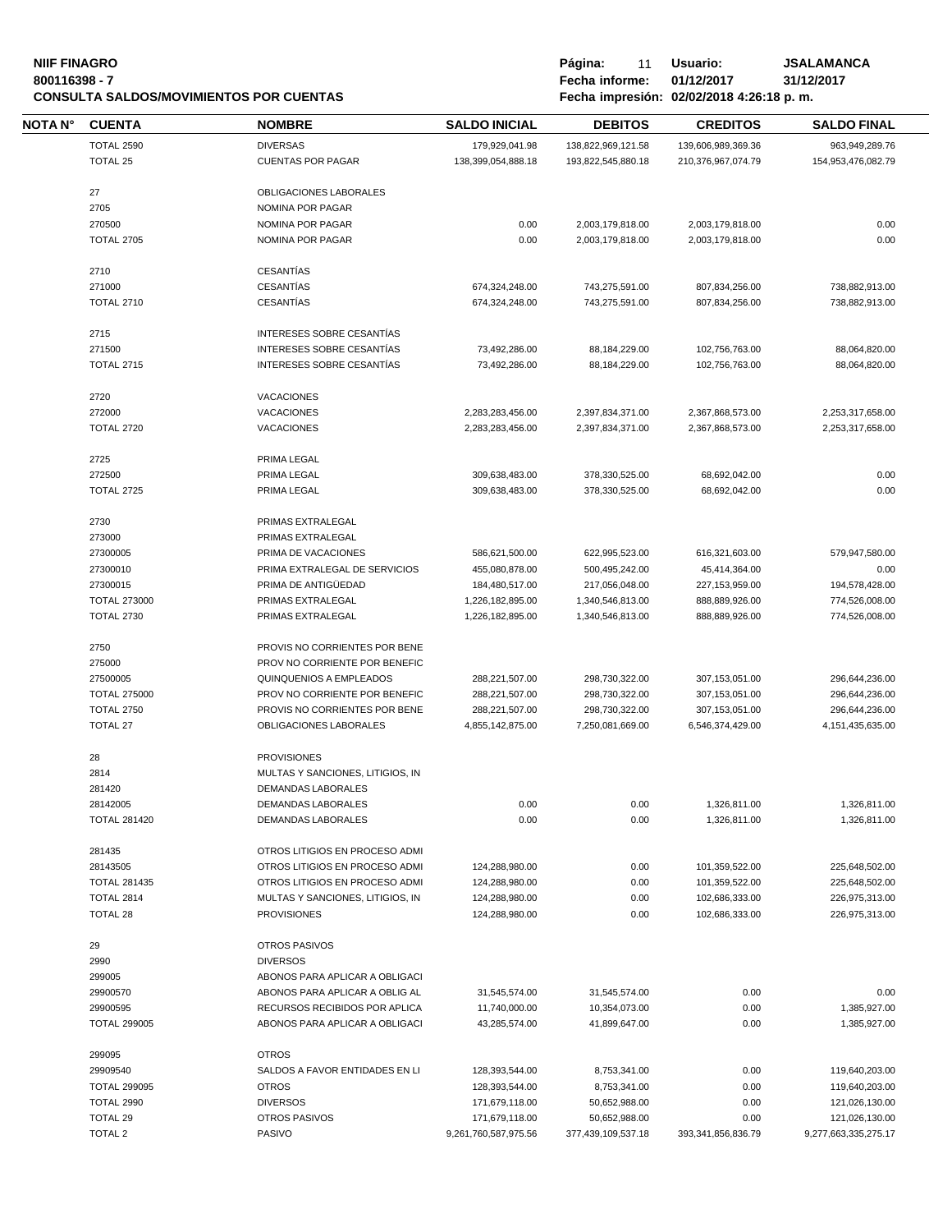**NIIF FINAGRO**
**800116398 - 7**
**CONSULTA SALDOS/MOVIMIENTOS POR CUENTAS**

**Página:** 11 **Usuario:** JSALAMANCA
**Fecha informe:** 01/12/2017 31/12/2017
**Fecha impresión:** 02/02/2018 4:26:18 p. m.

| NOTA N° | CUENTA | NOMBRE | SALDO INICIAL | DEBITOS | CREDITOS | SALDO FINAL |
|---|---|---|---|---|---|---|
| | TOTAL 2590 | DIVERSAS | 179,929,041.98 | 138,822,969,121.58 | 139,606,989,369.36 | 963,949,289.76 |
| | TOTAL 25 | CUENTAS POR PAGAR | 138,399,054,888.18 | 193,822,545,880.18 | 210,376,967,074.79 | 154,953,476,082.79 |
| | 27 | OBLIGACIONES LABORALES | | | | |
| | 2705 | NOMINA POR PAGAR | | | | |
| | 270500 | NOMINA POR PAGAR | 0.00 | 2,003,179,818.00 | 2,003,179,818.00 | 0.00 |
| | TOTAL 2705 | NOMINA POR PAGAR | 0.00 | 2,003,179,818.00 | 2,003,179,818.00 | 0.00 |
| | 2710 | CESANTÍAS | | | | |
| | 271000 | CESANTÍAS | 674,324,248.00 | 743,275,591.00 | 807,834,256.00 | 738,882,913.00 |
| | TOTAL 2710 | CESANTÍAS | 674,324,248.00 | 743,275,591.00 | 807,834,256.00 | 738,882,913.00 |
| | 2715 | INTERESES SOBRE CESANTÍAS | | | | |
| | 271500 | INTERESES SOBRE CESANTÍAS | 73,492,286.00 | 88,184,229.00 | 102,756,763.00 | 88,064,820.00 |
| | TOTAL 2715 | INTERESES SOBRE CESANTÍAS | 73,492,286.00 | 88,184,229.00 | 102,756,763.00 | 88,064,820.00 |
| | 2720 | VACACIONES | | | | |
| | 272000 | VACACIONES | 2,283,283,456.00 | 2,397,834,371.00 | 2,367,868,573.00 | 2,253,317,658.00 |
| | TOTAL 2720 | VACACIONES | 2,283,283,456.00 | 2,397,834,371.00 | 2,367,868,573.00 | 2,253,317,658.00 |
| | 2725 | PRIMA LEGAL | | | | |
| | 272500 | PRIMA LEGAL | 309,638,483.00 | 378,330,525.00 | 68,692,042.00 | 0.00 |
| | TOTAL 2725 | PRIMA LEGAL | 309,638,483.00 | 378,330,525.00 | 68,692,042.00 | 0.00 |
| | 2730 | PRIMAS EXTRALEGAL | | | | |
| | 273000 | PRIMAS EXTRALEGAL | | | | |
| | 27300005 | PRIMA DE VACACIONES | 586,621,500.00 | 622,995,523.00 | 616,321,603.00 | 579,947,580.00 |
| | 27300010 | PRIMA EXTRALEGAL DE SERVICIOS | 455,080,878.00 | 500,495,242.00 | 45,414,364.00 | 0.00 |
| | 27300015 | PRIMA DE ANTIGÜEDAD | 184,480,517.00 | 217,056,048.00 | 227,153,959.00 | 194,578,428.00 |
| | TOTAL 273000 | PRIMAS EXTRALEGAL | 1,226,182,895.00 | 1,340,546,813.00 | 888,889,926.00 | 774,526,008.00 |
| | TOTAL 2730 | PRIMAS EXTRALEGAL | 1,226,182,895.00 | 1,340,546,813.00 | 888,889,926.00 | 774,526,008.00 |
| | 2750 | PROVIS NO CORRIENTES POR BENE | | | | |
| | 275000 | PROV NO CORRIENTE POR BENEFIC | | | | |
| | 27500005 | QUINQUENIOS A EMPLEADOS | 288,221,507.00 | 298,730,322.00 | 307,153,051.00 | 296,644,236.00 |
| | TOTAL 275000 | PROV NO CORRIENTE POR BENEFIC | 288,221,507.00 | 298,730,322.00 | 307,153,051.00 | 296,644,236.00 |
| | TOTAL 2750 | PROVIS NO CORRIENTES POR BENE | 288,221,507.00 | 298,730,322.00 | 307,153,051.00 | 296,644,236.00 |
| | TOTAL 27 | OBLIGACIONES LABORALES | 4,855,142,875.00 | 7,250,081,669.00 | 6,546,374,429.00 | 4,151,435,635.00 |
| | 28 | PROVISIONES | | | | |
| | 2814 | MULTAS Y SANCIONES, LITIGIOS, IN | | | | |
| | 281420 | DEMANDAS LABORALES | | | | |
| | 28142005 | DEMANDAS LABORALES | 0.00 | 0.00 | 1,326,811.00 | 1,326,811.00 |
| | TOTAL 281420 | DEMANDAS LABORALES | 0.00 | 0.00 | 1,326,811.00 | 1,326,811.00 |
| | 281435 | OTROS LITIGIOS EN PROCESO ADMI | | | | |
| | 28143505 | OTROS LITIGIOS EN PROCESO ADMI | 124,288,980.00 | 0.00 | 101,359,522.00 | 225,648,502.00 |
| | TOTAL 281435 | OTROS LITIGIOS EN PROCESO ADMI | 124,288,980.00 | 0.00 | 101,359,522.00 | 225,648,502.00 |
| | TOTAL 2814 | MULTAS Y SANCIONES, LITIGIOS, IN | 124,288,980.00 | 0.00 | 102,686,333.00 | 226,975,313.00 |
| | TOTAL 28 | PROVISIONES | 124,288,980.00 | 0.00 | 102,686,333.00 | 226,975,313.00 |
| | 29 | OTROS PASIVOS | | | | |
| | 2990 | DIVERSOS | | | | |
| | 299005 | ABONOS PARA APLICAR A OBLIGACI | | | | |
| | 29900570 | ABONOS PARA APLICAR A OBLIG AL | 31,545,574.00 | 31,545,574.00 | 0.00 | 0.00 |
| | 29900595 | RECURSOS RECIBIDOS POR APLICA | 11,740,000.00 | 10,354,073.00 | 0.00 | 1,385,927.00 |
| | TOTAL 299005 | ABONOS PARA APLICAR A OBLIGACI | 43,285,574.00 | 41,899,647.00 | 0.00 | 1,385,927.00 |
| | 299095 | OTROS | | | | |
| | 29909540 | SALDOS A FAVOR ENTIDADES EN LI | 128,393,544.00 | 8,753,341.00 | 0.00 | 119,640,203.00 |
| | TOTAL 299095 | OTROS | 128,393,544.00 | 8,753,341.00 | 0.00 | 119,640,203.00 |
| | TOTAL 2990 | DIVERSOS | 171,679,118.00 | 50,652,988.00 | 0.00 | 121,026,130.00 |
| | TOTAL 29 | OTROS PASIVOS | 171,679,118.00 | 50,652,988.00 | 0.00 | 121,026,130.00 |
| | TOTAL 2 | PASIVO | 9,261,760,587,975.56 | 377,439,109,537.18 | 393,341,856,836.79 | 9,277,663,335,275.17 |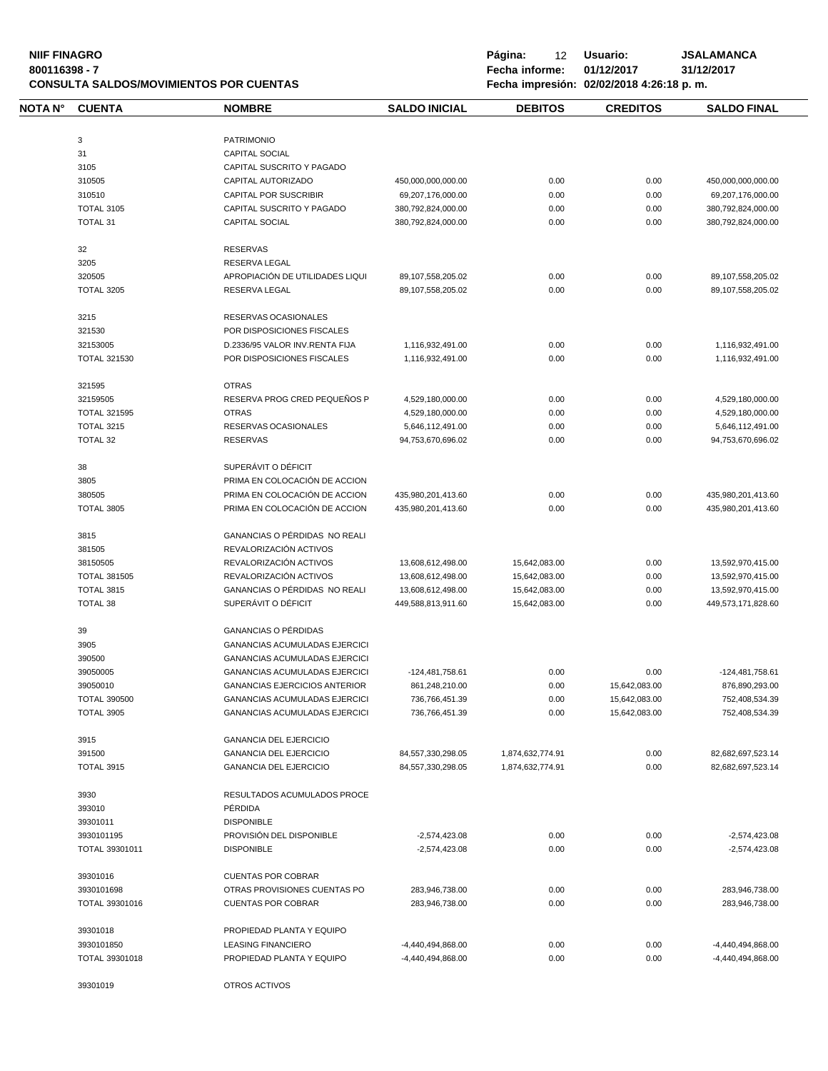**NIIF FINAGRO**
**800116398 - 7**
**CONSULTA SALDOS/MOVIMIENTOS POR CUENTAS**

**Página:** 12 **Usuario:** JSALAMANCA
**Fecha informe:** 01/12/2017 31/12/2017
**Fecha impresión:** 02/02/2018 4:26:18 p. m.

| NOTA N° | CUENTA | NOMBRE | SALDO INICIAL | DEBITOS | CREDITOS | SALDO FINAL |
|---|---|---|---|---|---|---|
| | 3 | PATRIMONIO | | | | |
| | 31 | CAPITAL SOCIAL | | | | |
| | 3105 | CAPITAL SUSCRITO Y PAGADO | | | | |
| | 310505 | CAPITAL AUTORIZADO | 450,000,000,000.00 | 0.00 | 0.00 | 450,000,000,000.00 |
| | 310510 | CAPITAL POR SUSCRIBIR | 69,207,176,000.00 | 0.00 | 0.00 | 69,207,176,000.00 |
| | TOTAL 3105 | CAPITAL SUSCRITO Y PAGADO | 380,792,824,000.00 | 0.00 | 0.00 | 380,792,824,000.00 |
| | TOTAL 31 | CAPITAL SOCIAL | 380,792,824,000.00 | 0.00 | 0.00 | 380,792,824,000.00 |
| | 32 | RESERVAS | | | | |
| | 3205 | RESERVA LEGAL | | | | |
| | 320505 | APROPIACIÓN DE UTILIDADES LIQUI | 89,107,558,205.02 | 0.00 | 0.00 | 89,107,558,205.02 |
| | TOTAL 3205 | RESERVA LEGAL | 89,107,558,205.02 | 0.00 | 0.00 | 89,107,558,205.02 |
| | 3215 | RESERVAS OCASIONALES | | | | |
| | 321530 | POR DISPOSICIONES FISCALES | | | | |
| | 32153005 | D.2336/95 VALOR INV.RENTA FIJA | 1,116,932,491.00 | 0.00 | 0.00 | 1,116,932,491.00 |
| | TOTAL 321530 | POR DISPOSICIONES FISCALES | 1,116,932,491.00 | 0.00 | 0.00 | 1,116,932,491.00 |
| | 321595 | OTRAS | | | | |
| | 32159505 | RESERVA PROG CRED PEQUEÑOS P | 4,529,180,000.00 | 0.00 | 0.00 | 4,529,180,000.00 |
| | TOTAL 321595 | OTRAS | 4,529,180,000.00 | 0.00 | 0.00 | 4,529,180,000.00 |
| | TOTAL 3215 | RESERVAS OCASIONALES | 5,646,112,491.00 | 0.00 | 0.00 | 5,646,112,491.00 |
| | TOTAL 32 | RESERVAS | 94,753,670,696.02 | 0.00 | 0.00 | 94,753,670,696.02 |
| | 38 | SUPERÁVIT O DÉFICIT | | | | |
| | 3805 | PRIMA EN COLOCACIÓN DE ACCION | | | | |
| | 380505 | PRIMA EN COLOCACIÓN DE ACCION | 435,980,201,413.60 | 0.00 | 0.00 | 435,980,201,413.60 |
| | TOTAL 3805 | PRIMA EN COLOCACIÓN DE ACCION | 435,980,201,413.60 | 0.00 | 0.00 | 435,980,201,413.60 |
| | 3815 | GANANCIAS O PÉRDIDAS NO REALI | | | | |
| | 381505 | REVALORIZACIÓN ACTIVOS | | | | |
| | 38150505 | REVALORIZACIÓN ACTIVOS | 13,608,612,498.00 | 15,642,083.00 | 0.00 | 13,592,970,415.00 |
| | TOTAL 381505 | REVALORIZACIÓN ACTIVOS | 13,608,612,498.00 | 15,642,083.00 | 0.00 | 13,592,970,415.00 |
| | TOTAL 3815 | GANANCIAS O PÉRDIDAS NO REALI | 13,608,612,498.00 | 15,642,083.00 | 0.00 | 13,592,970,415.00 |
| | TOTAL 38 | SUPERÁVIT O DÉFICIT | 449,588,813,911.60 | 15,642,083.00 | 0.00 | 449,573,171,828.60 |
| | 39 | GANANCIAS O PÉRDIDAS | | | | |
| | 3905 | GANANCIAS ACUMULADAS EJERCICI | | | | |
| | 390500 | GANANCIAS ACUMULADAS EJERCICI | | | | |
| | 39050005 | GANANCIAS ACUMULADAS EJERCICI | -124,481,758.61 | 0.00 | 0.00 | -124,481,758.61 |
| | 39050010 | GANANCIAS EJERCICIOS ANTERIOR | 861,248,210.00 | 0.00 | 15,642,083.00 | 876,890,293.00 |
| | TOTAL 390500 | GANANCIAS ACUMULADAS EJERCICI | 736,766,451.39 | 0.00 | 15,642,083.00 | 752,408,534.39 |
| | TOTAL 3905 | GANANCIAS ACUMULADAS EJERCICI | 736,766,451.39 | 0.00 | 15,642,083.00 | 752,408,534.39 |
| | 3915 | GANANCIA DEL EJERCICIO | | | | |
| | 391500 | GANANCIA DEL EJERCICIO | 84,557,330,298.05 | 1,874,632,774.91 | 0.00 | 82,682,697,523.14 |
| | TOTAL 3915 | GANANCIA DEL EJERCICIO | 84,557,330,298.05 | 1,874,632,774.91 | 0.00 | 82,682,697,523.14 |
| | 3930 | RESULTADOS ACUMULADOS PROCE | | | | |
| | 393010 | PÉRDIDA | | | | |
| | 39301011 | DISPONIBLE | | | | |
| | 3930101195 | PROVISIÓN DEL DISPONIBLE | -2,574,423.08 | 0.00 | 0.00 | -2,574,423.08 |
| | TOTAL 39301011 | DISPONIBLE | -2,574,423.08 | 0.00 | 0.00 | -2,574,423.08 |
| | 39301016 | CUENTAS POR COBRAR | | | | |
| | 3930101698 | OTRAS PROVISIONES CUENTAS PO | 283,946,738.00 | 0.00 | 0.00 | 283,946,738.00 |
| | TOTAL 39301016 | CUENTAS POR COBRAR | 283,946,738.00 | 0.00 | 0.00 | 283,946,738.00 |
| | 39301018 | PROPIEDAD PLANTA Y EQUIPO | | | | |
| | 3930101850 | LEASING FINANCIERO | -4,440,494,868.00 | 0.00 | 0.00 | -4,440,494,868.00 |
| | TOTAL 39301018 | PROPIEDAD PLANTA Y EQUIPO | -4,440,494,868.00 | 0.00 | 0.00 | -4,440,494,868.00 |
| | 39301019 | OTROS ACTIVOS | | | | |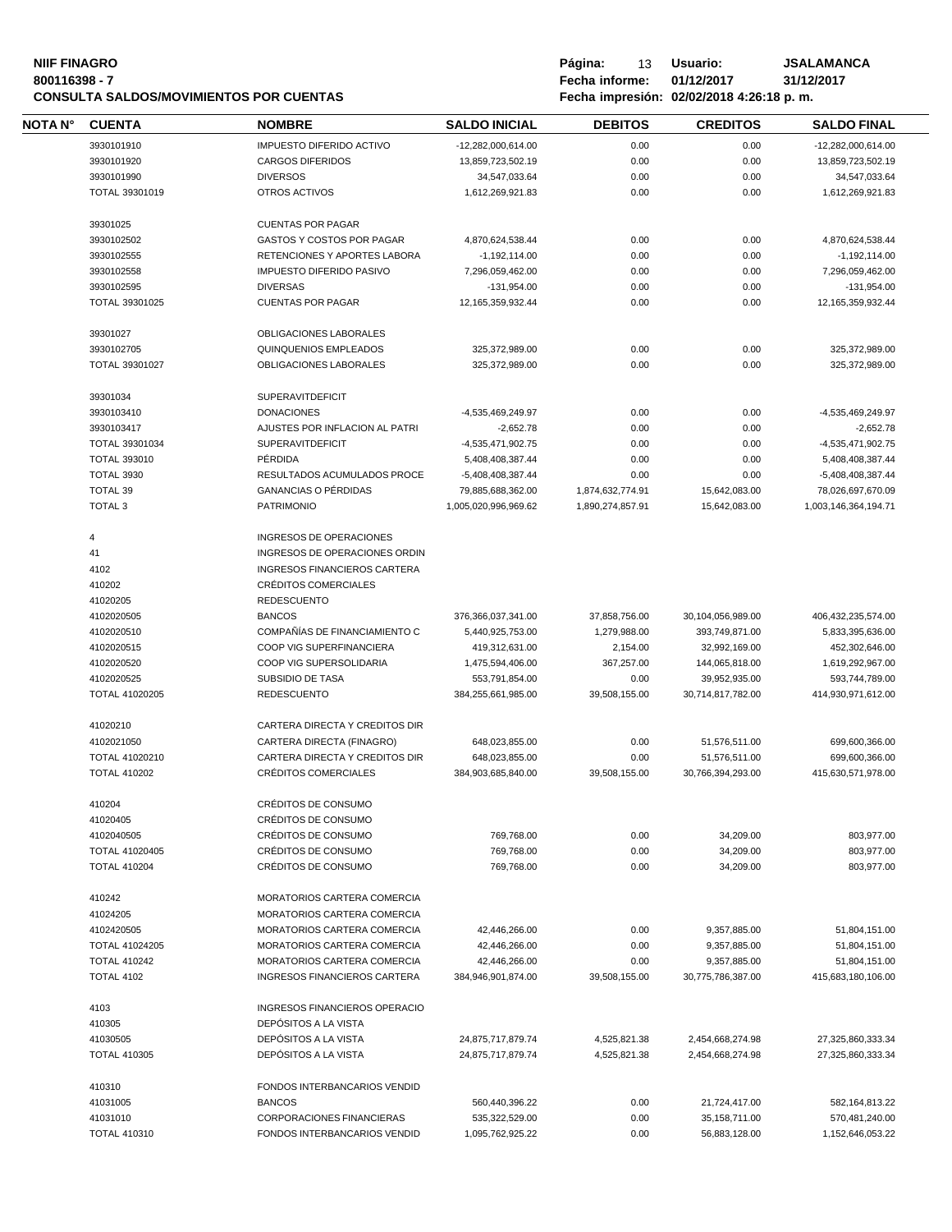| NOTA N° | CUENTA | NOMBRE | SALDO INICIAL | DEBITOS | CREDITOS | SALDO FINAL |
|---|---|---|---|---|---|---|
| | 3930101910 | IMPUESTO DIFERIDO ACTIVO | -12,282,000,614.00 | 0.00 | 0.00 | -12,282,000,614.00 |
| | 3930101920 | CARGOS DIFERIDOS | 13,859,723,502.19 | 0.00 | 0.00 | 13,859,723,502.19 |
| | 3930101990 | DIVERSOS | 34,547,033.64 | 0.00 | 0.00 | 34,547,033.64 |
| | TOTAL 39301019 | OTROS ACTIVOS | 1,612,269,921.83 | 0.00 | 0.00 | 1,612,269,921.83 |
| | 39301025 | CUENTAS POR PAGAR | | | | |
| | 3930102502 | GASTOS Y COSTOS POR PAGAR | 4,870,624,538.44 | 0.00 | 0.00 | 4,870,624,538.44 |
| | 3930102555 | RETENCIONES Y APORTES LABORA | -1,192,114.00 | 0.00 | 0.00 | -1,192,114.00 |
| | 3930102558 | IMPUESTO DIFERIDO PASIVO | 7,296,059,462.00 | 0.00 | 0.00 | 7,296,059,462.00 |
| | 3930102595 | DIVERSAS | -131,954.00 | 0.00 | 0.00 | -131,954.00 |
| | TOTAL 39301025 | CUENTAS POR PAGAR | 12,165,359,932.44 | 0.00 | 0.00 | 12,165,359,932.44 |
| | 39301027 | OBLIGACIONES LABORALES | | | | |
| | 3930102705 | QUINQUENIOS EMPLEADOS | 325,372,989.00 | 0.00 | 0.00 | 325,372,989.00 |
| | TOTAL 39301027 | OBLIGACIONES LABORALES | 325,372,989.00 | 0.00 | 0.00 | 325,372,989.00 |
| | 39301034 | SUPERAVITDEFICIT | | | | |
| | 3930103410 | DONACIONES | -4,535,469,249.97 | 0.00 | 0.00 | -4,535,469,249.97 |
| | 3930103417 | AJUSTES POR INFLACION AL PATRI | -2,652.78 | 0.00 | 0.00 | -2,652.78 |
| | TOTAL 39301034 | SUPERAVITDEFICIT | -4,535,471,902.75 | 0.00 | 0.00 | -4,535,471,902.75 |
| | TOTAL 393010 | PÉRDIDA | 5,408,408,387.44 | 0.00 | 0.00 | 5,408,408,387.44 |
| | TOTAL 3930 | RESULTADOS ACUMULADOS PROCE | -5,408,408,387.44 | 0.00 | 0.00 | -5,408,408,387.44 |
| | TOTAL 39 | GANANCIAS O PÉRDIDAS | 79,885,688,362.00 | 1,874,632,774.91 | 15,642,083.00 | 78,026,697,670.09 |
| | TOTAL 3 | PATRIMONIO | 1,005,020,996,969.62 | 1,890,274,857.91 | 15,642,083.00 | 1,003,146,364,194.71 |
| | 4 | INGRESOS DE OPERACIONES | | | | |
| | 41 | INGRESOS DE OPERACIONES ORDIN | | | | |
| | 4102 | INGRESOS FINANCIEROS CARTERA | | | | |
| | 410202 | CRÉDITOS COMERCIALES | | | | |
| | 41020205 | REDESCUENTO | | | | |
| | 4102020505 | BANCOS | 376,366,037,341.00 | 37,858,756.00 | 30,104,056,989.00 | 406,432,235,574.00 |
| | 4102020510 | COMPAÑÍAS DE FINANCIAMIENTO C | 5,440,925,753.00 | 1,279,988.00 | 393,749,871.00 | 5,833,395,636.00 |
| | 4102020515 | COOP VIG SUPERFINANCIERA | 419,312,631.00 | 2,154.00 | 32,992,169.00 | 452,302,646.00 |
| | 4102020520 | COOP VIG SUPERSOLIDARIA | 1,475,594,406.00 | 367,257.00 | 144,065,818.00 | 1,619,292,967.00 |
| | 4102020525 | SUBSIDIO DE TASA | 553,791,854.00 | 0.00 | 39,952,935.00 | 593,744,789.00 |
| | TOTAL 41020205 | REDESCUENTO | 384,255,661,985.00 | 39,508,155.00 | 30,714,817,782.00 | 414,930,971,612.00 |
| | 41020210 | CARTERA DIRECTA Y CREDITOS DIR | | | | |
| | 4102021050 | CARTERA DIRECTA (FINAGRO) | 648,023,855.00 | 0.00 | 51,576,511.00 | 699,600,366.00 |
| | TOTAL 41020210 | CARTERA DIRECTA Y CREDITOS DIR | 648,023,855.00 | 0.00 | 51,576,511.00 | 699,600,366.00 |
| | TOTAL 410202 | CRÉDITOS COMERCIALES | 384,903,685,840.00 | 39,508,155.00 | 30,766,394,293.00 | 415,630,571,978.00 |
| | 410204 | CRÉDITOS DE CONSUMO | | | | |
| | 41020405 | CRÉDITOS DE CONSUMO | | | | |
| | 4102040505 | CRÉDITOS DE CONSUMO | 769,768.00 | 0.00 | 34,209.00 | 803,977.00 |
| | TOTAL 41020405 | CRÉDITOS DE CONSUMO | 769,768.00 | 0.00 | 34,209.00 | 803,977.00 |
| | TOTAL 410204 | CRÉDITOS DE CONSUMO | 769,768.00 | 0.00 | 34,209.00 | 803,977.00 |
| | 410242 | MORATORIOS CARTERA COMERCIA | | | | |
| | 41024205 | MORATORIOS CARTERA COMERCIA | | | | |
| | 4102420505 | MORATORIOS CARTERA COMERCIA | 42,446,266.00 | 0.00 | 9,357,885.00 | 51,804,151.00 |
| | TOTAL 41024205 | MORATORIOS CARTERA COMERCIA | 42,446,266.00 | 0.00 | 9,357,885.00 | 51,804,151.00 |
| | TOTAL 410242 | MORATORIOS CARTERA COMERCIA | 42,446,266.00 | 0.00 | 9,357,885.00 | 51,804,151.00 |
| | TOTAL 4102 | INGRESOS FINANCIEROS CARTERA | 384,946,901,874.00 | 39,508,155.00 | 30,775,786,387.00 | 415,683,180,106.00 |
| | 4103 | INGRESOS FINANCIEROS OPERACIO | | | | |
| | 410305 | DEPÓSITOS A LA VISTA | | | | |
| | 41030505 | DEPÓSITOS A LA VISTA | 24,875,717,879.74 | 4,525,821.38 | 2,454,668,274.98 | 27,325,860,333.34 |
| | TOTAL 410305 | DEPÓSITOS A LA VISTA | 24,875,717,879.74 | 4,525,821.38 | 2,454,668,274.98 | 27,325,860,333.34 |
| | 410310 | FONDOS INTERBANCARIOS VENDID | | | | |
| | 41031005 | BANCOS | 560,440,396.22 | 0.00 | 21,724,417.00 | 582,164,813.22 |
| | 41031010 | CORPORACIONES FINANCIERAS | 535,322,529.00 | 0.00 | 35,158,711.00 | 570,481,240.00 |
| | TOTAL 410310 | FONDOS INTERBANCARIOS VENDID | 1,095,762,925.22 | 0.00 | 56,883,128.00 | 1,152,646,053.22 |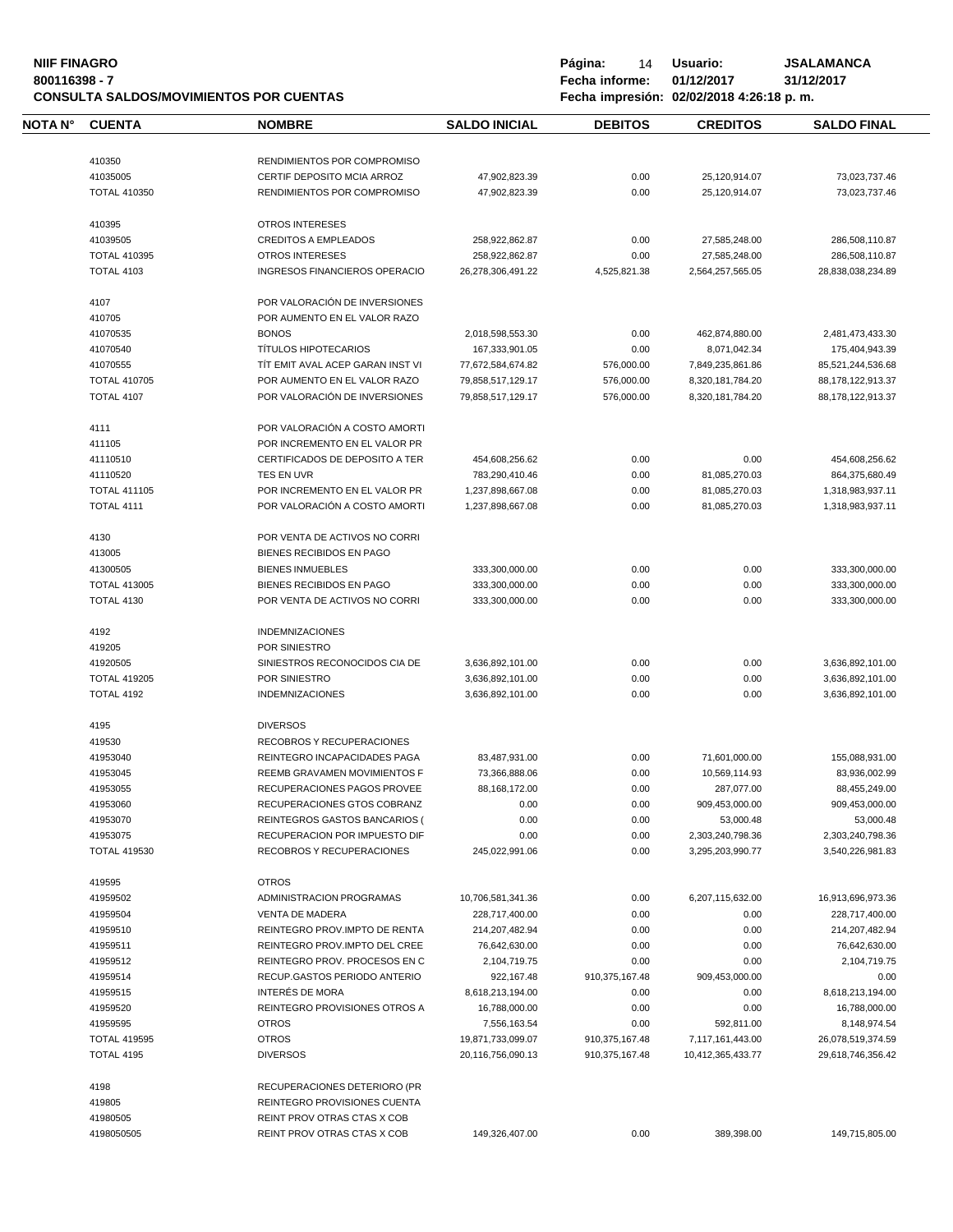| NOTA N° | CUENTA | NOMBRE | SALDO INICIAL | DEBITOS | CREDITOS | SALDO FINAL |
|---|---|---|---|---|---|---|
| | 410350 | RENDIMIENTOS POR COMPROMISO | | | | |
| | 41035005 | CERTIF DEPOSITO MCIA ARROZ | 47,902,823.39 | 0.00 | 25,120,914.07 | 73,023,737.46 |
| | TOTAL 410350 | RENDIMIENTOS POR COMPROMISO | 47,902,823.39 | 0.00 | 25,120,914.07 | 73,023,737.46 |
| | 410395 | OTROS INTERESES | | | | |
| | 41039505 | CREDITOS A EMPLEADOS | 258,922,862.87 | 0.00 | 27,585,248.00 | 286,508,110.87 |
| | TOTAL 410395 | OTROS INTERESES | 258,922,862.87 | 0.00 | 27,585,248.00 | 286,508,110.87 |
| | TOTAL 4103 | INGRESOS FINANCIEROS OPERACIO | 26,278,306,491.22 | 4,525,821.38 | 2,564,257,565.05 | 28,838,038,234.89 |
| | 4107 | POR VALORACIÓN DE INVERSIONES | | | | |
| | 410705 | POR AUMENTO EN EL VALOR RAZO | | | | |
| | 41070535 | BONOS | 2,018,598,553.30 | 0.00 | 462,874,880.00 | 2,481,473,433.30 |
| | 41070540 | TÍTULOS HIPOTECARIOS | 167,333,901.05 | 0.00 | 8,071,042.34 | 175,404,943.39 |
| | 41070555 | TÍT EMIT AVAL ACEP GARAN INST VI | 77,672,584,674.82 | 576,000.00 | 7,849,235,861.86 | 85,521,244,536.68 |
| | TOTAL 410705 | POR AUMENTO EN EL VALOR RAZO | 79,858,517,129.17 | 576,000.00 | 8,320,181,784.20 | 88,178,122,913.37 |
| | TOTAL 4107 | POR VALORACIÓN DE INVERSIONES | 79,858,517,129.17 | 576,000.00 | 8,320,181,784.20 | 88,178,122,913.37 |
| | 4111 | POR VALORACIÓN A COSTO AMORTI | | | | |
| | 411105 | POR INCREMENTO EN EL VALOR PR | | | | |
| | 41110510 | CERTIFICADOS DE DEPOSITO A TER | 454,608,256.62 | 0.00 | 0.00 | 454,608,256.62 |
| | 41110520 | TES EN UVR | 783,290,410.46 | 0.00 | 81,085,270.03 | 864,375,680.49 |
| | TOTAL 411105 | POR INCREMENTO EN EL VALOR PR | 1,237,898,667.08 | 0.00 | 81,085,270.03 | 1,318,983,937.11 |
| | TOTAL 4111 | POR VALORACIÓN A COSTO AMORTI | 1,237,898,667.08 | 0.00 | 81,085,270.03 | 1,318,983,937.11 |
| | 4130 | POR VENTA DE ACTIVOS NO CORRI | | | | |
| | 413005 | BIENES RECIBIDOS EN PAGO | | | | |
| | 41300505 | BIENES INMUEBLES | 333,300,000.00 | 0.00 | 0.00 | 333,300,000.00 |
| | TOTAL 413005 | BIENES RECIBIDOS EN PAGO | 333,300,000.00 | 0.00 | 0.00 | 333,300,000.00 |
| | TOTAL 4130 | POR VENTA DE ACTIVOS NO CORRI | 333,300,000.00 | 0.00 | 0.00 | 333,300,000.00 |
| | 4192 | INDEMNIZACIONES | | | | |
| | 419205 | POR SINIESTRO | | | | |
| | 41920505 | SINIESTROS RECONOCIDOS CIA DE | 3,636,892,101.00 | 0.00 | 0.00 | 3,636,892,101.00 |
| | TOTAL 419205 | POR SINIESTRO | 3,636,892,101.00 | 0.00 | 0.00 | 3,636,892,101.00 |
| | TOTAL 4192 | INDEMNIZACIONES | 3,636,892,101.00 | 0.00 | 0.00 | 3,636,892,101.00 |
| | 4195 | DIVERSOS | | | | |
| | 419530 | RECOBROS Y RECUPERACIONES | | | | |
| | 41953040 | REINTEGRO INCAPACIDADES PAGA | 83,487,931.00 | 0.00 | 71,601,000.00 | 155,088,931.00 |
| | 41953045 | REEMB GRAVAMEN MOVIMIENTOS F | 73,366,888.06 | 0.00 | 10,569,114.93 | 83,936,002.99 |
| | 41953055 | RECUPERACIONES PAGOS PROVEE | 88,168,172.00 | 0.00 | 287,077.00 | 88,455,249.00 |
| | 41953060 | RECUPERACIONES GTOS COBRANZ | 0.00 | 0.00 | 909,453,000.00 | 909,453,000.00 |
| | 41953070 | REINTEGROS GASTOS BANCARIOS ( | 0.00 | 0.00 | 53,000.48 | 53,000.48 |
| | 41953075 | RECUPERACION POR IMPUESTO DIF | 0.00 | 0.00 | 2,303,240,798.36 | 2,303,240,798.36 |
| | TOTAL 419530 | RECOBROS Y RECUPERACIONES | 245,022,991.06 | 0.00 | 3,295,203,990.77 | 3,540,226,981.83 |
| | 419595 | OTROS | | | | |
| | 41959502 | ADMINISTRACION PROGRAMAS | 10,706,581,341.36 | 0.00 | 6,207,115,632.00 | 16,913,696,973.36 |
| | 41959504 | VENTA DE MADERA | 228,717,400.00 | 0.00 | 0.00 | 228,717,400.00 |
| | 41959510 | REINTEGRO PROV.IMPTO DE RENTA | 214,207,482.94 | 0.00 | 0.00 | 214,207,482.94 |
| | 41959511 | REINTEGRO PROV.IMPTO DEL CREE | 76,642,630.00 | 0.00 | 0.00 | 76,642,630.00 |
| | 41959512 | REINTEGRO PROV. PROCESOS EN C | 2,104,719.75 | 0.00 | 0.00 | 2,104,719.75 |
| | 41959514 | RECUP.GASTOS PERIODO ANTERIO | 922,167.48 | 910,375,167.48 | 909,453,000.00 | 0.00 |
| | 41959515 | INTERÉS DE MORA | 8,618,213,194.00 | 0.00 | 0.00 | 8,618,213,194.00 |
| | 41959520 | REINTEGRO PROVISIONES OTROS A | 16,788,000.00 | 0.00 | 0.00 | 16,788,000.00 |
| | 41959595 | OTROS | 7,556,163.54 | 0.00 | 592,811.00 | 8,148,974.54 |
| | TOTAL 419595 | OTROS | 19,871,733,099.07 | 910,375,167.48 | 7,117,161,443.00 | 26,078,519,374.59 |
| | TOTAL 4195 | DIVERSOS | 20,116,756,090.13 | 910,375,167.48 | 10,412,365,433.77 | 29,618,746,356.42 |
| | 4198 | RECUPERACIONES DETERIORO (PR | | | | |
| | 419805 | REINTEGRO PROVISIONES CUENTA | | | | |
| | 41980505 | REINT PROV OTRAS CTAS X COB | | | | |
| | 4198050505 | REINT PROV OTRAS CTAS X COB | 149,326,407.00 | 0.00 | 389,398.00 | 149,715,805.00 |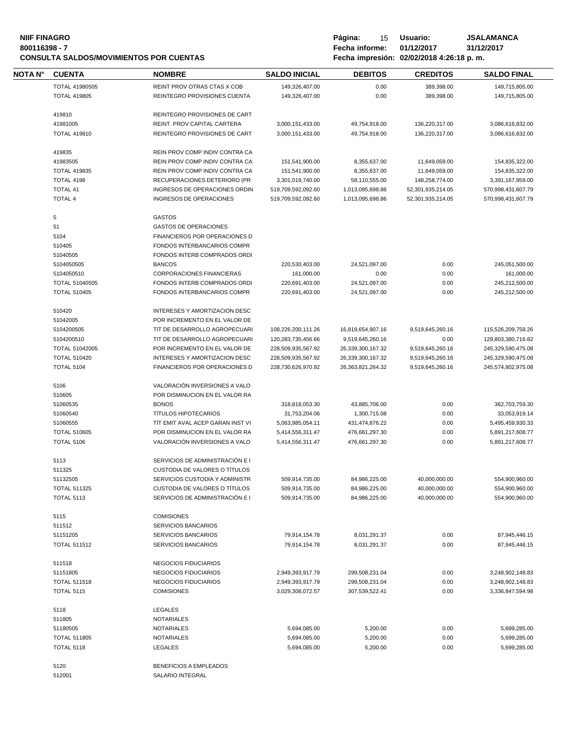**NIIF FINAGRO**
**800116398 - 7**
**CONSULTA SALDOS/MOVIMIENTOS POR CUENTAS**

**Usuario:** JSALAMANCA
**Fecha informe:** 01/12/2017 31/12/2017
**Fecha impresión:** 02/02/2018 4:26:18 p. m.

| NOTA N° | CUENTA | NOMBRE | SALDO INICIAL | DEBITOS | CREDITOS | SALDO FINAL |
|---|---|---|---|---|---|---|
| | TOTAL 41980505 | REINT PROV OTRAS CTAS X COB | 149,326,407.00 | 0.00 | 389,398.00 | 149,715,805.00 |
| | TOTAL 419805 | REINTEGRO PROVISIONES CUENTA | 149,326,407.00 | 0.00 | 389,398.00 | 149,715,805.00 |
| | 419810 | REINTEGRO PROVISIONES DE CART | | | | |
| | 41981005 | REINT. PROV CAPITAL CARTERA | 3,000,151,433.00 | 49,754,918.00 | 136,220,317.00 | 3,086,616,832.00 |
| | TOTAL 419810 | REINTEGRO PROVISIONES DE CART | 3,000,151,433.00 | 49,754,918.00 | 136,220,317.00 | 3,086,616,832.00 |
| | 419835 | REIN PROV COMP INDIV CONTRA CA | | | | |
| | 41983505 | REIN PROV COMP INDIV CONTRA CA | 151,541,900.00 | 8,355,637.00 | 11,649,059.00 | 154,835,322.00 |
| | TOTAL 419835 | REIN PROV COMP INDIV CONTRA CA | 151,541,900.00 | 8,355,637.00 | 11,649,059.00 | 154,835,322.00 |
| | TOTAL 4198 | RECUPERACIONES DETERIORO (PR | 3,301,019,740.00 | 58,110,555.00 | 148,258,774.00 | 3,391,167,959.00 |
| | TOTAL 41 | INGRESOS DE OPERACIONES ORDIN | 519,709,592,092.60 | 1,013,095,698.86 | 52,301,935,214.05 | 570,998,431,607.79 |
| | TOTAL 4 | INGRESOS DE OPERACIONES | 519,709,592,092.60 | 1,013,095,698.86 | 52,301,935,214.05 | 570,998,431,607.79 |
| | 5 | GASTOS | | | | |
| | 51 | GASTOS DE OPERACIONES | | | | |
| | 5104 | FINANCIEROS POR OPERACIONES D | | | | |
| | 510405 | FONDOS INTERBANCARIOS COMPR | | | | |
| | 51040505 | FONDOS INTERB COMPRADOS ORDI | | | | |
| | 5104050505 | BANCOS | 220,530,403.00 | 24,521,097.00 | 0.00 | 245,051,500.00 |
| | 5104050510 | CORPORACIONES FINANCIERAS | 161,000.00 | 0.00 | 0.00 | 161,000.00 |
| | TOTAL 51040505 | FONDOS INTERB COMPRADOS ORDI | 220,691,403.00 | 24,521,097.00 | 0.00 | 245,212,500.00 |
| | TOTAL 510405 | FONDOS INTERBANCARIOS COMPR | 220,691,403.00 | 24,521,097.00 | 0.00 | 245,212,500.00 |
| | 510420 | INTERESES Y AMORTIZACION DESC | | | | |
| | 51042005 | POR INCREMENTO EN EL VALOR DE | | | | |
| | 5104200505 | TIT DE DESARROLLO AGROPECUARI | 108,226,200,111.26 | 16,819,654,907.16 | 9,519,645,260.16 | 115,526,209,758.26 |
| | 5104200510 | TIT DE DESARROLLO AGROPECUARI | 120,283,735,456.66 | 9,519,645,260.16 | 0.00 | 129,803,380,716.82 |
| | TOTAL 51042005 | POR INCREMENTO EN EL VALOR DE | 228,509,935,567.92 | 26,339,300,167.32 | 9,519,645,260.16 | 245,329,590,475.08 |
| | TOTAL 510420 | INTERESES Y AMORTIZACION DESC | 228,509,935,567.92 | 26,339,300,167.32 | 9,519,645,260.16 | 245,329,590,475.08 |
| | TOTAL 5104 | FINANCIEROS POR OPERACIONES D | 228,730,626,970.92 | 26,363,821,264.32 | 9,519,645,260.16 | 245,574,802,975.08 |
| | 5106 | VALORACIÓN INVERSIONES A VALO | | | | |
| | 510605 | POR DISMINUCION EN EL VALOR RA | | | | |
| | 51060535 | BONOS | 318,818,053.30 | 43,885,706.00 | 0.00 | 362,703,759.30 |
| | 51060540 | TÍTULOS HIPOTECARIOS | 31,753,204.06 | 1,300,715.08 | 0.00 | 33,053,919.14 |
| | 51060555 | TÍT EMIT AVAL ACEP GARAN INST VI | 5,063,985,054.11 | 431,474,876.22 | 0.00 | 5,495,459,930.33 |
| | TOTAL 510605 | POR DISMINUCION EN EL VALOR RA | 5,414,556,311.47 | 476,661,297.30 | 0.00 | 5,891,217,608.77 |
| | TOTAL 5106 | VALORACIÓN INVERSIONES A VALO | 5,414,556,311.47 | 476,661,297.30 | 0.00 | 5,891,217,608.77 |
| | 5113 | SERVICIOS DE ADMINISTRACIÓN E I | | | | |
| | 511325 | CUSTODIA DE VALORES O TÍTULOS | | | | |
| | 51132505 | SERVICIOS CUSTODIA Y ADMINISTR | 509,914,735.00 | 84,986,225.00 | 40,000,000.00 | 554,900,960.00 |
| | TOTAL 511325 | CUSTODIA DE VALORES O TÍTULOS | 509,914,735.00 | 84,986,225.00 | 40,000,000.00 | 554,900,960.00 |
| | TOTAL 5113 | SERVICIOS DE ADMINISTRACIÓN E I | 509,914,735.00 | 84,986,225.00 | 40,000,000.00 | 554,900,960.00 |
| | 5115 | COMISIONES | | | | |
| | 511512 | SERVICIOS BANCARIOS | | | | |
| | 51151205 | SERVICIOS BANCARIOS | 79,914,154.78 | 8,031,291.37 | 0.00 | 87,945,446.15 |
| | TOTAL 511512 | SERVICIOS BANCARIOS | 79,914,154.78 | 8,031,291.37 | 0.00 | 87,945,446.15 |
| | 511518 | NEGOCIOS FIDUCIARIOS | | | | |
| | 51151805 | NEGOCIOS FIDUCIARIOS | 2,949,393,917.79 | 299,508,231.04 | 0.00 | 3,248,902,148.83 |
| | TOTAL 511518 | NEGOCIOS FIDUCIARIOS | 2,949,393,917.79 | 299,508,231.04 | 0.00 | 3,248,902,148.83 |
| | TOTAL 5115 | COMISIONES | 3,029,308,072.57 | 307,539,522.41 | 0.00 | 3,336,847,594.98 |
| | 5118 | LEGALES | | | | |
| | 511805 | NOTARIALES | | | | |
| | 51180505 | NOTARIALES | 5,694,085.00 | 5,200.00 | 0.00 | 5,699,285.00 |
| | TOTAL 511805 | NOTARIALES | 5,694,085.00 | 5,200.00 | 0.00 | 5,699,285.00 |
| | TOTAL 5118 | LEGALES | 5,694,085.00 | 5,200.00 | 0.00 | 5,699,285.00 |
| | 5120 | BENEFICIOS A EMPLEADOS | | | | |
| | 512001 | SALARIO INTEGRAL | | | | |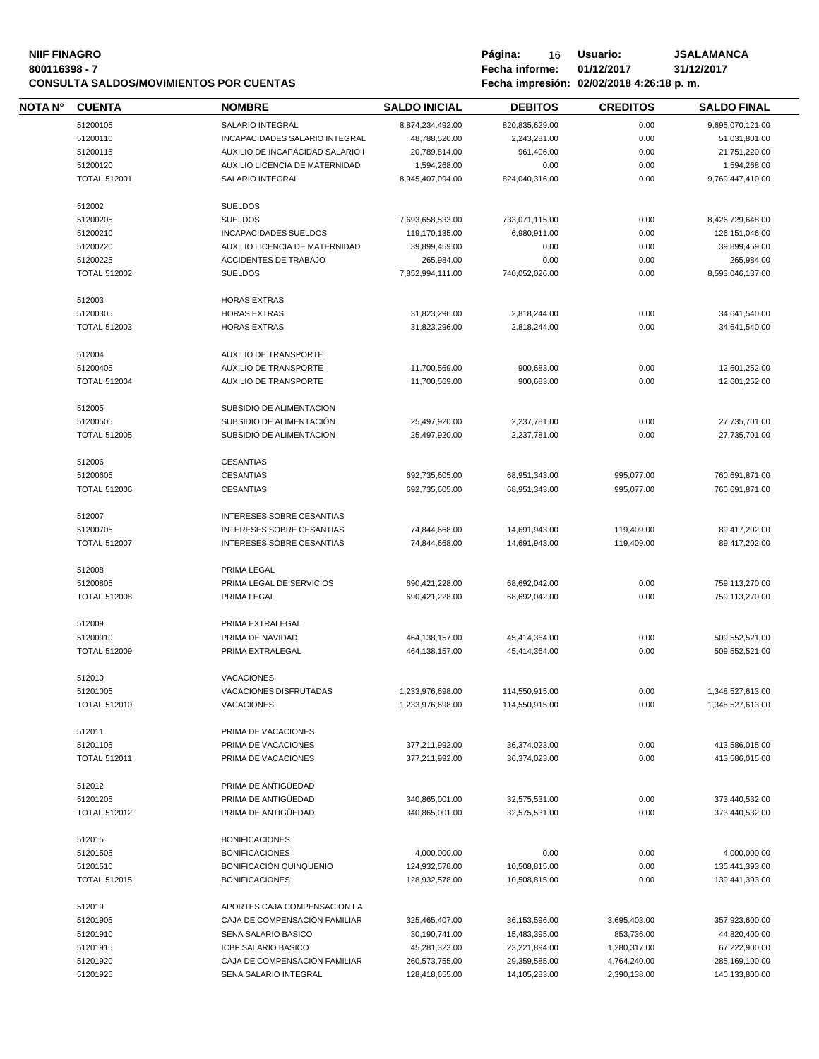**NIIF FINAGRO**
**800116398 - 7**
**CONSULTA SALDOS/MOVIMIENTOS POR CUENTAS**

**Página:** 16 **Usuario:** **JSALAMANCA**
**Fecha informe:** **01/12/2017** **31/12/2017**
**Fecha impresión: 02/02/2018 4:26:18 p. m.**

| NOTA N° | CUENTA | NOMBRE | SALDO INICIAL | DEBITOS | CREDITOS | SALDO FINAL |
|---|---|---|---|---|---|---|
| | 51200105 | SALARIO INTEGRAL | 8,874,234,492.00 | 820,835,629.00 | 0.00 | 9,695,070,121.00 |
| | 51200110 | INCAPACIDADES SALARIO INTEGRAL | 48,788,520.00 | 2,243,281.00 | 0.00 | 51,031,801.00 |
| | 51200115 | AUXILIO DE INCAPACIDAD SALARIO I | 20,789,814.00 | 961,406.00 | 0.00 | 21,751,220.00 |
| | 51200120 | AUXILIO LICENCIA DE MATERNIDAD | 1,594,268.00 | 0.00 | 0.00 | 1,594,268.00 |
| | TOTAL 512001 | SALARIO INTEGRAL | 8,945,407,094.00 | 824,040,316.00 | 0.00 | 9,769,447,410.00 |
| | 512002 | SUELDOS | | | | |
| | 51200205 | SUELDOS | 7,693,658,533.00 | 733,071,115.00 | 0.00 | 8,426,729,648.00 |
| | 51200210 | INCAPACIDADES SUELDOS | 119,170,135.00 | 6,980,911.00 | 0.00 | 126,151,046.00 |
| | 51200220 | AUXILIO LICENCIA DE MATERNIDAD | 39,899,459.00 | 0.00 | 0.00 | 39,899,459.00 |
| | 51200225 | ACCIDENTES DE TRABAJO | 265,984.00 | 0.00 | 0.00 | 265,984.00 |
| | TOTAL 512002 | SUELDOS | 7,852,994,111.00 | 740,052,026.00 | 0.00 | 8,593,046,137.00 |
| | 512003 | HORAS EXTRAS | | | | |
| | 51200305 | HORAS EXTRAS | 31,823,296.00 | 2,818,244.00 | 0.00 | 34,641,540.00 |
| | TOTAL 512003 | HORAS EXTRAS | 31,823,296.00 | 2,818,244.00 | 0.00 | 34,641,540.00 |
| | 512004 | AUXILIO DE TRANSPORTE | | | | |
| | 51200405 | AUXILIO DE TRANSPORTE | 11,700,569.00 | 900,683.00 | 0.00 | 12,601,252.00 |
| | TOTAL 512004 | AUXILIO DE TRANSPORTE | 11,700,569.00 | 900,683.00 | 0.00 | 12,601,252.00 |
| | 512005 | SUBSIDIO DE ALIMENTACION | | | | |
| | 51200505 | SUBSIDIO DE ALIMENTACIÓN | 25,497,920.00 | 2,237,781.00 | 0.00 | 27,735,701.00 |
| | TOTAL 512005 | SUBSIDIO DE ALIMENTACION | 25,497,920.00 | 2,237,781.00 | 0.00 | 27,735,701.00 |
| | 512006 | CESANTIAS | | | | |
| | 51200605 | CESANTIAS | 692,735,605.00 | 68,951,343.00 | 995,077.00 | 760,691,871.00 |
| | TOTAL 512006 | CESANTIAS | 692,735,605.00 | 68,951,343.00 | 995,077.00 | 760,691,871.00 |
| | 512007 | INTERESES SOBRE CESANTIAS | | | | |
| | 51200705 | INTERESES SOBRE CESANTIAS | 74,844,668.00 | 14,691,943.00 | 119,409.00 | 89,417,202.00 |
| | TOTAL 512007 | INTERESES SOBRE CESANTIAS | 74,844,668.00 | 14,691,943.00 | 119,409.00 | 89,417,202.00 |
| | 512008 | PRIMA LEGAL | | | | |
| | 51200805 | PRIMA LEGAL DE SERVICIOS | 690,421,228.00 | 68,692,042.00 | 0.00 | 759,113,270.00 |
| | TOTAL 512008 | PRIMA LEGAL | 690,421,228.00 | 68,692,042.00 | 0.00 | 759,113,270.00 |
| | 512009 | PRIMA EXTRALEGAL | | | | |
| | 51200910 | PRIMA DE NAVIDAD | 464,138,157.00 | 45,414,364.00 | 0.00 | 509,552,521.00 |
| | TOTAL 512009 | PRIMA EXTRALEGAL | 464,138,157.00 | 45,414,364.00 | 0.00 | 509,552,521.00 |
| | 512010 | VACACIONES | | | | |
| | 51201005 | VACACIONES DISFRUTADAS | 1,233,976,698.00 | 114,550,915.00 | 0.00 | 1,348,527,613.00 |
| | TOTAL 512010 | VACACIONES | 1,233,976,698.00 | 114,550,915.00 | 0.00 | 1,348,527,613.00 |
| | 512011 | PRIMA DE VACACIONES | | | | |
| | 51201105 | PRIMA DE VACACIONES | 377,211,992.00 | 36,374,023.00 | 0.00 | 413,586,015.00 |
| | TOTAL 512011 | PRIMA DE VACACIONES | 377,211,992.00 | 36,374,023.00 | 0.00 | 413,586,015.00 |
| | 512012 | PRIMA DE ANTIGÜEDAD | | | | |
| | 51201205 | PRIMA DE ANTIGÜEDAD | 340,865,001.00 | 32,575,531.00 | 0.00 | 373,440,532.00 |
| | TOTAL 512012 | PRIMA DE ANTIGÜEDAD | 340,865,001.00 | 32,575,531.00 | 0.00 | 373,440,532.00 |
| | 512015 | BONIFICACIONES | | | | |
| | 51201505 | BONIFICACIONES | 4,000,000.00 | 0.00 | 0.00 | 4,000,000.00 |
| | 51201510 | BONIFICACIÓN QUINQUENIO | 124,932,578.00 | 10,508,815.00 | 0.00 | 135,441,393.00 |
| | TOTAL 512015 | BONIFICACIONES | 128,932,578.00 | 10,508,815.00 | 0.00 | 139,441,393.00 |
| | 512019 | APORTES CAJA COMPENSACION FA | | | | |
| | 51201905 | CAJA DE COMPENSACIÓN FAMILIAR | 325,465,407.00 | 36,153,596.00 | 3,695,403.00 | 357,923,600.00 |
| | 51201910 | SENA SALARIO BASICO | 30,190,741.00 | 15,483,395.00 | 853,736.00 | 44,820,400.00 |
| | 51201915 | ICBF SALARIO BASICO | 45,281,323.00 | 23,221,894.00 | 1,280,317.00 | 67,222,900.00 |
| | 51201920 | CAJA DE COMPENSACIÓN FAMILIAR | 260,573,755.00 | 29,359,585.00 | 4,764,240.00 | 285,169,100.00 |
| | 51201925 | SENA SALARIO INTEGRAL | 128,418,655.00 | 14,105,283.00 | 2,390,138.00 | 140,133,800.00 |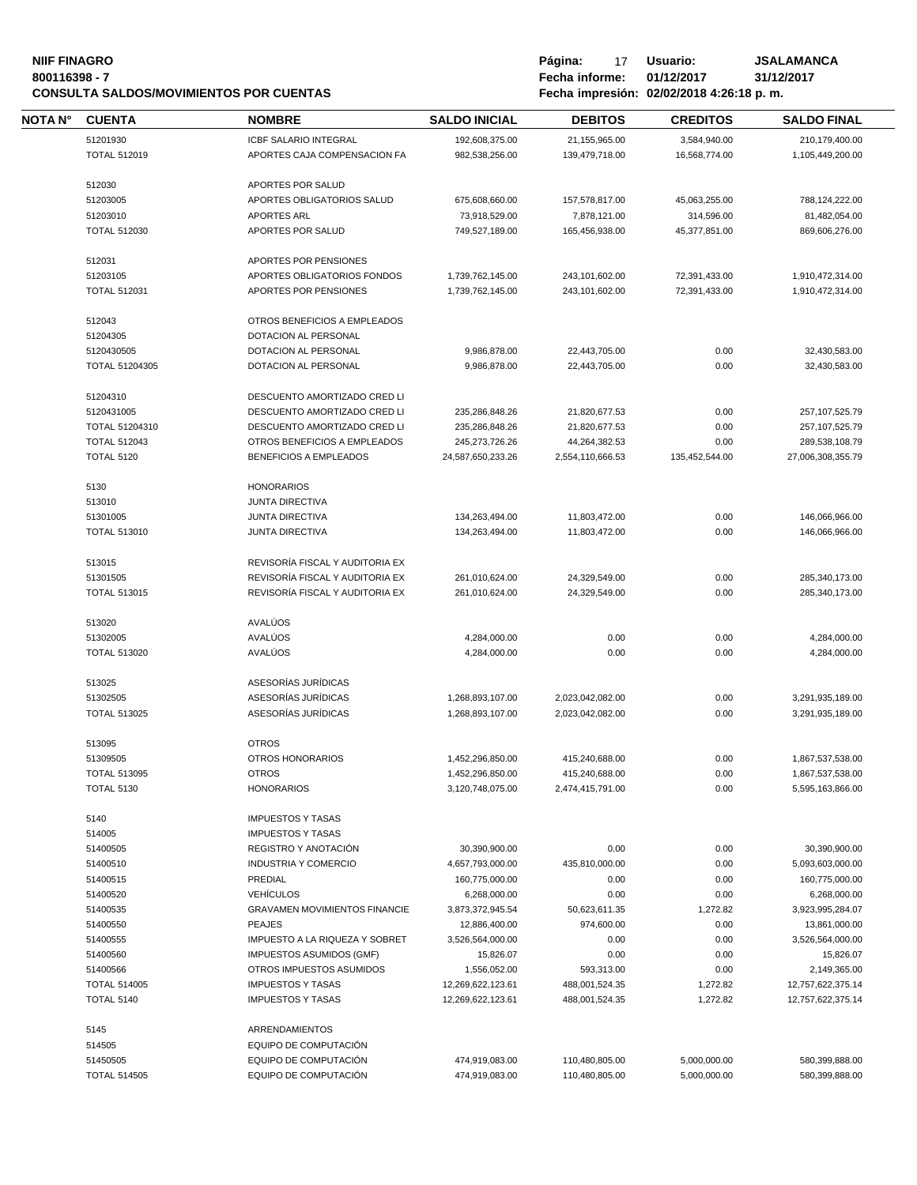**NIIF FINAGRO**
**800116398 - 7**
**CONSULTA SALDOS/MOVIMIENTOS POR CUENTAS**

**Página:** 17 **Usuario:** **JSALAMANCA**
**Fecha informe:** **01/12/2017** **31/12/2017**
**Fecha impresión: 02/02/2018 4:26:18 p. m.**

| NOTA N° | CUENTA | NOMBRE | SALDO INICIAL | DEBITOS | CREDITOS | SALDO FINAL |
|---|---|---|---|---|---|---|
| | 51201930 | ICBF SALARIO INTEGRAL | 192,608,375.00 | 21,155,965.00 | 3,584,940.00 | 210,179,400.00 |
| | TOTAL 512019 | APORTES CAJA COMPENSACION FA | 982,538,256.00 | 139,479,718.00 | 16,568,774.00 | 1,105,449,200.00 |
| | 512030 | APORTES POR SALUD | | | | |
| | 51203005 | APORTES OBLIGATORIOS SALUD | 675,608,660.00 | 157,578,817.00 | 45,063,255.00 | 788,124,222.00 |
| | 51203010 | APORTES ARL | 73,918,529.00 | 7,878,121.00 | 314,596.00 | 81,482,054.00 |
| | TOTAL 512030 | APORTES POR SALUD | 749,527,189.00 | 165,456,938.00 | 45,377,851.00 | 869,606,276.00 |
| | 512031 | APORTES POR PENSIONES | | | | |
| | 51203105 | APORTES OBLIGATORIOS FONDOS | 1,739,762,145.00 | 243,101,602.00 | 72,391,433.00 | 1,910,472,314.00 |
| | TOTAL 512031 | APORTES POR PENSIONES | 1,739,762,145.00 | 243,101,602.00 | 72,391,433.00 | 1,910,472,314.00 |
| | 512043 | OTROS BENEFICIOS A EMPLEADOS | | | | |
| | 51204305 | DOTACION AL PERSONAL | | | | |
| | 5120430505 | DOTACION AL PERSONAL | 9,986,878.00 | 22,443,705.00 | 0.00 | 32,430,583.00 |
| | TOTAL 51204305 | DOTACION AL PERSONAL | 9,986,878.00 | 22,443,705.00 | 0.00 | 32,430,583.00 |
| | 51204310 | DESCUENTO AMORTIZADO CRED LI | | | | |
| | 5120431005 | DESCUENTO AMORTIZADO CRED LI | 235,286,848.26 | 21,820,677.53 | 0.00 | 257,107,525.79 |
| | TOTAL 51204310 | DESCUENTO AMORTIZADO CRED LI | 235,286,848.26 | 21,820,677.53 | 0.00 | 257,107,525.79 |
| | TOTAL 512043 | OTROS BENEFICIOS A EMPLEADOS | 245,273,726.26 | 44,264,382.53 | 0.00 | 289,538,108.79 |
| | TOTAL 5120 | BENEFICIOS A EMPLEADOS | 24,587,650,233.26 | 2,554,110,666.53 | 135,452,544.00 | 27,006,308,355.79 |
| | 5130 | HONORARIOS | | | | |
| | 513010 | JUNTA DIRECTIVA | | | | |
| | 51301005 | JUNTA DIRECTIVA | 134,263,494.00 | 11,803,472.00 | 0.00 | 146,066,966.00 |
| | TOTAL 513010 | JUNTA DIRECTIVA | 134,263,494.00 | 11,803,472.00 | 0.00 | 146,066,966.00 |
| | 513015 | REVISORÍA FISCAL Y AUDITORIA EX | | | | |
| | 51301505 | REVISORÍA FISCAL Y AUDITORIA EX | 261,010,624.00 | 24,329,549.00 | 0.00 | 285,340,173.00 |
| | TOTAL 513015 | REVISORÍA FISCAL Y AUDITORIA EX | 261,010,624.00 | 24,329,549.00 | 0.00 | 285,340,173.00 |
| | 513020 | AVALÚOS | | | | |
| | 51302005 | AVALÚOS | 4,284,000.00 | 0.00 | 0.00 | 4,284,000.00 |
| | TOTAL 513020 | AVALÚOS | 4,284,000.00 | 0.00 | 0.00 | 4,284,000.00 |
| | 513025 | ASESORÍAS JURÍDICAS | | | | |
| | 51302505 | ASESORÍAS JURÍDICAS | 1,268,893,107.00 | 2,023,042,082.00 | 0.00 | 3,291,935,189.00 |
| | TOTAL 513025 | ASESORÍAS JURÍDICAS | 1,268,893,107.00 | 2,023,042,082.00 | 0.00 | 3,291,935,189.00 |
| | 513095 | OTROS | | | | |
| | 51309505 | OTROS HONORARIOS | 1,452,296,850.00 | 415,240,688.00 | 0.00 | 1,867,537,538.00 |
| | TOTAL 513095 | OTROS | 1,452,296,850.00 | 415,240,688.00 | 0.00 | 1,867,537,538.00 |
| | TOTAL 5130 | HONORARIOS | 3,120,748,075.00 | 2,474,415,791.00 | 0.00 | 5,595,163,866.00 |
| | 5140 | IMPUESTOS Y TASAS | | | | |
| | 514005 | IMPUESTOS Y TASAS | | | | |
| | 51400505 | REGISTRO Y ANOTACIÓN | 30,390,900.00 | 0.00 | 0.00 | 30,390,900.00 |
| | 51400510 | INDUSTRIA Y COMERCIO | 4,657,793,000.00 | 435,810,000.00 | 0.00 | 5,093,603,000.00 |
| | 51400515 | PREDIAL | 160,775,000.00 | 0.00 | 0.00 | 160,775,000.00 |
| | 51400520 | VEHÍCULOS | 6,268,000.00 | 0.00 | 0.00 | 6,268,000.00 |
| | 51400535 | GRAVAMEN MOVIMIENTOS FINANCIE | 3,873,372,945.54 | 50,623,611.35 | 1,272.82 | 3,923,995,284.07 |
| | 51400550 | PEAJES | 12,886,400.00 | 974,600.00 | 0.00 | 13,861,000.00 |
| | 51400555 | IMPUESTO A LA RIQUEZA Y SOBRET | 3,526,564,000.00 | 0.00 | 0.00 | 3,526,564,000.00 |
| | 51400560 | IMPUESTOS ASUMIDOS (GMF) | 15,826.07 | 0.00 | 0.00 | 15,826.07 |
| | 51400566 | OTROS IMPUESTOS ASUMIDOS | 1,556,052.00 | 593,313.00 | 0.00 | 2,149,365.00 |
| | TOTAL 514005 | IMPUESTOS Y TASAS | 12,269,622,123.61 | 488,001,524.35 | 1,272.82 | 12,757,622,375.14 |
| | TOTAL 5140 | IMPUESTOS Y TASAS | 12,269,622,123.61 | 488,001,524.35 | 1,272.82 | 12,757,622,375.14 |
| | 5145 | ARRENDAMIENTOS | | | | |
| | 514505 | EQUIPO DE COMPUTACIÓN | | | | |
| | 51450505 | EQUIPO DE COMPUTACIÓN | 474,919,083.00 | 110,480,805.00 | 5,000,000.00 | 580,399,888.00 |
| | TOTAL 514505 | EQUIPO DE COMPUTACIÓN | 474,919,083.00 | 110,480,805.00 | 5,000,000.00 | 580,399,888.00 |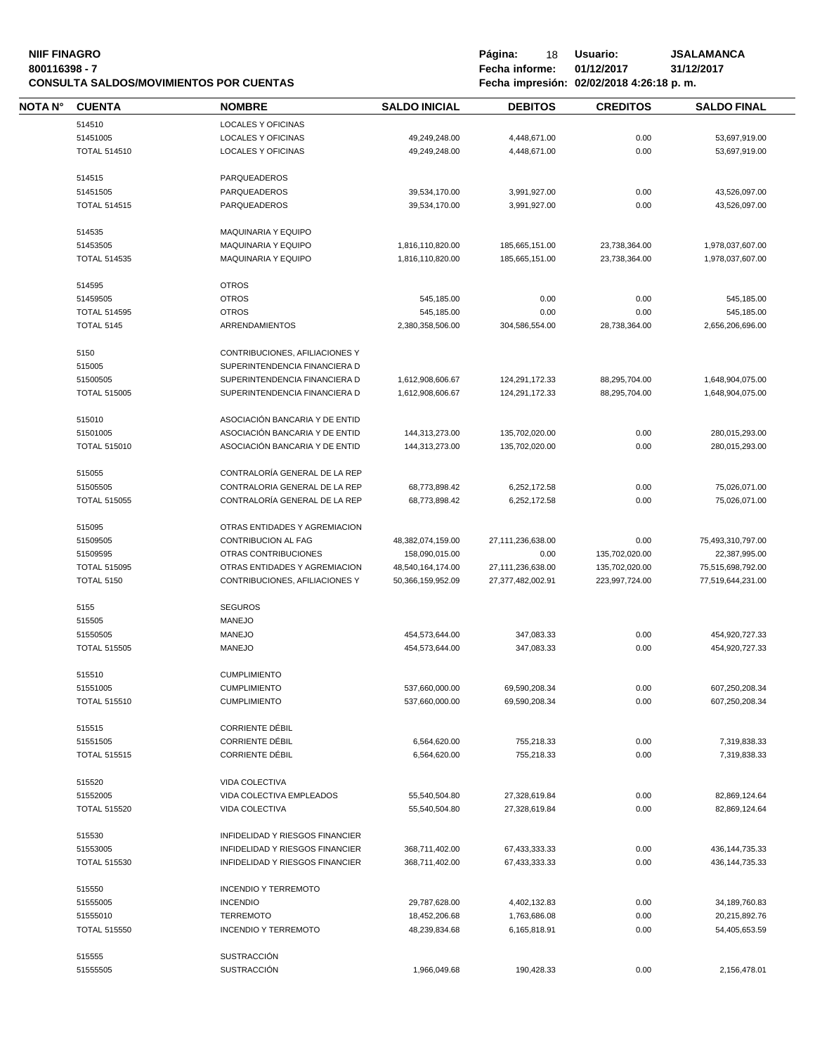**NIIF FINAGRO**
**800116398 - 7**
**CONSULTA SALDOS/MOVIMIENTOS POR CUENTAS**

**Página:** 18 **Usuario:** JSALAMANCA
**Fecha informe:** 01/12/2017 31/12/2017
**Fecha impresión:** 02/02/2018 4:26:18 p. m.

| NOTA N° | CUENTA | NOMBRE | SALDO INICIAL | DEBITOS | CREDITOS | SALDO FINAL |
|---|---|---|---|---|---|---|
| | 514510 | LOCALES Y OFICINAS | | | | |
| | 51451005 | LOCALES Y OFICINAS | 49,249,248.00 | 4,448,671.00 | 0.00 | 53,697,919.00 |
| | TOTAL 514510 | LOCALES Y OFICINAS | 49,249,248.00 | 4,448,671.00 | 0.00 | 53,697,919.00 |
| | 514515 | PARQUEADEROS | | | | |
| | 51451505 | PARQUEADEROS | 39,534,170.00 | 3,991,927.00 | 0.00 | 43,526,097.00 |
| | TOTAL 514515 | PARQUEADEROS | 39,534,170.00 | 3,991,927.00 | 0.00 | 43,526,097.00 |
| | 514535 | MAQUINARIA Y EQUIPO | | | | |
| | 51453505 | MAQUINARIA Y EQUIPO | 1,816,110,820.00 | 185,665,151.00 | 23,738,364.00 | 1,978,037,607.00 |
| | TOTAL 514535 | MAQUINARIA Y EQUIPO | 1,816,110,820.00 | 185,665,151.00 | 23,738,364.00 | 1,978,037,607.00 |
| | 514595 | OTROS | | | | |
| | 51459505 | OTROS | 545,185.00 | 0.00 | 0.00 | 545,185.00 |
| | TOTAL 514595 | OTROS | 545,185.00 | 0.00 | 0.00 | 545,185.00 |
| | TOTAL 5145 | ARRENDAMIENTOS | 2,380,358,506.00 | 304,586,554.00 | 28,738,364.00 | 2,656,206,696.00 |
| | 5150 | CONTRIBUCIONES, AFILIACIONES Y | | | | |
| | 515005 | SUPERINTENDENCIA FINANCIERA D | | | | |
| | 51500505 | SUPERINTENDENCIA FINANCIERA D | 1,612,908,606.67 | 124,291,172.33 | 88,295,704.00 | 1,648,904,075.00 |
| | TOTAL 515005 | SUPERINTENDENCIA FINANCIERA D | 1,612,908,606.67 | 124,291,172.33 | 88,295,704.00 | 1,648,904,075.00 |
| | 515010 | ASOCIACIÓN BANCARIA Y DE ENTID | | | | |
| | 51501005 | ASOCIACIÓN BANCARIA Y DE ENTID | 144,313,273.00 | 135,702,020.00 | 0.00 | 280,015,293.00 |
| | TOTAL 515010 | ASOCIACIÓN BANCARIA Y DE ENTID | 144,313,273.00 | 135,702,020.00 | 0.00 | 280,015,293.00 |
| | 515055 | CONTRALORÍA GENERAL DE LA REP | | | | |
| | 51505505 | CONTRALORIA GENERAL DE LA REP | 68,773,898.42 | 6,252,172.58 | 0.00 | 75,026,071.00 |
| | TOTAL 515055 | CONTRALORÍA GENERAL DE LA REP | 68,773,898.42 | 6,252,172.58 | 0.00 | 75,026,071.00 |
| | 515095 | OTRAS ENTIDADES Y AGREMIACION | | | | |
| | 51509505 | CONTRIBUCION AL FAG | 48,382,074,159.00 | 27,111,236,638.00 | 0.00 | 75,493,310,797.00 |
| | 51509595 | OTRAS CONTRIBUCIONES | 158,090,015.00 | 0.00 | 135,702,020.00 | 22,387,995.00 |
| | TOTAL 515095 | OTRAS ENTIDADES Y AGREMIACION | 48,540,164,174.00 | 27,111,236,638.00 | 135,702,020.00 | 75,515,698,792.00 |
| | TOTAL 5150 | CONTRIBUCIONES, AFILIACIONES Y | 50,366,159,952.09 | 27,377,482,002.91 | 223,997,724.00 | 77,519,644,231.00 |
| | 5155 | SEGUROS | | | | |
| | 515505 | MANEJO | | | | |
| | 51550505 | MANEJO | 454,573,644.00 | 347,083.33 | 0.00 | 454,920,727.33 |
| | TOTAL 515505 | MANEJO | 454,573,644.00 | 347,083.33 | 0.00 | 454,920,727.33 |
| | 515510 | CUMPLIMIENTO | | | | |
| | 51551005 | CUMPLIMIENTO | 537,660,000.00 | 69,590,208.34 | 0.00 | 607,250,208.34 |
| | TOTAL 515510 | CUMPLIMIENTO | 537,660,000.00 | 69,590,208.34 | 0.00 | 607,250,208.34 |
| | 515515 | CORRIENTE DÉBIL | | | | |
| | 51551505 | CORRIENTE DÉBIL | 6,564,620.00 | 755,218.33 | 0.00 | 7,319,838.33 |
| | TOTAL 515515 | CORRIENTE DÉBIL | 6,564,620.00 | 755,218.33 | 0.00 | 7,319,838.33 |
| | 515520 | VIDA COLECTIVA | | | | |
| | 51552005 | VIDA COLECTIVA EMPLEADOS | 55,540,504.80 | 27,328,619.84 | 0.00 | 82,869,124.64 |
| | TOTAL 515520 | VIDA COLECTIVA | 55,540,504.80 | 27,328,619.84 | 0.00 | 82,869,124.64 |
| | 515530 | INFIDELIDAD Y RIESGOS FINANCIER | | | | |
| | 51553005 | INFIDELIDAD Y RIESGOS FINANCIER | 368,711,402.00 | 67,433,333.33 | 0.00 | 436,144,735.33 |
| | TOTAL 515530 | INFIDELIDAD Y RIESGOS FINANCIER | 368,711,402.00 | 67,433,333.33 | 0.00 | 436,144,735.33 |
| | 515550 | INCENDIO Y TERREMOTO | | | | |
| | 51555005 | INCENDIO | 29,787,628.00 | 4,402,132.83 | 0.00 | 34,189,760.83 |
| | 51555010 | TERREMOTO | 18,452,206.68 | 1,763,686.08 | 0.00 | 20,215,892.76 |
| | TOTAL 515550 | INCENDIO Y TERREMOTO | 48,239,834.68 | 6,165,818.91 | 0.00 | 54,405,653.59 |
| | 515555 | SUSTRACCIÓN | | | | |
| | 51555505 | SUSTRACCIÓN | 1,966,049.68 | 190,428.33 | 0.00 | 2,156,478.01 |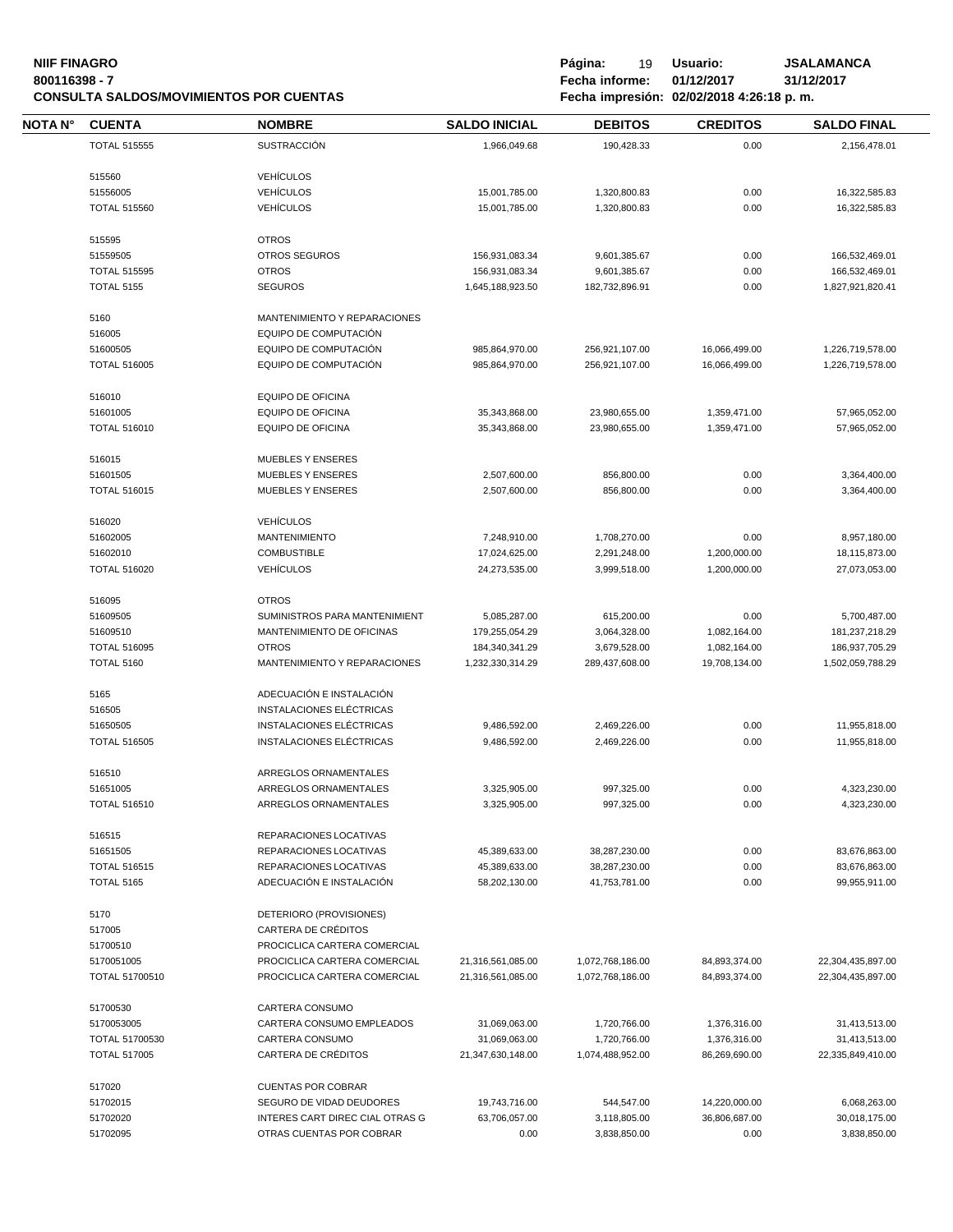**NIIF FINAGRO**
**800116398 - 7**
**CONSULTA SALDOS/MOVIMIENTOS POR CUENTAS**

**Fecha informe:** 01/12/2017 31/12/2017
**Fecha impresión:** 02/02/2018 4:26:18 p. m.
**Usuario:** JSALAMANCA

| NOTA N° | CUENTA | NOMBRE | SALDO INICIAL | DEBITOS | CREDITOS | SALDO FINAL |
|---|---|---|---|---|---|---|
| | TOTAL 515555 | SUSTRACCIÓN | 1,966,049.68 | 190,428.33 | 0.00 | 2,156,478.01 |
| | 515560 | VEHÍCULOS | | | | |
| | 51556005 | VEHÍCULOS | 15,001,785.00 | 1,320,800.83 | 0.00 | 16,322,585.83 |
| | TOTAL 515560 | VEHÍCULOS | 15,001,785.00 | 1,320,800.83 | 0.00 | 16,322,585.83 |
| | 515595 | OTROS | | | | |
| | 51559505 | OTROS SEGUROS | 156,931,083.34 | 9,601,385.67 | 0.00 | 166,532,469.01 |
| | TOTAL 515595 | OTROS | 156,931,083.34 | 9,601,385.67 | 0.00 | 166,532,469.01 |
| | TOTAL 5155 | SEGUROS | 1,645,188,923.50 | 182,732,896.91 | 0.00 | 1,827,921,820.41 |
| | 5160 | MANTENIMIENTO Y REPARACIONES | | | | |
| | 516005 | EQUIPO DE COMPUTACIÓN | | | | |
| | 51600505 | EQUIPO DE COMPUTACIÓN | 985,864,970.00 | 256,921,107.00 | 16,066,499.00 | 1,226,719,578.00 |
| | TOTAL 516005 | EQUIPO DE COMPUTACIÓN | 985,864,970.00 | 256,921,107.00 | 16,066,499.00 | 1,226,719,578.00 |
| | 516010 | EQUIPO DE OFICINA | | | | |
| | 51601005 | EQUIPO DE OFICINA | 35,343,868.00 | 23,980,655.00 | 1,359,471.00 | 57,965,052.00 |
| | TOTAL 516010 | EQUIPO DE OFICINA | 35,343,868.00 | 23,980,655.00 | 1,359,471.00 | 57,965,052.00 |
| | 516015 | MUEBLES Y ENSERES | | | | |
| | 51601505 | MUEBLES Y ENSERES | 2,507,600.00 | 856,800.00 | 0.00 | 3,364,400.00 |
| | TOTAL 516015 | MUEBLES Y ENSERES | 2,507,600.00 | 856,800.00 | 0.00 | 3,364,400.00 |
| | 516020 | VEHÍCULOS | | | | |
| | 51602005 | MANTENIMIENTO | 7,248,910.00 | 1,708,270.00 | 0.00 | 8,957,180.00 |
| | 51602010 | COMBUSTIBLE | 17,024,625.00 | 2,291,248.00 | 1,200,000.00 | 18,115,873.00 |
| | TOTAL 516020 | VEHÍCULOS | 24,273,535.00 | 3,999,518.00 | 1,200,000.00 | 27,073,053.00 |
| | 516095 | OTROS | | | | |
| | 51609505 | SUMINISTROS PARA MANTENIMIENT | 5,085,287.00 | 615,200.00 | 0.00 | 5,700,487.00 |
| | 51609510 | MANTENIMIENTO DE OFICINAS | 179,255,054.29 | 3,064,328.00 | 1,082,164.00 | 181,237,218.29 |
| | TOTAL 516095 | OTROS | 184,340,341.29 | 3,679,528.00 | 1,082,164.00 | 186,937,705.29 |
| | TOTAL 5160 | MANTENIMIENTO Y REPARACIONES | 1,232,330,314.29 | 289,437,608.00 | 19,708,134.00 | 1,502,059,788.29 |
| | 5165 | ADECUACIÓN E INSTALACIÓN | | | | |
| | 516505 | INSTALACIONES ELÉCTRICAS | | | | |
| | 51650505 | INSTALACIONES ELÉCTRICAS | 9,486,592.00 | 2,469,226.00 | 0.00 | 11,955,818.00 |
| | TOTAL 516505 | INSTALACIONES ELÉCTRICAS | 9,486,592.00 | 2,469,226.00 | 0.00 | 11,955,818.00 |
| | 516510 | ARREGLOS ORNAMENTALES | | | | |
| | 51651005 | ARREGLOS ORNAMENTALES | 3,325,905.00 | 997,325.00 | 0.00 | 4,323,230.00 |
| | TOTAL 516510 | ARREGLOS ORNAMENTALES | 3,325,905.00 | 997,325.00 | 0.00 | 4,323,230.00 |
| | 516515 | REPARACIONES LOCATIVAS | | | | |
| | 51651505 | REPARACIONES LOCATIVAS | 45,389,633.00 | 38,287,230.00 | 0.00 | 83,676,863.00 |
| | TOTAL 516515 | REPARACIONES LOCATIVAS | 45,389,633.00 | 38,287,230.00 | 0.00 | 83,676,863.00 |
| | TOTAL 5165 | ADECUACIÓN E INSTALACIÓN | 58,202,130.00 | 41,753,781.00 | 0.00 | 99,955,911.00 |
| | 5170 | DETERIORO (PROVISIONES) | | | | |
| | 517005 | CARTERA DE CRÉDITOS | | | | |
| | 51700510 | PROCICLICA CARTERA COMERCIAL | | | | |
| | 5170051005 | PROCICLICA CARTERA COMERCIAL | 21,316,561,085.00 | 1,072,768,186.00 | 84,893,374.00 | 22,304,435,897.00 |
| | TOTAL 51700510 | PROCICLICA CARTERA COMERCIAL | 21,316,561,085.00 | 1,072,768,186.00 | 84,893,374.00 | 22,304,435,897.00 |
| | 51700530 | CARTERA CONSUMO | | | | |
| | 5170053005 | CARTERA CONSUMO EMPLEADOS | 31,069,063.00 | 1,720,766.00 | 1,376,316.00 | 31,413,513.00 |
| | TOTAL 51700530 | CARTERA CONSUMO | 31,069,063.00 | 1,720,766.00 | 1,376,316.00 | 31,413,513.00 |
| | TOTAL 517005 | CARTERA DE CRÉDITOS | 21,347,630,148.00 | 1,074,488,952.00 | 86,269,690.00 | 22,335,849,410.00 |
| | 517020 | CUENTAS POR COBRAR | | | | |
| | 51702015 | SEGURO DE VIDAD DEUDORES | 19,743,716.00 | 544,547.00 | 14,220,000.00 | 6,068,263.00 |
| | 51702020 | INTERES CART DIREC CIAL OTRAS G | 63,706,057.00 | 3,118,805.00 | 36,806,687.00 | 30,018,175.00 |
| | 51702095 | OTRAS CUENTAS POR COBRAR | 0.00 | 3,838,850.00 | 0.00 | 3,838,850.00 |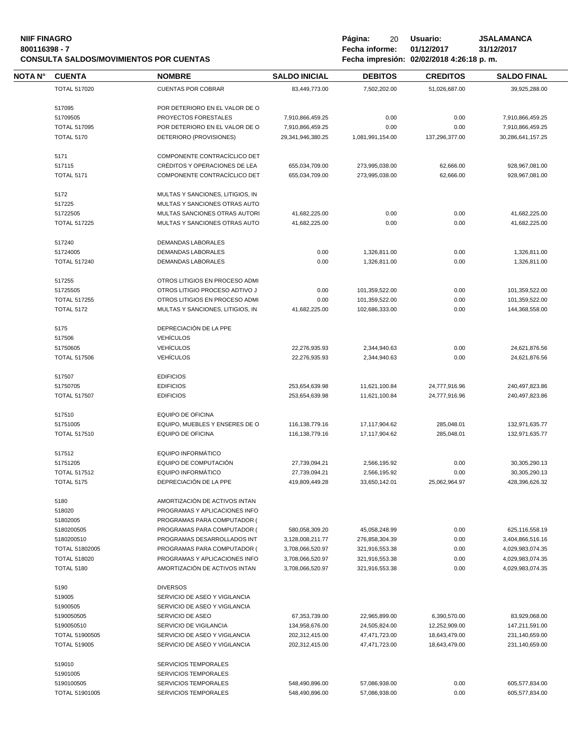**NIIF FINAGRO**
**800116398 - 7**
**CONSULTA SALDOS/MOVIMIENTOS POR CUENTAS**

**Página:** 20 **Usuario:** JSALAMANCA
**Fecha informe:** 01/12/2017 31/12/2017
**Fecha impresión:** 02/02/2018 4:26:18 p. m.

| NOTA N° | CUENTA | NOMBRE | SALDO INICIAL | DEBITOS | CREDITOS | SALDO FINAL |
|---|---|---|---|---|---|---|
| | TOTAL 517020 | CUENTAS POR COBRAR | 83,449,773.00 | 7,502,202.00 | 51,026,687.00 | 39,925,288.00 |
| | 517095 | POR DETERIORO EN EL VALOR DE O | | | | |
| | 51709505 | PROYECTOS FORESTALES | 7,910,866,459.25 | 0.00 | 0.00 | 7,910,866,459.25 |
| | TOTAL 517095 | POR DETERIORO EN EL VALOR DE O | 7,910,866,459.25 | 0.00 | 0.00 | 7,910,866,459.25 |
| | TOTAL 5170 | DETERIORO (PROVISIONES) | 29,341,946,380.25 | 1,081,991,154.00 | 137,296,377.00 | 30,286,641,157.25 |
| | 5171 | COMPONENTE CONTRACÍCLICO DET | | | | |
| | 517115 | CRÉDITOS Y OPERACIONES DE LEA | 655,034,709.00 | 273,995,038.00 | 62,666.00 | 928,967,081.00 |
| | TOTAL 5171 | COMPONENTE CONTRACÍCLICO DET | 655,034,709.00 | 273,995,038.00 | 62,666.00 | 928,967,081.00 |
| | 5172 | MULTAS Y SANCIONES, LITIGIOS, IN | | | | |
| | 517225 | MULTAS Y SANCIONES OTRAS AUTO | | | | |
| | 51722505 | MULTAS SANCIONES OTRAS AUTORI | 41,682,225.00 | 0.00 | 0.00 | 41,682,225.00 |
| | TOTAL 517225 | MULTAS Y SANCIONES OTRAS AUTO | 41,682,225.00 | 0.00 | 0.00 | 41,682,225.00 |
| | 517240 | DEMANDAS LABORALES | | | | |
| | 51724005 | DEMANDAS LABORALES | 0.00 | 1,326,811.00 | 0.00 | 1,326,811.00 |
| | TOTAL 517240 | DEMANDAS LABORALES | 0.00 | 1,326,811.00 | 0.00 | 1,326,811.00 |
| | 517255 | OTROS LITIGIOS EN PROCESO ADMI | | | | |
| | 51725505 | OTROS LITIGIO PROCESO ADTIVO J | 0.00 | 101,359,522.00 | 0.00 | 101,359,522.00 |
| | TOTAL 517255 | OTROS LITIGIOS EN PROCESO ADMI | 0.00 | 101,359,522.00 | 0.00 | 101,359,522.00 |
| | TOTAL 5172 | MULTAS Y SANCIONES, LITIGIOS, IN | 41,682,225.00 | 102,686,333.00 | 0.00 | 144,368,558.00 |
| | 5175 | DEPRECIACIÓN DE LA PPE | | | | |
| | 517506 | VEHÍCULOS | | | | |
| | 51750605 | VEHÍCULOS | 22,276,935.93 | 2,344,940.63 | 0.00 | 24,621,876.56 |
| | TOTAL 517506 | VEHÍCULOS | 22,276,935.93 | 2,344,940.63 | 0.00 | 24,621,876.56 |
| | 517507 | EDIFICIOS | | | | |
| | 51750705 | EDIFICIOS | 253,654,639.98 | 11,621,100.84 | 24,777,916.96 | 240,497,823.86 |
| | TOTAL 517507 | EDIFICIOS | 253,654,639.98 | 11,621,100.84 | 24,777,916.96 | 240,497,823.86 |
| | 517510 | EQUIPO DE OFICINA | | | | |
| | 51751005 | EQUIPO, MUEBLES Y ENSERES DE O | 116,138,779.16 | 17,117,904.62 | 285,048.01 | 132,971,635.77 |
| | TOTAL 517510 | EQUIPO DE OFICINA | 116,138,779.16 | 17,117,904.62 | 285,048.01 | 132,971,635.77 |
| | 517512 | EQUIPO INFORMÁTICO | | | | |
| | 51751205 | EQUIPO DE COMPUTACIÓN | 27,739,094.21 | 2,566,195.92 | 0.00 | 30,305,290.13 |
| | TOTAL 517512 | EQUIPO INFORMÁTICO | 27,739,094.21 | 2,566,195.92 | 0.00 | 30,305,290.13 |
| | TOTAL 5175 | DEPRECIACIÓN DE LA PPE | 419,809,449.28 | 33,650,142.01 | 25,062,964.97 | 428,396,626.32 |
| | 5180 | AMORTIZACIÓN DE ACTIVOS INTAN | | | | |
| | 518020 | PROGRAMAS Y APLICACIONES INFO | | | | |
| | 51802005 | PROGRAMAS PARA COMPUTADOR ( | | | | |
| | 5180200505 | PROGRAMAS PARA COMPUTADOR ( | 580,058,309.20 | 45,058,248.99 | 0.00 | 625,116,558.19 |
| | 5180200510 | PROGRAMAS DESARROLLADOS INT | 3,128,008,211.77 | 276,858,304.39 | 0.00 | 3,404,866,516.16 |
| | TOTAL 51802005 | PROGRAMAS PARA COMPUTADOR ( | 3,708,066,520.97 | 321,916,553.38 | 0.00 | 4,029,983,074.35 |
| | TOTAL 518020 | PROGRAMAS Y APLICACIONES INFO | 3,708,066,520.97 | 321,916,553.38 | 0.00 | 4,029,983,074.35 |
| | TOTAL 5180 | AMORTIZACIÓN DE ACTIVOS INTAN | 3,708,066,520.97 | 321,916,553.38 | 0.00 | 4,029,983,074.35 |
| | 5190 | DIVERSOS | | | | |
| | 519005 | SERVICIO DE ASEO Y VIGILANCIA | | | | |
| | 51900505 | SERVICIO DE ASEO Y VIGILANCIA | | | | |
| | 5190050505 | SERVICIO DE ASEO | 67,353,739.00 | 22,965,899.00 | 6,390,570.00 | 83,929,068.00 |
| | 5190050510 | SERVICIO DE VIGILANCIA | 134,958,676.00 | 24,505,824.00 | 12,252,909.00 | 147,211,591.00 |
| | TOTAL 51900505 | SERVICIO DE ASEO Y VIGILANCIA | 202,312,415.00 | 47,471,723.00 | 18,643,479.00 | 231,140,659.00 |
| | TOTAL 519005 | SERVICIO DE ASEO Y VIGILANCIA | 202,312,415.00 | 47,471,723.00 | 18,643,479.00 | 231,140,659.00 |
| | 519010 | SERVICIOS TEMPORALES | | | | |
| | 51901005 | SERVICIOS TEMPORALES | | | | |
| | 5190100505 | SERVICIOS TEMPORALES | 548,490,896.00 | 57,086,938.00 | 0.00 | 605,577,834.00 |
| | TOTAL 51901005 | SERVICIOS TEMPORALES | 548,490,896.00 | 57,086,938.00 | 0.00 | 605,577,834.00 |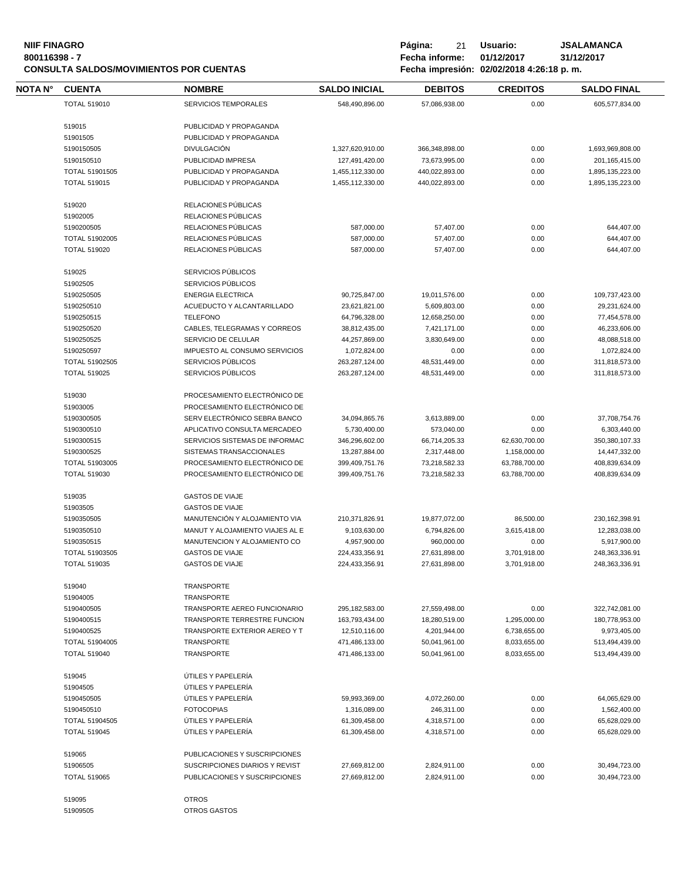**NIIF FINAGRO**
**800116398 - 7**
**CONSULTA SALDOS/MOVIMIENTOS POR CUENTAS**

**Usuario:** JSALAMANCA
**Fecha informe:** 01/12/2017 31/12/2017
**Fecha impresión:** 02/02/2018 4:26:18 p. m.

| NOTA N° | CUENTA | NOMBRE | SALDO INICIAL | DEBITOS | CREDITOS | SALDO FINAL |
|---|---|---|---|---|---|---|
| | TOTAL 519010 | SERVICIOS TEMPORALES | 548,490,896.00 | 57,086,938.00 | 0.00 | 605,577,834.00 |
| | 519015 | PUBLICIDAD Y PROPAGANDA | | | | |
| | 51901505 | PUBLICIDAD Y PROPAGANDA | | | | |
| | 5190150505 | DIVULGACIÓN | 1,327,620,910.00 | 366,348,898.00 | 0.00 | 1,693,969,808.00 |
| | 5190150510 | PUBLICIDAD IMPRESA | 127,491,420.00 | 73,673,995.00 | 0.00 | 201,165,415.00 |
| | TOTAL 51901505 | PUBLICIDAD Y PROPAGANDA | 1,455,112,330.00 | 440,022,893.00 | 0.00 | 1,895,135,223.00 |
| | TOTAL 519015 | PUBLICIDAD Y PROPAGANDA | 1,455,112,330.00 | 440,022,893.00 | 0.00 | 1,895,135,223.00 |
| | 519020 | RELACIONES PÚBLICAS | | | | |
| | 51902005 | RELACIONES PÚBLICAS | | | | |
| | 5190200505 | RELACIONES PÚBLICAS | 587,000.00 | 57,407.00 | 0.00 | 644,407.00 |
| | TOTAL 51902005 | RELACIONES PÚBLICAS | 587,000.00 | 57,407.00 | 0.00 | 644,407.00 |
| | TOTAL 519020 | RELACIONES PÚBLICAS | 587,000.00 | 57,407.00 | 0.00 | 644,407.00 |
| | 519025 | SERVICIOS PÚBLICOS | | | | |
| | 51902505 | SERVICIOS PÚBLICOS | | | | |
| | 5190250505 | ENERGIA ELECTRICA | 90,725,847.00 | 19,011,576.00 | 0.00 | 109,737,423.00 |
| | 5190250510 | ACUEDUCTO Y ALCANTARILLADO | 23,621,821.00 | 5,609,803.00 | 0.00 | 29,231,624.00 |
| | 5190250515 | TELEFONO | 64,796,328.00 | 12,658,250.00 | 0.00 | 77,454,578.00 |
| | 5190250520 | CABLES, TELEGRAMAS Y CORREOS | 38,812,435.00 | 7,421,171.00 | 0.00 | 46,233,606.00 |
| | 5190250525 | SERVICIO DE CELULAR | 44,257,869.00 | 3,830,649.00 | 0.00 | 48,088,518.00 |
| | 5190250597 | IMPUESTO AL CONSUMO SERVICIOS | 1,072,824.00 | 0.00 | 0.00 | 1,072,824.00 |
| | TOTAL 51902505 | SERVICIOS PÚBLICOS | 263,287,124.00 | 48,531,449.00 | 0.00 | 311,818,573.00 |
| | TOTAL 519025 | SERVICIOS PÚBLICOS | 263,287,124.00 | 48,531,449.00 | 0.00 | 311,818,573.00 |
| | 519030 | PROCESAMIENTO ELECTRÓNICO DE | | | | |
| | 51903005 | PROCESAMIENTO ELECTRÓNICO DE | | | | |
| | 5190300505 | SERV ELECTRÓNICO SEBRA BANCO | 34,094,865.76 | 3,613,889.00 | 0.00 | 37,708,754.76 |
| | 5190300510 | APLICATIVO CONSULTA MERCADEO | 5,730,400.00 | 573,040.00 | 0.00 | 6,303,440.00 |
| | 5190300515 | SERVICIOS SISTEMAS DE INFORMAC | 346,296,602.00 | 66,714,205.33 | 62,630,700.00 | 350,380,107.33 |
| | 5190300525 | SISTEMAS TRANSACCIONALES | 13,287,884.00 | 2,317,448.00 | 1,158,000.00 | 14,447,332.00 |
| | TOTAL 51903005 | PROCESAMIENTO ELECTRÓNICO DE | 399,409,751.76 | 73,218,582.33 | 63,788,700.00 | 408,839,634.09 |
| | TOTAL 519030 | PROCESAMIENTO ELECTRÓNICO DE | 399,409,751.76 | 73,218,582.33 | 63,788,700.00 | 408,839,634.09 |
| | 519035 | GASTOS DE VIAJE | | | | |
| | 51903505 | GASTOS DE VIAJE | | | | |
| | 5190350505 | MANUTENCIÓN Y ALOJAMIENTO VIA | 210,371,826.91 | 19,877,072.00 | 86,500.00 | 230,162,398.91 |
| | 5190350510 | MANUT Y ALOJAMIENTO VIAJES AL E | 9,103,630.00 | 6,794,826.00 | 3,615,418.00 | 12,283,038.00 |
| | 5190350515 | MANUTENCION Y ALOJAMIENTO CO | 4,957,900.00 | 960,000.00 | 0.00 | 5,917,900.00 |
| | TOTAL 51903505 | GASTOS DE VIAJE | 224,433,356.91 | 27,631,898.00 | 3,701,918.00 | 248,363,336.91 |
| | TOTAL 519035 | GASTOS DE VIAJE | 224,433,356.91 | 27,631,898.00 | 3,701,918.00 | 248,363,336.91 |
| | 519040 | TRANSPORTE | | | | |
| | 51904005 | TRANSPORTE | | | | |
| | 5190400505 | TRANSPORTE AEREO FUNCIONARIO | 295,182,583.00 | 27,559,498.00 | 0.00 | 322,742,081.00 |
| | 5190400515 | TRANSPORTE TERRESTRE FUNCION | 163,793,434.00 | 18,280,519.00 | 1,295,000.00 | 180,778,953.00 |
| | 5190400525 | TRANSPORTE EXTERIOR AEREO Y T | 12,510,116.00 | 4,201,944.00 | 6,738,655.00 | 9,973,405.00 |
| | TOTAL 51904005 | TRANSPORTE | 471,486,133.00 | 50,041,961.00 | 8,033,655.00 | 513,494,439.00 |
| | TOTAL 519040 | TRANSPORTE | 471,486,133.00 | 50,041,961.00 | 8,033,655.00 | 513,494,439.00 |
| | 519045 | ÚTILES Y PAPELERÍA | | | | |
| | 51904505 | ÚTILES Y PAPELERÍA | | | | |
| | 5190450505 | ÚTILES Y PAPELERÍA | 59,993,369.00 | 4,072,260.00 | 0.00 | 64,065,629.00 |
| | 5190450510 | FOTOCOPIAS | 1,316,089.00 | 246,311.00 | 0.00 | 1,562,400.00 |
| | TOTAL 51904505 | ÚTILES Y PAPELERÍA | 61,309,458.00 | 4,318,571.00 | 0.00 | 65,628,029.00 |
| | TOTAL 519045 | ÚTILES Y PAPELERÍA | 61,309,458.00 | 4,318,571.00 | 0.00 | 65,628,029.00 |
| | 519065 | PUBLICACIONES Y SUSCRIPCIONES | | | | |
| | 51906505 | SUSCRIPCIONES DIARIOS Y REVIST | 27,669,812.00 | 2,824,911.00 | 0.00 | 30,494,723.00 |
| | TOTAL 519065 | PUBLICACIONES Y SUSCRIPCIONES | 27,669,812.00 | 2,824,911.00 | 0.00 | 30,494,723.00 |
| | 519095 | OTROS | | | | |
| | 51909505 | OTROS GASTOS | | | | |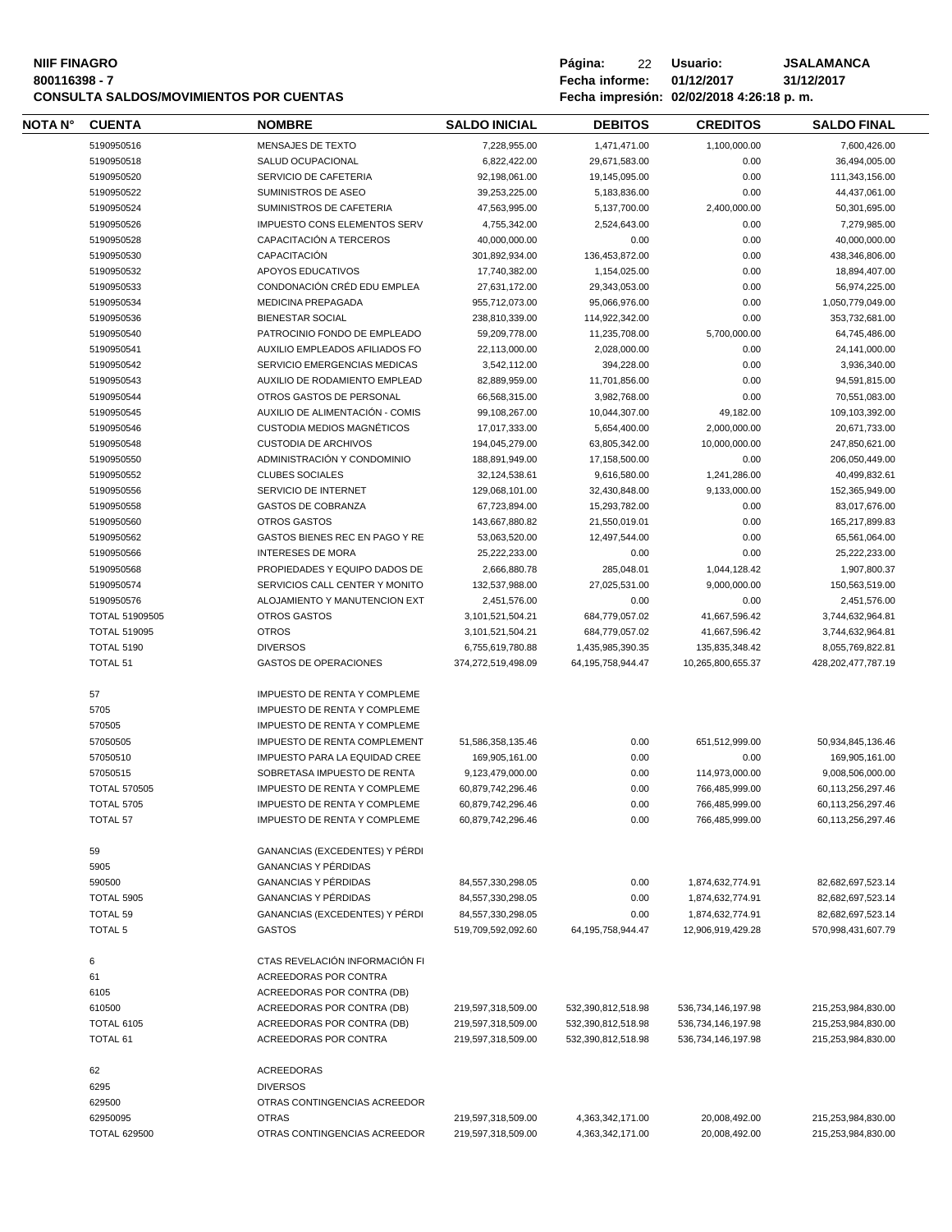**NIIF FINAGRO**
**800116398 - 7**
**CONSULTA SALDOS/MOVIMIENTOS POR CUENTAS**

**Usuario:** JSALAMANCA
**Fecha informe:** 01/12/2017 31/12/2017
**Fecha impresión:** 02/02/2018 4:26:18 p. m.

| NOTA N° | CUENTA | NOMBRE | SALDO INICIAL | DEBITOS | CREDITOS | SALDO FINAL |
|---|---|---|---|---|---|---|
| | 5190950516 | MENSAJES DE TEXTO | 7,228,955.00 | 1,471,471.00 | 1,100,000.00 | 7,600,426.00 |
| | 5190950518 | SALUD OCUPACIONAL | 6,822,422.00 | 29,671,583.00 | 0.00 | 36,494,005.00 |
| | 5190950520 | SERVICIO DE CAFETERIA | 92,198,061.00 | 19,145,095.00 | 0.00 | 111,343,156.00 |
| | 5190950522 | SUMINISTROS DE ASEO | 39,253,225.00 | 5,183,836.00 | 0.00 | 44,437,061.00 |
| | 5190950524 | SUMINISTROS DE CAFETERIA | 47,563,995.00 | 5,137,700.00 | 2,400,000.00 | 50,301,695.00 |
| | 5190950526 | IMPUESTO CONS ELEMENTOS SERV | 4,755,342.00 | 2,524,643.00 | 0.00 | 7,279,985.00 |
| | 5190950528 | CAPACITACIÓN A TERCEROS | 40,000,000.00 | 0.00 | 0.00 | 40,000,000.00 |
| | 5190950530 | CAPACITACIÓN | 301,892,934.00 | 136,453,872.00 | 0.00 | 438,346,806.00 |
| | 5190950532 | APOYOS EDUCATIVOS | 17,740,382.00 | 1,154,025.00 | 0.00 | 18,894,407.00 |
| | 5190950533 | CONDONACIÓN CRÉD EDU EMPLEA | 27,631,172.00 | 29,343,053.00 | 0.00 | 56,974,225.00 |
| | 5190950534 | MEDICINA PREPAGADA | 955,712,073.00 | 95,066,976.00 | 0.00 | 1,050,779,049.00 |
| | 5190950536 | BIENESTAR SOCIAL | 238,810,339.00 | 114,922,342.00 | 0.00 | 353,732,681.00 |
| | 5190950540 | PATROCINIO FONDO DE EMPLEADO | 59,209,778.00 | 11,235,708.00 | 5,700,000.00 | 64,745,486.00 |
| | 5190950541 | AUXILIO EMPLEADOS AFILIADOS FO | 22,113,000.00 | 2,028,000.00 | 0.00 | 24,141,000.00 |
| | 5190950542 | SERVICIO EMERGENCIAS MEDICAS | 3,542,112.00 | 394,228.00 | 0.00 | 3,936,340.00 |
| | 5190950543 | AUXILIO DE RODAMIENTO EMPLEAD | 82,889,959.00 | 11,701,856.00 | 0.00 | 94,591,815.00 |
| | 5190950544 | OTROS GASTOS DE PERSONAL | 66,568,315.00 | 3,982,768.00 | 0.00 | 70,551,083.00 |
| | 5190950545 | AUXILIO DE ALIMENTACIÓN - COMIS | 99,108,267.00 | 10,044,307.00 | 49,182.00 | 109,103,392.00 |
| | 5190950546 | CUSTODIA MEDIOS MAGNÉTICOS | 17,017,333.00 | 5,654,400.00 | 2,000,000.00 | 20,671,733.00 |
| | 5190950548 | CUSTODIA DE ARCHIVOS | 194,045,279.00 | 63,805,342.00 | 10,000,000.00 | 247,850,621.00 |
| | 5190950550 | ADMINISTRACIÓN Y CONDOMINIO | 188,891,949.00 | 17,158,500.00 | 0.00 | 206,050,449.00 |
| | 5190950552 | CLUBES SOCIALES | 32,124,538.61 | 9,616,580.00 | 1,241,286.00 | 40,499,832.61 |
| | 5190950556 | SERVICIO DE INTERNET | 129,068,101.00 | 32,430,848.00 | 9,133,000.00 | 152,365,949.00 |
| | 5190950558 | GASTOS DE COBRANZA | 67,723,894.00 | 15,293,782.00 | 0.00 | 83,017,676.00 |
| | 5190950560 | OTROS GASTOS | 143,667,880.82 | 21,550,019.01 | 0.00 | 165,217,899.83 |
| | 5190950562 | GASTOS BIENES REC EN PAGO Y RE | 53,063,520.00 | 12,497,544.00 | 0.00 | 65,561,064.00 |
| | 5190950566 | INTERESES DE MORA | 25,222,233.00 | 0.00 | 0.00 | 25,222,233.00 |
| | 5190950568 | PROPIEDADES Y EQUIPO DADOS DE | 2,666,880.78 | 285,048.01 | 1,044,128.42 | 1,907,800.37 |
| | 5190950574 | SERVICIOS CALL CENTER Y MONITO | 132,537,988.00 | 27,025,531.00 | 9,000,000.00 | 150,563,519.00 |
| | 5190950576 | ALOJAMIENTO Y MANUTENCION EXT | 2,451,576.00 | 0.00 | 0.00 | 2,451,576.00 |
| | TOTAL 51909505 | OTROS GASTOS | 3,101,521,504.21 | 684,779,057.02 | 41,667,596.42 | 3,744,632,964.81 |
| | TOTAL 519095 | OTROS | 3,101,521,504.21 | 684,779,057.02 | 41,667,596.42 | 3,744,632,964.81 |
| | TOTAL 5190 | DIVERSOS | 6,755,619,780.88 | 1,435,985,390.35 | 135,835,348.42 | 8,055,769,822.81 |
| | TOTAL 51 | GASTOS DE OPERACIONES | 374,272,519,498.09 | 64,195,758,944.47 | 10,265,800,655.37 | 428,202,477,787.19 |
| | 57 | IMPUESTO DE RENTA Y COMPLEME | | | | |
| | 5705 | IMPUESTO DE RENTA Y COMPLEME | | | | |
| | 570505 | IMPUESTO DE RENTA Y COMPLEME | | | | |
| | 57050505 | IMPUESTO DE RENTA COMPLEMENT | 51,586,358,135.46 | 0.00 | 651,512,999.00 | 50,934,845,136.46 |
| | 57050510 | IMPUESTO PARA LA EQUIDAD CREE | 169,905,161.00 | 0.00 | 0.00 | 169,905,161.00 |
| | 57050515 | SOBRETASA IMPUESTO DE RENTA | 9,123,479,000.00 | 0.00 | 114,973,000.00 | 9,008,506,000.00 |
| | TOTAL 570505 | IMPUESTO DE RENTA Y COMPLEME | 60,879,742,296.46 | 0.00 | 766,485,999.00 | 60,113,256,297.46 |
| | TOTAL 5705 | IMPUESTO DE RENTA Y COMPLEME | 60,879,742,296.46 | 0.00 | 766,485,999.00 | 60,113,256,297.46 |
| | TOTAL 57 | IMPUESTO DE RENTA Y COMPLEME | 60,879,742,296.46 | 0.00 | 766,485,999.00 | 60,113,256,297.46 |
| | 59 | GANANCIAS (EXCEDENTES) Y PÉRDI | | | | |
| | 5905 | GANANCIAS Y PÉRDIDAS | | | | |
| | 590500 | GANANCIAS Y PÉRDIDAS | 84,557,330,298.05 | 0.00 | 1,874,632,774.91 | 82,682,697,523.14 |
| | TOTAL 5905 | GANANCIAS Y PÉRDIDAS | 84,557,330,298.05 | 0.00 | 1,874,632,774.91 | 82,682,697,523.14 |
| | TOTAL 59 | GANANCIAS (EXCEDENTES) Y PÉRDI | 84,557,330,298.05 | 0.00 | 1,874,632,774.91 | 82,682,697,523.14 |
| | TOTAL 5 | GASTOS | 519,709,592,092.60 | 64,195,758,944.47 | 12,906,919,429.28 | 570,998,431,607.79 |
| | 6 | CTAS REVELACIÓN INFORMACIÓN FI | | | | |
| | 61 | ACREEDORAS POR CONTRA | | | | |
| | 6105 | ACREEDORAS POR CONTRA (DB) | | | | |
| | 610500 | ACREEDORAS POR CONTRA (DB) | 219,597,318,509.00 | 532,390,812,518.98 | 536,734,146,197.98 | 215,253,984,830.00 |
| | TOTAL 6105 | ACREEDORAS POR CONTRA (DB) | 219,597,318,509.00 | 532,390,812,518.98 | 536,734,146,197.98 | 215,253,984,830.00 |
| | TOTAL 61 | ACREEDORAS POR CONTRA | 219,597,318,509.00 | 532,390,812,518.98 | 536,734,146,197.98 | 215,253,984,830.00 |
| | 62 | ACREEDORAS | | | | |
| | 6295 | DIVERSOS | | | | |
| | 629500 | OTRAS CONTINGENCIAS ACREEDOR | | | | |
| | 62950095 | OTRAS | 219,597,318,509.00 | 4,363,342,171.00 | 20,008,492.00 | 215,253,984,830.00 |
| | TOTAL 629500 | OTRAS CONTINGENCIAS ACREEDOR | 219,597,318,509.00 | 4,363,342,171.00 | 20,008,492.00 | 215,253,984,830.00 |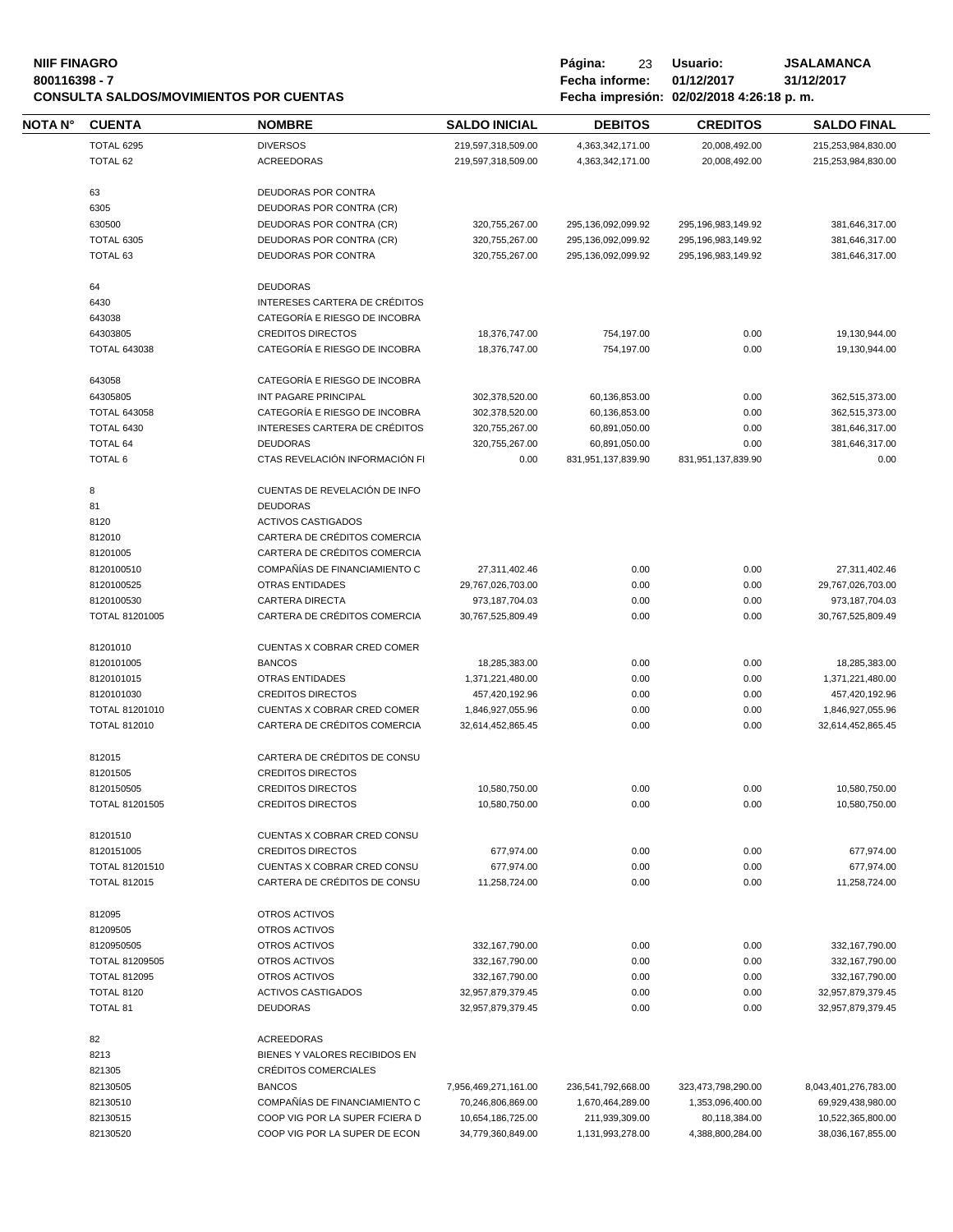**NIIF FINAGRO**
**800116398 - 7**
**CONSULTA SALDOS/MOVIMIENTOS POR CUENTAS**

**Usuario:** JSALAMANCA
**Fecha informe:** 01/12/2017 31/12/2017
**Fecha impresión:** 02/02/2018 4:26:18 p. m.

| NOTA N° | CUENTA | NOMBRE | SALDO INICIAL | DEBITOS | CREDITOS | SALDO FINAL |
|---|---|---|---|---|---|---|
| | TOTAL 6295 | DIVERSOS | 219,597,318,509.00 | 4,363,342,171.00 | 20,008,492.00 | 215,253,984,830.00 |
| | TOTAL 62 | ACREEDORAS | 219,597,318,509.00 | 4,363,342,171.00 | 20,008,492.00 | 215,253,984,830.00 |
| | 63 | DEUDORAS POR CONTRA | | | | |
| | 6305 | DEUDORAS POR CONTRA (CR) | | | | |
| | 630500 | DEUDORAS POR CONTRA (CR) | 320,755,267.00 | 295,136,092,099.92 | 295,196,983,149.92 | 381,646,317.00 |
| | TOTAL 6305 | DEUDORAS POR CONTRA (CR) | 320,755,267.00 | 295,136,092,099.92 | 295,196,983,149.92 | 381,646,317.00 |
| | TOTAL 63 | DEUDORAS POR CONTRA | 320,755,267.00 | 295,136,092,099.92 | 295,196,983,149.92 | 381,646,317.00 |
| | 64 | DEUDORAS | | | | |
| | 6430 | INTERESES CARTERA DE CRÉDITOS | | | | |
| | 643038 | CATEGORÍA E RIESGO DE INCOBRA | | | | |
| | 64303805 | CREDITOS DIRECTOS | 18,376,747.00 | 754,197.00 | 0.00 | 19,130,944.00 |
| | TOTAL 643038 | CATEGORÍA E RIESGO DE INCOBRA | 18,376,747.00 | 754,197.00 | 0.00 | 19,130,944.00 |
| | 643058 | CATEGORÍA E RIESGO DE INCOBRA | | | | |
| | 64305805 | INT PAGARE PRINCIPAL | 302,378,520.00 | 60,136,853.00 | 0.00 | 362,515,373.00 |
| | TOTAL 643058 | CATEGORÍA E RIESGO DE INCOBRA | 302,378,520.00 | 60,136,853.00 | 0.00 | 362,515,373.00 |
| | TOTAL 6430 | INTERESES CARTERA DE CRÉDITOS | 320,755,267.00 | 60,891,050.00 | 0.00 | 381,646,317.00 |
| | TOTAL 64 | DEUDORAS | 320,755,267.00 | 60,891,050.00 | 0.00 | 381,646,317.00 |
| | TOTAL 6 | CTAS REVELACIÓN INFORMACIÓN FI | 0.00 | 831,951,137,839.90 | 831,951,137,839.90 | 0.00 |
| | 8 | CUENTAS DE REVELACIÓN DE INFO | | | | |
| | 81 | DEUDORAS | | | | |
| | 8120 | ACTIVOS CASTIGADOS | | | | |
| | 812010 | CARTERA DE CRÉDITOS COMERCIA | | | | |
| | 81201005 | CARTERA DE CRÉDITOS COMERCIA | | | | |
| | 8120100510 | COMPAÑÍAS DE FINANCIAMIENTO C | 27,311,402.46 | 0.00 | 0.00 | 27,311,402.46 |
| | 8120100525 | OTRAS ENTIDADES | 29,767,026,703.00 | 0.00 | 0.00 | 29,767,026,703.00 |
| | 8120100530 | CARTERA DIRECTA | 973,187,704.03 | 0.00 | 0.00 | 973,187,704.03 |
| | TOTAL 81201005 | CARTERA DE CRÉDITOS COMERCIA | 30,767,525,809.49 | 0.00 | 0.00 | 30,767,525,809.49 |
| | 81201010 | CUENTAS X COBRAR CRED COMER | | | | |
| | 8120101005 | BANCOS | 18,285,383.00 | 0.00 | 0.00 | 18,285,383.00 |
| | 8120101015 | OTRAS ENTIDADES | 1,371,221,480.00 | 0.00 | 0.00 | 1,371,221,480.00 |
| | 8120101030 | CREDITOS DIRECTOS | 457,420,192.96 | 0.00 | 0.00 | 457,420,192.96 |
| | TOTAL 81201010 | CUENTAS X COBRAR CRED COMER | 1,846,927,055.96 | 0.00 | 0.00 | 1,846,927,055.96 |
| | TOTAL 812010 | CARTERA DE CRÉDITOS COMERCIA | 32,614,452,865.45 | 0.00 | 0.00 | 32,614,452,865.45 |
| | 812015 | CARTERA DE CRÉDITOS DE CONSU | | | | |
| | 81201505 | CREDITOS DIRECTOS | | | | |
| | 8120150505 | CREDITOS DIRECTOS | 10,580,750.00 | 0.00 | 0.00 | 10,580,750.00 |
| | TOTAL 81201505 | CREDITOS DIRECTOS | 10,580,750.00 | 0.00 | 0.00 | 10,580,750.00 |
| | 81201510 | CUENTAS X COBRAR CRED CONSU | | | | |
| | 8120151005 | CREDITOS DIRECTOS | 677,974.00 | 0.00 | 0.00 | 677,974.00 |
| | TOTAL 81201510 | CUENTAS X COBRAR CRED CONSU | 677,974.00 | 0.00 | 0.00 | 677,974.00 |
| | TOTAL 812015 | CARTERA DE CRÉDITOS DE CONSU | 11,258,724.00 | 0.00 | 0.00 | 11,258,724.00 |
| | 812095 | OTROS ACTIVOS | | | | |
| | 81209505 | OTROS ACTIVOS | | | | |
| | 8120950505 | OTROS ACTIVOS | 332,167,790.00 | 0.00 | 0.00 | 332,167,790.00 |
| | TOTAL 81209505 | OTROS ACTIVOS | 332,167,790.00 | 0.00 | 0.00 | 332,167,790.00 |
| | TOTAL 812095 | OTROS ACTIVOS | 332,167,790.00 | 0.00 | 0.00 | 332,167,790.00 |
| | TOTAL 8120 | ACTIVOS CASTIGADOS | 32,957,879,379.45 | 0.00 | 0.00 | 32,957,879,379.45 |
| | TOTAL 81 | DEUDORAS | 32,957,879,379.45 | 0.00 | 0.00 | 32,957,879,379.45 |
| | 82 | ACREEDORAS | | | | |
| | 8213 | BIENES Y VALORES RECIBIDOS EN | | | | |
| | 821305 | CRÉDITOS COMERCIALES | | | | |
| | 82130505 | BANCOS | 7,956,469,271,161.00 | 236,541,792,668.00 | 323,473,798,290.00 | 8,043,401,276,783.00 |
| | 82130510 | COMPAÑÍAS DE FINANCIAMIENTO C | 70,246,806,869.00 | 1,670,464,289.00 | 1,353,096,400.00 | 69,929,438,980.00 |
| | 82130515 | COOP VIG POR LA SUPER FCIERA D | 10,654,186,725.00 | 211,939,309.00 | 80,118,384.00 | 10,522,365,800.00 |
| | 82130520 | COOP VIG POR LA SUPER DE ECON | 34,779,360,849.00 | 1,131,993,278.00 | 4,388,800,284.00 | 38,036,167,855.00 |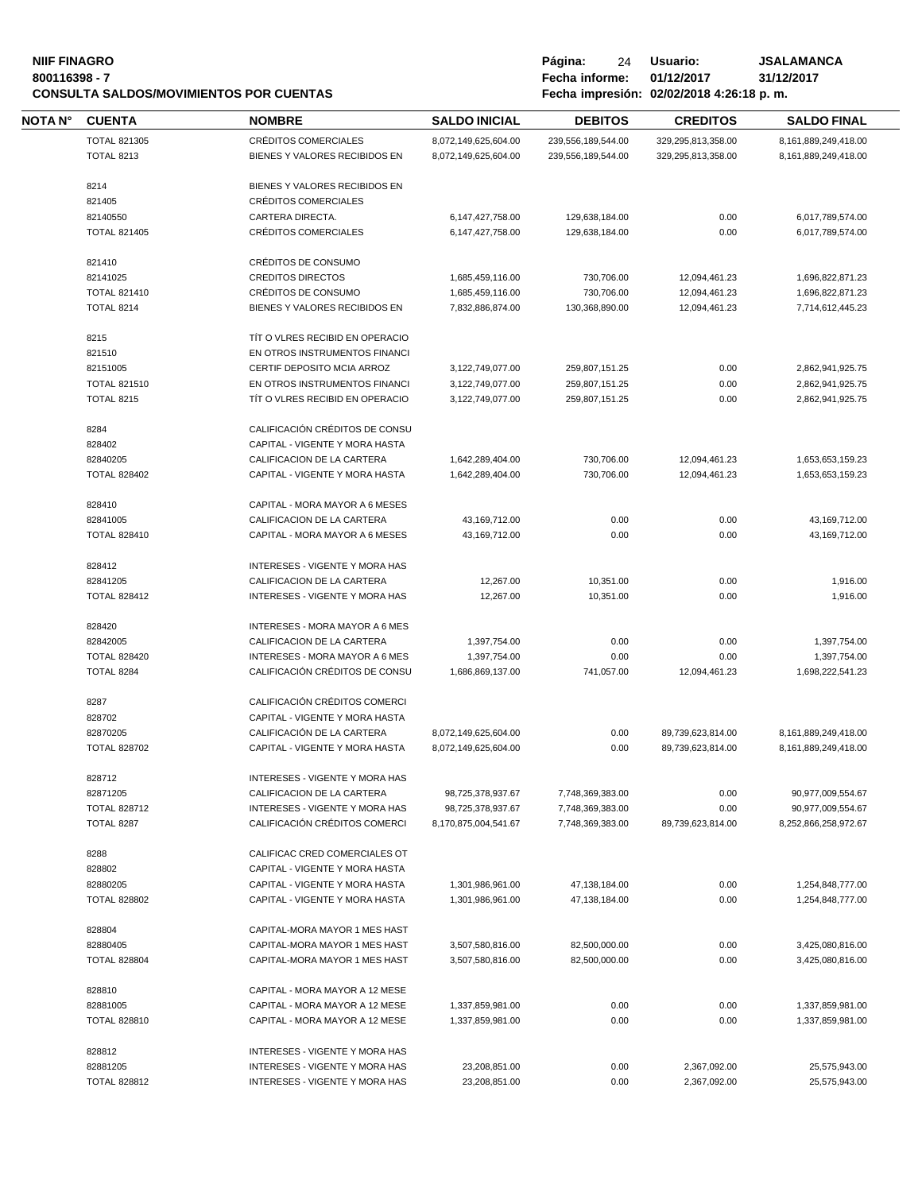**NIIF FINAGRO**
**800116398 - 7**
**CONSULTA SALDOS/MOVIMIENTOS POR CUENTAS**

**Página:** 24 **Usuario:** JSALAMANCA
**Fecha informe:** 01/12/2017 31/12/2017
**Fecha impresión:** 02/02/2018 4:26:18 p. m.

| NOTA N° | CUENTA | NOMBRE | SALDO INICIAL | DEBITOS | CREDITOS | SALDO FINAL |
|---|---|---|---|---|---|---|
| | TOTAL 821305 | CRÉDITOS COMERCIALES | 8,072,149,625,604.00 | 239,556,189,544.00 | 329,295,813,358.00 | 8,161,889,249,418.00 |
| | TOTAL 8213 | BIENES Y VALORES RECIBIDOS EN | 8,072,149,625,604.00 | 239,556,189,544.00 | 329,295,813,358.00 | 8,161,889,249,418.00 |
| | 8214 | BIENES Y VALORES RECIBIDOS EN | | | | |
| | 821405 | CRÉDITOS COMERCIALES | | | | |
| | 82140550 | CARTERA DIRECTA. | 6,147,427,758.00 | 129,638,184.00 | 0.00 | 6,017,789,574.00 |
| | TOTAL 821405 | CRÉDITOS COMERCIALES | 6,147,427,758.00 | 129,638,184.00 | 0.00 | 6,017,789,574.00 |
| | 821410 | CRÉDITOS DE CONSUMO | | | | |
| | 82141025 | CREDITOS DIRECTOS | 1,685,459,116.00 | 730,706.00 | 12,094,461.23 | 1,696,822,871.23 |
| | TOTAL 821410 | CRÉDITOS DE CONSUMO | 1,685,459,116.00 | 730,706.00 | 12,094,461.23 | 1,696,822,871.23 |
| | TOTAL 8214 | BIENES Y VALORES RECIBIDOS EN | 7,832,886,874.00 | 130,368,890.00 | 12,094,461.23 | 7,714,612,445.23 |
| | 8215 | TÍT O VLRES RECIBID EN OPERACIO | | | | |
| | 821510 | EN OTROS INSTRUMENTOS FINANCI | | | | |
| | 82151005 | CERTIF DEPOSITO MCIA ARROZ | 3,122,749,077.00 | 259,807,151.25 | 0.00 | 2,862,941,925.75 |
| | TOTAL 821510 | EN OTROS INSTRUMENTOS FINANCI | 3,122,749,077.00 | 259,807,151.25 | 0.00 | 2,862,941,925.75 |
| | TOTAL 8215 | TÍT O VLRES RECIBID EN OPERACIO | 3,122,749,077.00 | 259,807,151.25 | 0.00 | 2,862,941,925.75 |
| | 8284 | CALIFICACIÓN CRÉDITOS DE CONSU | | | | |
| | 828402 | CAPITAL - VIGENTE Y MORA HASTA | | | | |
| | 82840205 | CALIFICACION DE LA CARTERA | 1,642,289,404.00 | 730,706.00 | 12,094,461.23 | 1,653,653,159.23 |
| | TOTAL 828402 | CAPITAL - VIGENTE Y MORA HASTA | 1,642,289,404.00 | 730,706.00 | 12,094,461.23 | 1,653,653,159.23 |
| | 828410 | CAPITAL - MORA MAYOR A 6 MESES | | | | |
| | 82841005 | CALIFICACION DE LA CARTERA | 43,169,712.00 | 0.00 | 0.00 | 43,169,712.00 |
| | TOTAL 828410 | CAPITAL - MORA MAYOR A 6 MESES | 43,169,712.00 | 0.00 | 0.00 | 43,169,712.00 |
| | 828412 | INTERESES - VIGENTE Y MORA HAS | | | | |
| | 82841205 | CALIFICACION DE LA CARTERA | 12,267.00 | 10,351.00 | 0.00 | 1,916.00 |
| | TOTAL 828412 | INTERESES - VIGENTE Y MORA HAS | 12,267.00 | 10,351.00 | 0.00 | 1,916.00 |
| | 828420 | INTERESES - MORA MAYOR A 6 MES | | | | |
| | 82842005 | CALIFICACION DE LA CARTERA | 1,397,754.00 | 0.00 | 0.00 | 1,397,754.00 |
| | TOTAL 828420 | INTERESES - MORA MAYOR A 6 MES | 1,397,754.00 | 0.00 | 0.00 | 1,397,754.00 |
| | TOTAL 8284 | CALIFICACIÓN CRÉDITOS DE CONSU | 1,686,869,137.00 | 741,057.00 | 12,094,461.23 | 1,698,222,541.23 |
| | 8287 | CALIFICACIÓN CRÉDITOS COMERCI | | | | |
| | 828702 | CAPITAL - VIGENTE Y MORA HASTA | | | | |
| | 82870205 | CALIFICACIÓN DE LA CARTERA | 8,072,149,625,604.00 | 0.00 | 89,739,623,814.00 | 8,161,889,249,418.00 |
| | TOTAL 828702 | CAPITAL - VIGENTE Y MORA HASTA | 8,072,149,625,604.00 | 0.00 | 89,739,623,814.00 | 8,161,889,249,418.00 |
| | 828712 | INTERESES - VIGENTE Y MORA HAS | | | | |
| | 82871205 | CALIFICACION DE LA CARTERA | 98,725,378,937.67 | 7,748,369,383.00 | 0.00 | 90,977,009,554.67 |
| | TOTAL 828712 | INTERESES - VIGENTE Y MORA HAS | 98,725,378,937.67 | 7,748,369,383.00 | 0.00 | 90,977,009,554.67 |
| | TOTAL 8287 | CALIFICACIÓN CRÉDITOS COMERCI | 8,170,875,004,541.67 | 7,748,369,383.00 | 89,739,623,814.00 | 8,252,866,258,972.67 |
| | 8288 | CALIFICAC CRED COMERCIALES OT | | | | |
| | 828802 | CAPITAL - VIGENTE Y MORA HASTA | | | | |
| | 82880205 | CAPITAL - VIGENTE Y MORA HASTA | 1,301,986,961.00 | 47,138,184.00 | 0.00 | 1,254,848,777.00 |
| | TOTAL 828802 | CAPITAL - VIGENTE Y MORA HASTA | 1,301,986,961.00 | 47,138,184.00 | 0.00 | 1,254,848,777.00 |
| | 828804 | CAPITAL-MORA MAYOR 1 MES HAST | | | | |
| | 82880405 | CAPITAL-MORA MAYOR 1 MES HAST | 3,507,580,816.00 | 82,500,000.00 | 0.00 | 3,425,080,816.00 |
| | TOTAL 828804 | CAPITAL-MORA MAYOR 1 MES HAST | 3,507,580,816.00 | 82,500,000.00 | 0.00 | 3,425,080,816.00 |
| | 828810 | CAPITAL - MORA MAYOR A 12 MESE | | | | |
| | 82881005 | CAPITAL - MORA MAYOR A 12 MESE | 1,337,859,981.00 | 0.00 | 0.00 | 1,337,859,981.00 |
| | TOTAL 828810 | CAPITAL - MORA MAYOR A 12 MESE | 1,337,859,981.00 | 0.00 | 0.00 | 1,337,859,981.00 |
| | 828812 | INTERESES - VIGENTE Y MORA HAS | | | | |
| | 82881205 | INTERESES - VIGENTE Y MORA HAS | 23,208,851.00 | 0.00 | 2,367,092.00 | 25,575,943.00 |
| | TOTAL 828812 | INTERESES - VIGENTE Y MORA HAS | 23,208,851.00 | 0.00 | 2,367,092.00 | 25,575,943.00 |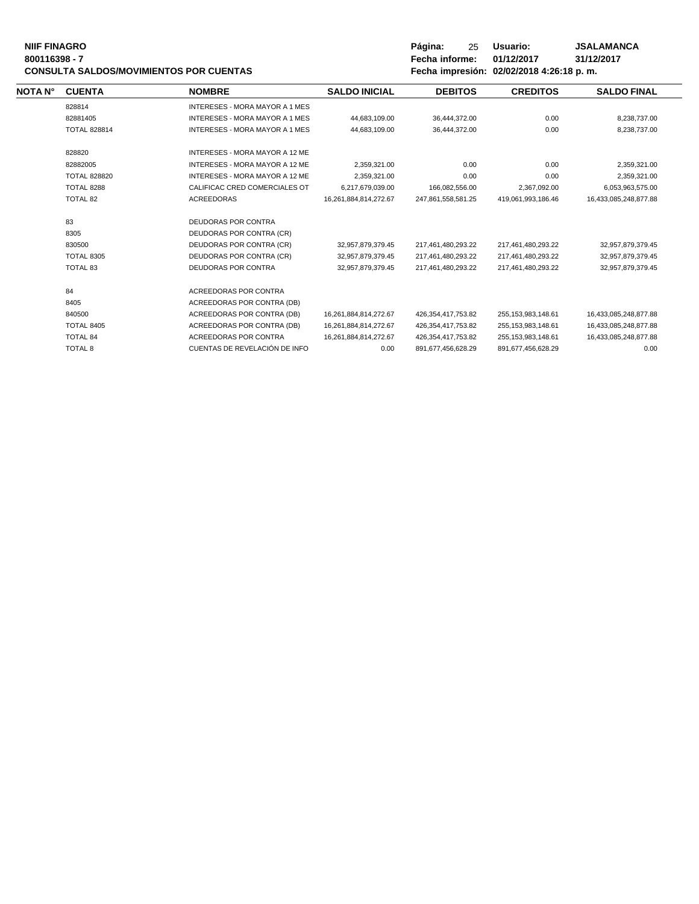**NIIF FINAGRO**
**800116398 - 7**
**CONSULTA SALDOS/MOVIMIENTOS POR CUENTAS**

**Usuario:** JSALAMANCA
**Fecha informe:** 01/12/2017 31/12/2017
**Fecha impresión:** 02/02/2018 4:26:18 p. m.

| NOTA N° | CUENTA | NOMBRE | SALDO INICIAL | DEBITOS | CREDITOS | SALDO FINAL |
|---|---|---|---|---|---|---|
| | 828814 | INTERESES - MORA MAYOR A 1 MES | | | | |
| | 82881405 | INTERESES - MORA MAYOR A 1 MES | 44,683,109.00 | 36,444,372.00 | 0.00 | 8,238,737.00 |
| | TOTAL 828814 | INTERESES - MORA MAYOR A 1 MES | 44,683,109.00 | 36,444,372.00 | 0.00 | 8,238,737.00 |
| | 828820 | INTERESES - MORA MAYOR A 12 ME | | | | |
| | 82882005 | INTERESES - MORA MAYOR A 12 ME | 2,359,321.00 | 0.00 | 0.00 | 2,359,321.00 |
| | TOTAL 828820 | INTERESES - MORA MAYOR A 12 ME | 2,359,321.00 | 0.00 | 0.00 | 2,359,321.00 |
| | TOTAL 8288 | CALIFICAC CRED COMERCIALES OT | 6,217,679,039.00 | 166,082,556.00 | 2,367,092.00 | 6,053,963,575.00 |
| | TOTAL 82 | ACREEDORAS | 16,261,884,814,272.67 | 247,861,558,581.25 | 419,061,993,186.46 | 16,433,085,248,877.88 |
| | 83 | DEUDORAS POR CONTRA | | | | |
| | 8305 | DEUDORAS POR CONTRA (CR) | | | | |
| | 830500 | DEUDORAS POR CONTRA (CR) | 32,957,879,379.45 | 217,461,480,293.22 | 217,461,480,293.22 | 32,957,879,379.45 |
| | TOTAL 8305 | DEUDORAS POR CONTRA (CR) | 32,957,879,379.45 | 217,461,480,293.22 | 217,461,480,293.22 | 32,957,879,379.45 |
| | TOTAL 83 | DEUDORAS POR CONTRA | 32,957,879,379.45 | 217,461,480,293.22 | 217,461,480,293.22 | 32,957,879,379.45 |
| | 84 | ACREEDORAS POR CONTRA | | | | |
| | 8405 | ACREEDORAS POR CONTRA (DB) | | | | |
| | 840500 | ACREEDORAS POR CONTRA (DB) | 16,261,884,814,272.67 | 426,354,417,753.82 | 255,153,983,148.61 | 16,433,085,248,877.88 |
| | TOTAL 8405 | ACREEDORAS POR CONTRA (DB) | 16,261,884,814,272.67 | 426,354,417,753.82 | 255,153,983,148.61 | 16,433,085,248,877.88 |
| | TOTAL 84 | ACREEDORAS POR CONTRA | 16,261,884,814,272.67 | 426,354,417,753.82 | 255,153,983,148.61 | 16,433,085,248,877.88 |
| | TOTAL 8 | CUENTAS DE REVELACIÓN DE INFO | 0.00 | 891,677,456,628.29 | 891,677,456,628.29 | 0.00 |